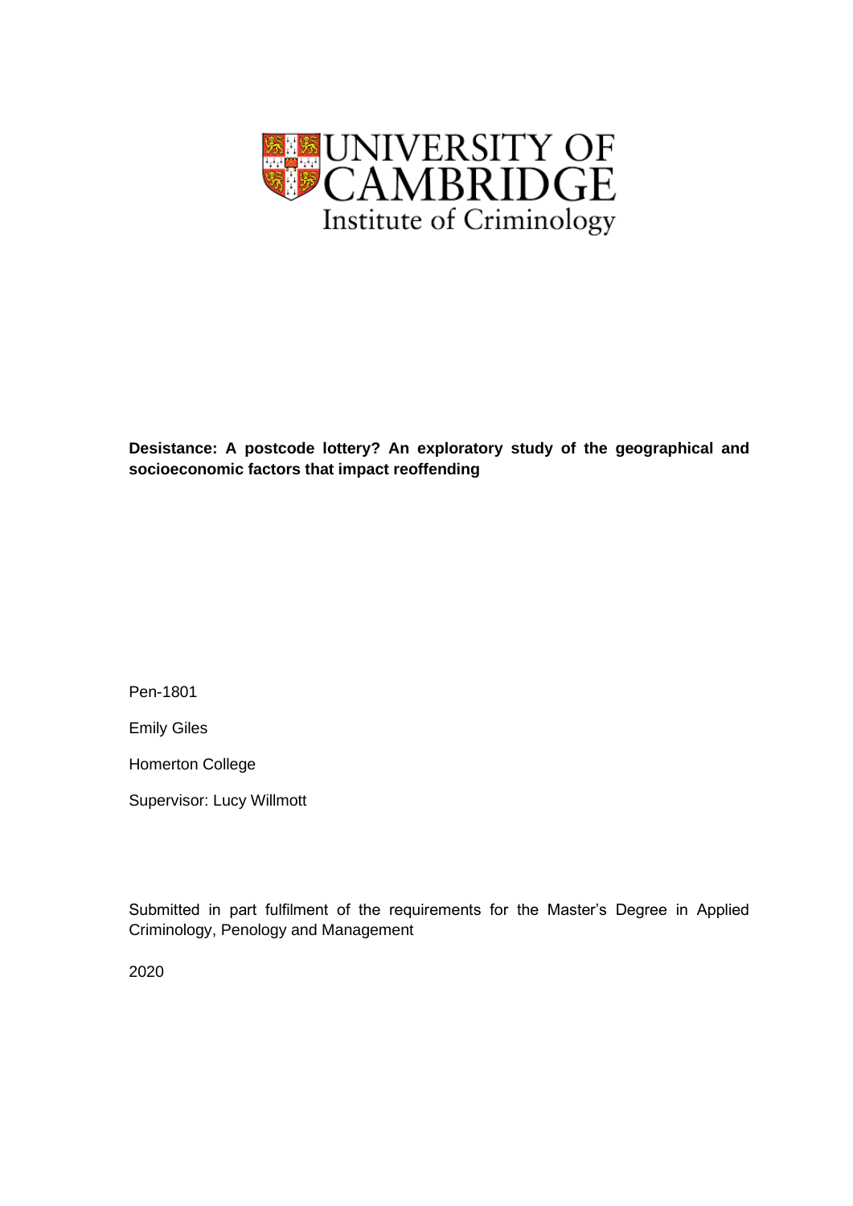UNIVERSITY OF CAMBRIDGE

Institute of Criminology

**Desistance: A postcode lottery? An exploratory study of the geographical and socioeconomic factors that impact reoffending**

Pen-1801

Emily Giles

Homerton College

Supervisor: Lucy Willmott

Submitted in part fulfilment of the requirements for the Master's Degree in Applied Criminology, Penology and Management

2020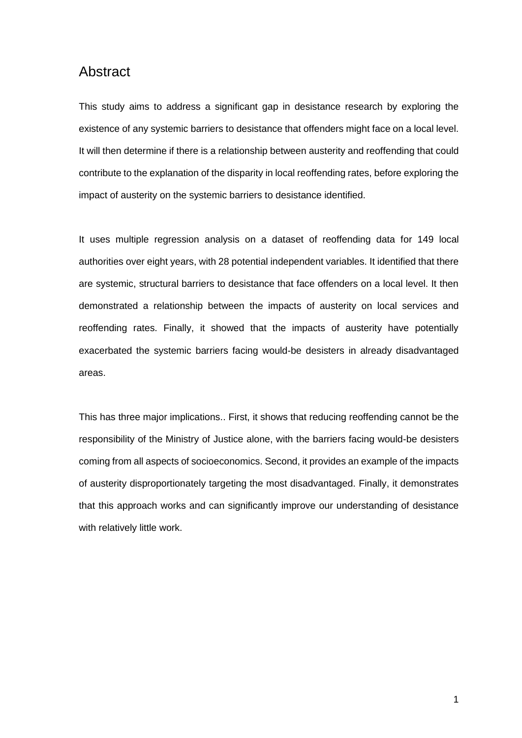## Abstract

This study aims to address a significant gap in desistance research by exploring the existence of any systemic barriers to desistance that offenders might face on a local level. It will then determine if there is a relationship between austerity and reoffending that could contribute to the explanation of the disparity in local reoffending rates, before exploring the impact of austerity on the systemic barriers to desistance identified.

It uses multiple regression analysis on a dataset of reoffending data for 149 local authorities over eight years, with 28 potential independent variables. It identified that there are systemic, structural barriers to desistance that face offenders on a local level. It then demonstrated a relationship between the impacts of austerity on local services and reoffending rates. Finally, it showed that the impacts of austerity have potentially exacerbated the systemic barriers facing would-be desisters in already disadvantaged areas.

This has three major implications.. First, it shows that reducing reoffending cannot be the responsibility of the Ministry of Justice alone, with the barriers facing would-be desisters coming from all aspects of socioeconomics. Second, it provides an example of the impacts of austerity disproportionately targeting the most disadvantaged. Finally, it demonstrates that this approach works and can significantly improve our understanding of desistance with relatively little work.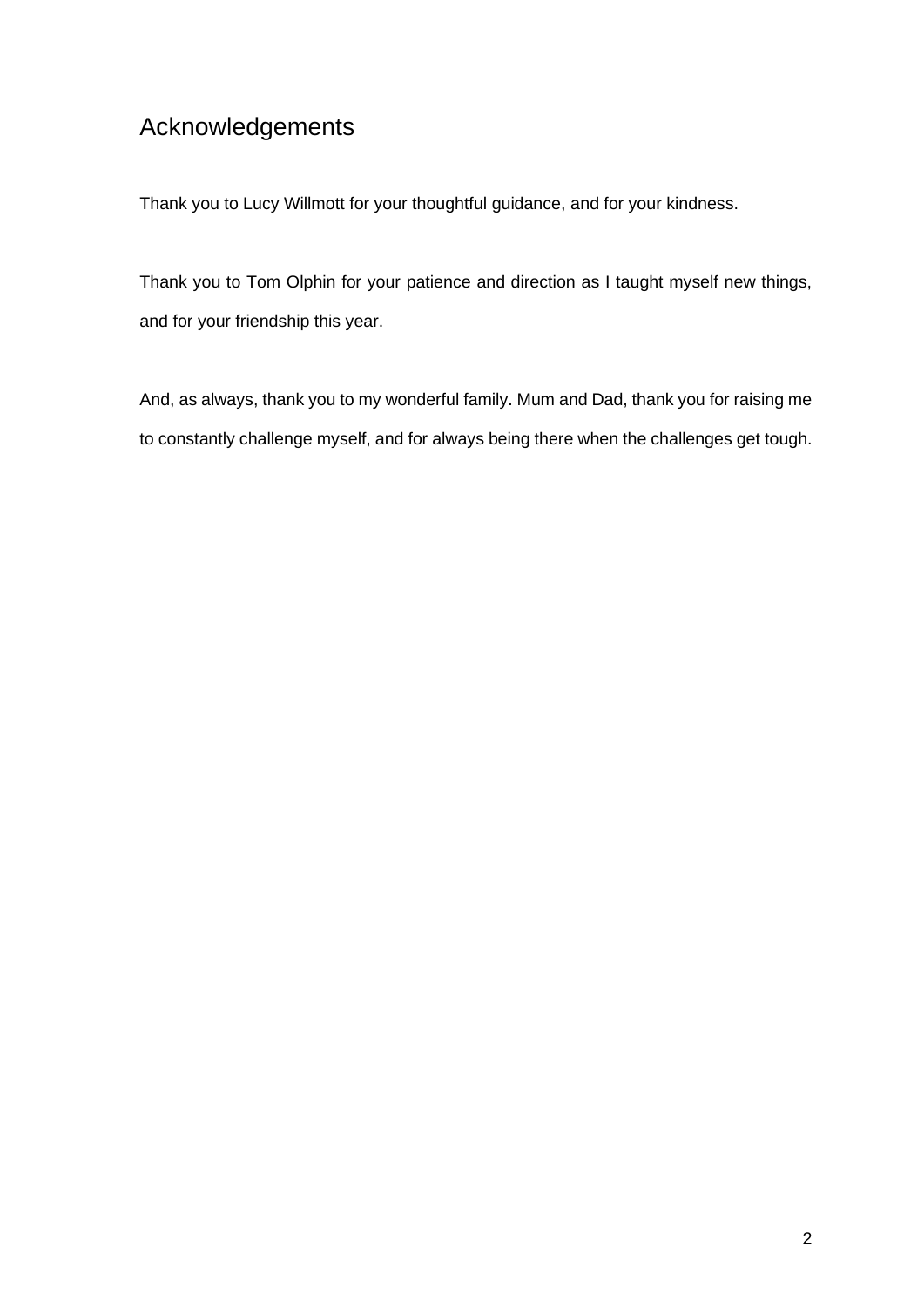## Acknowledgements

Thank you to Lucy Willmott for your thoughtful guidance, and for your kindness.

Thank you to Tom Olphin for your patience and direction as I taught myself new things, and for your friendship this year.

And, as always, thank you to my wonderful family. Mum and Dad, thank you for raising me to constantly challenge myself, and for always being there when the challenges get tough.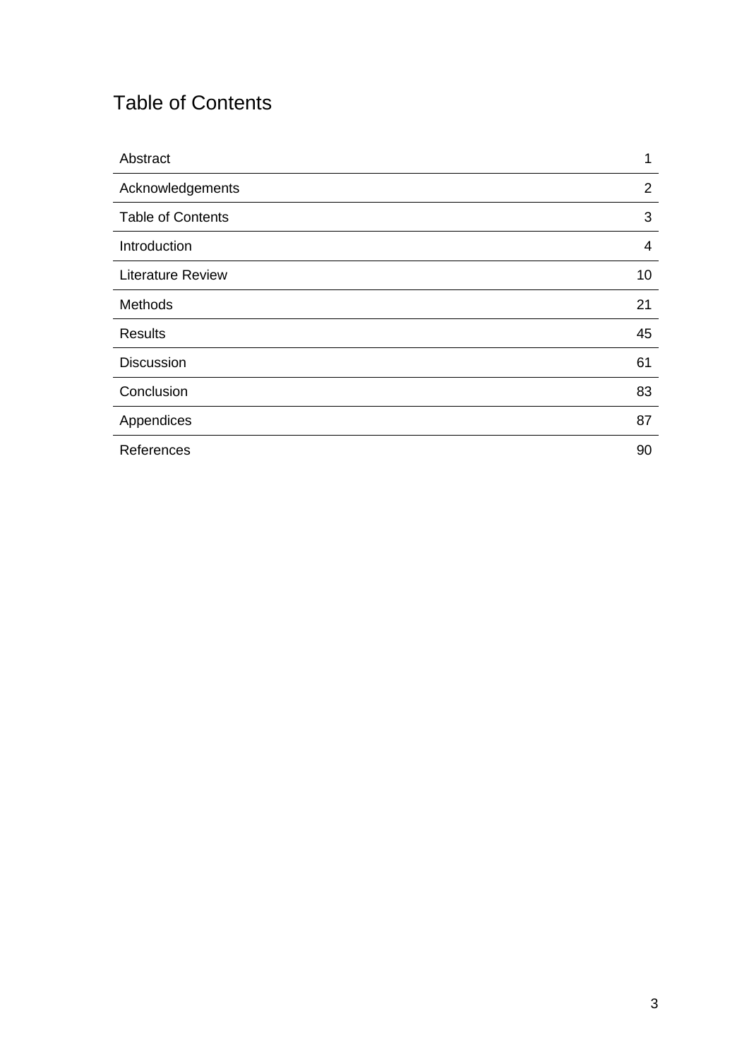# Table of Contents

| | |
|---|---|
| Abstract | 1 |
| Acknowledgements | 2 |
| Table of Contents | 3 |
| Introduction | 4 |
| Literature Review | 10 |
| Methods | 21 |
| Results | 45 |
| Discussion | 61 |
| Conclusion | 83 |
| Appendices | 87 |
| References | 90 |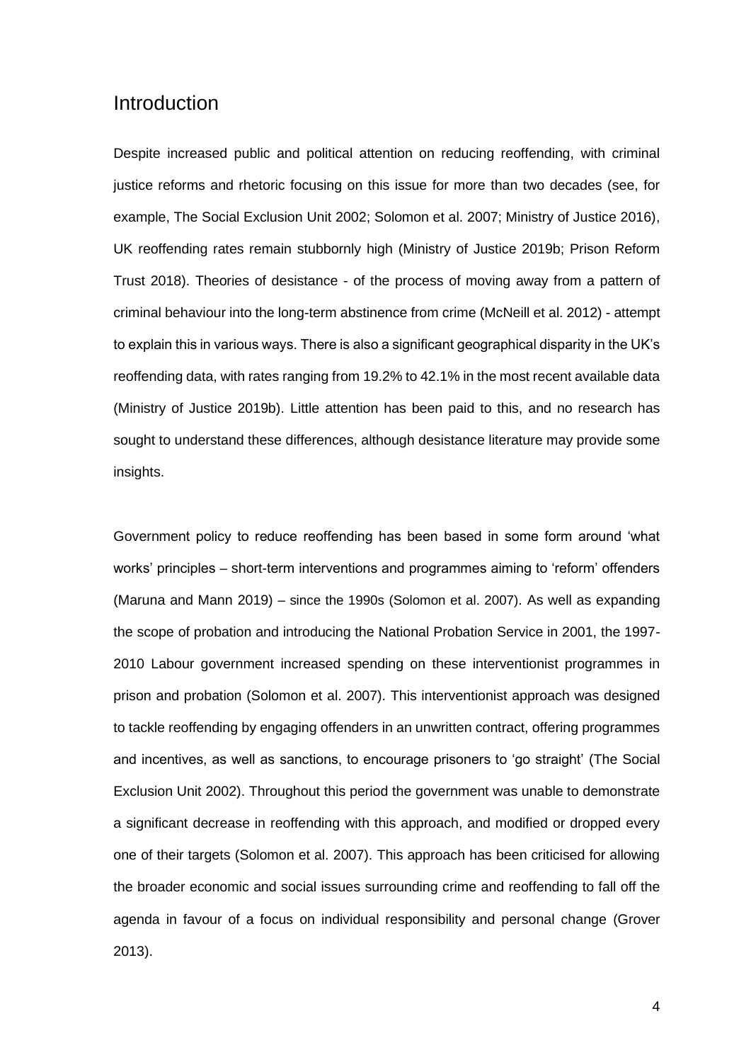# Introduction

Despite increased public and political attention on reducing reoffending, with criminal justice reforms and rhetoric focusing on this issue for more than two decades (see, for example, The Social Exclusion Unit 2002; Solomon et al. 2007; Ministry of Justice 2016), UK reoffending rates remain stubbornly high (Ministry of Justice 2019b; Prison Reform Trust 2018). Theories of desistance - of the process of moving away from a pattern of criminal behaviour into the long-term abstinence from crime (McNeill et al. 2012) - attempt to explain this in various ways. There is also a significant geographical disparity in the UK's reoffending data, with rates ranging from 19.2% to 42.1% in the most recent available data (Ministry of Justice 2019b). Little attention has been paid to this, and no research has sought to understand these differences, although desistance literature may provide some insights.

Government policy to reduce reoffending has been based in some form around 'what works' principles – short-term interventions and programmes aiming to 'reform' offenders (Maruna and Mann 2019) – since the 1990s (Solomon et al. 2007). As well as expanding the scope of probation and introducing the National Probation Service in 2001, the 1997-2010 Labour government increased spending on these interventionist programmes in prison and probation (Solomon et al. 2007). This interventionist approach was designed to tackle reoffending by engaging offenders in an unwritten contract, offering programmes and incentives, as well as sanctions, to encourage prisoners to 'go straight' (The Social Exclusion Unit 2002). Throughout this period the government was unable to demonstrate a significant decrease in reoffending with this approach, and modified or dropped every one of their targets (Solomon et al. 2007). This approach has been criticised for allowing the broader economic and social issues surrounding crime and reoffending to fall off the agenda in favour of a focus on individual responsibility and personal change (Grover 2013).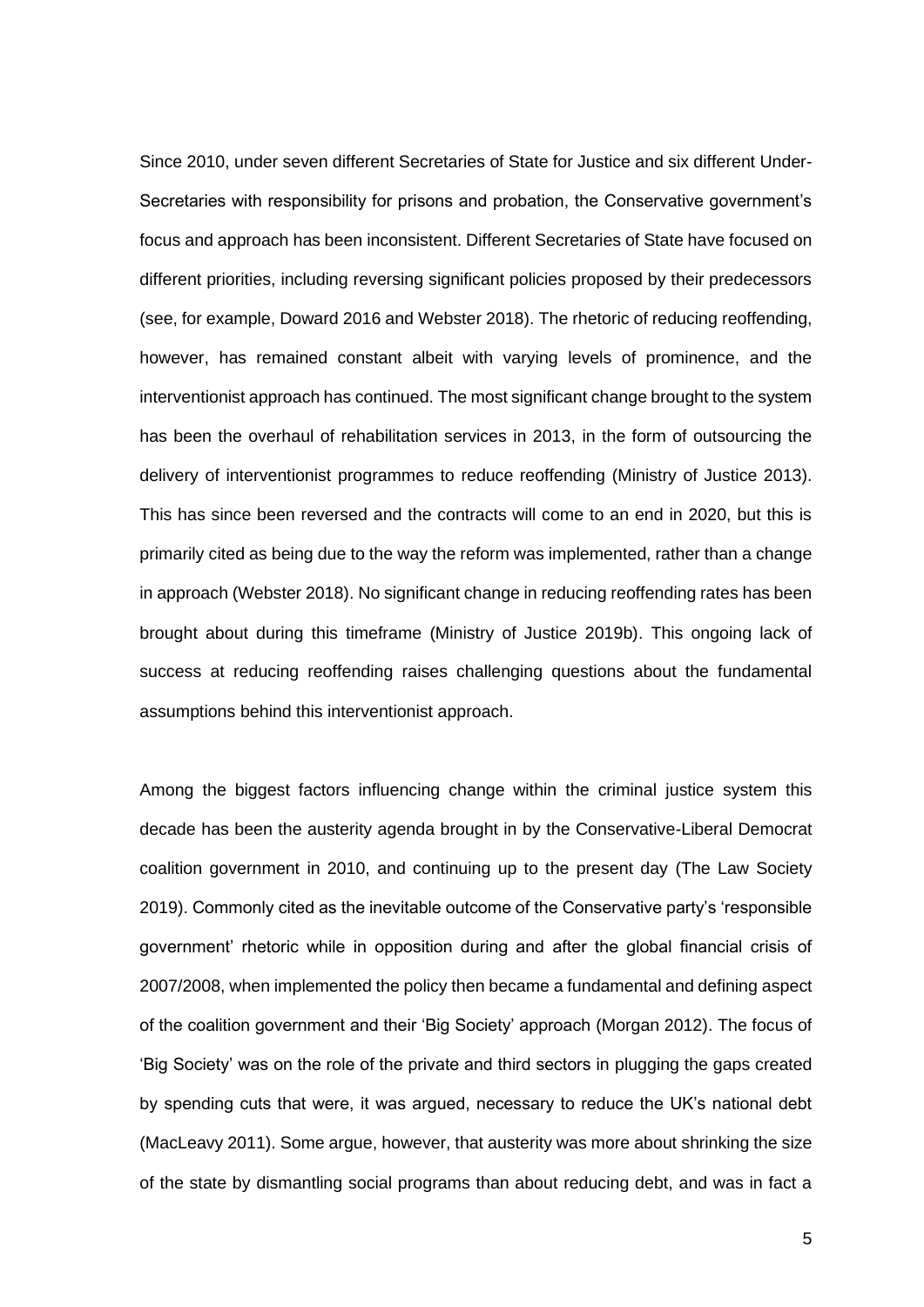Since 2010, under seven different Secretaries of State for Justice and six different Under-Secretaries with responsibility for prisons and probation, the Conservative government's focus and approach has been inconsistent. Different Secretaries of State have focused on different priorities, including reversing significant policies proposed by their predecessors (see, for example, Doward 2016 and Webster 2018). The rhetoric of reducing reoffending, however, has remained constant albeit with varying levels of prominence, and the interventionist approach has continued. The most significant change brought to the system has been the overhaul of rehabilitation services in 2013, in the form of outsourcing the delivery of interventionist programmes to reduce reoffending (Ministry of Justice 2013). This has since been reversed and the contracts will come to an end in 2020, but this is primarily cited as being due to the way the reform was implemented, rather than a change in approach (Webster 2018). No significant change in reducing reoffending rates has been brought about during this timeframe (Ministry of Justice 2019b). This ongoing lack of success at reducing reoffending raises challenging questions about the fundamental assumptions behind this interventionist approach.

Among the biggest factors influencing change within the criminal justice system this decade has been the austerity agenda brought in by the Conservative-Liberal Democrat coalition government in 2010, and continuing up to the present day (The Law Society 2019). Commonly cited as the inevitable outcome of the Conservative party's 'responsible government' rhetoric while in opposition during and after the global financial crisis of 2007/2008, when implemented the policy then became a fundamental and defining aspect of the coalition government and their 'Big Society' approach (Morgan 2012). The focus of 'Big Society' was on the role of the private and third sectors in plugging the gaps created by spending cuts that were, it was argued, necessary to reduce the UK's national debt (MacLeavy 2011). Some argue, however, that austerity was more about shrinking the size of the state by dismantling social programs than about reducing debt, and was in fact a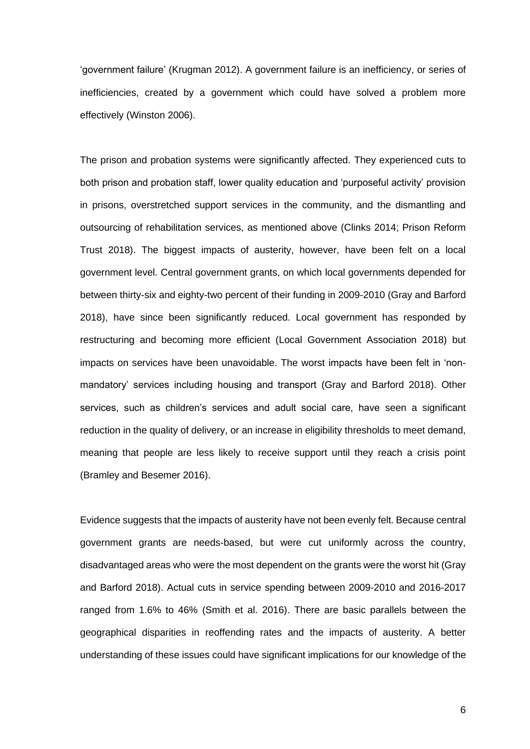'government failure' (Krugman 2012). A government failure is an inefficiency, or series of inefficiencies, created by a government which could have solved a problem more effectively (Winston 2006).

The prison and probation systems were significantly affected. They experienced cuts to both prison and probation staff, lower quality education and 'purposeful activity' provision in prisons, overstretched support services in the community, and the dismantling and outsourcing of rehabilitation services, as mentioned above (Clinks 2014; Prison Reform Trust 2018). The biggest impacts of austerity, however, have been felt on a local government level. Central government grants, on which local governments depended for between thirty-six and eighty-two percent of their funding in 2009-2010 (Gray and Barford 2018), have since been significantly reduced. Local government has responded by restructuring and becoming more efficient (Local Government Association 2018) but impacts on services have been unavoidable. The worst impacts have been felt in 'non-mandatory' services including housing and transport (Gray and Barford 2018). Other services, such as children's services and adult social care, have seen a significant reduction in the quality of delivery, or an increase in eligibility thresholds to meet demand, meaning that people are less likely to receive support until they reach a crisis point (Bramley and Besemer 2016).

Evidence suggests that the impacts of austerity have not been evenly felt. Because central government grants are needs-based, but were cut uniformly across the country, disadvantaged areas who were the most dependent on the grants were the worst hit (Gray and Barford 2018). Actual cuts in service spending between 2009-2010 and 2016-2017 ranged from 1.6% to 46% (Smith et al. 2016). There are basic parallels between the geographical disparities in reoffending rates and the impacts of austerity. A better understanding of these issues could have significant implications for our knowledge of the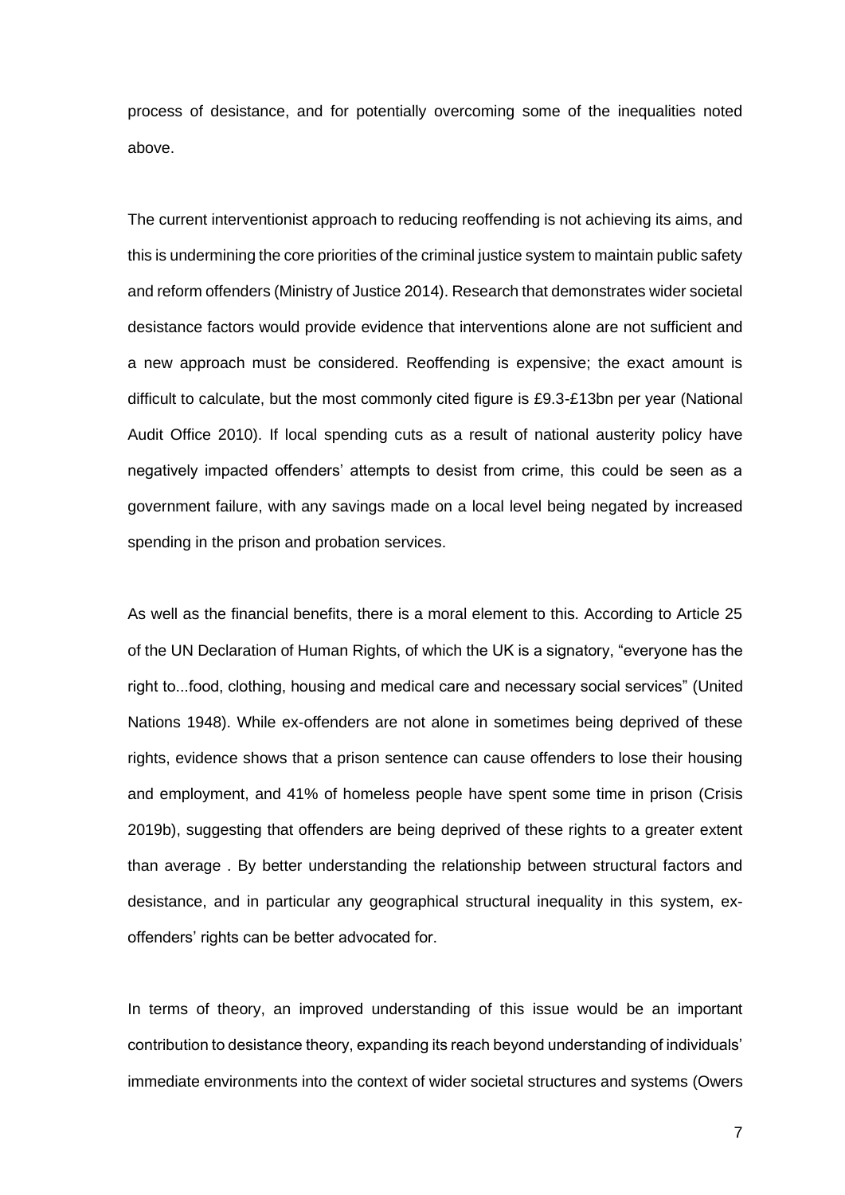process of desistance, and for potentially overcoming some of the inequalities noted above.

The current interventionist approach to reducing reoffending is not achieving its aims, and this is undermining the core priorities of the criminal justice system to maintain public safety and reform offenders (Ministry of Justice 2014). Research that demonstrates wider societal desistance factors would provide evidence that interventions alone are not sufficient and a new approach must be considered. Reoffending is expensive; the exact amount is difficult to calculate, but the most commonly cited figure is £9.3-£13bn per year (National Audit Office 2010). If local spending cuts as a result of national austerity policy have negatively impacted offenders' attempts to desist from crime, this could be seen as a government failure, with any savings made on a local level being negated by increased spending in the prison and probation services.

As well as the financial benefits, there is a moral element to this. According to Article 25 of the UN Declaration of Human Rights, of which the UK is a signatory, "everyone has the right to...food, clothing, housing and medical care and necessary social services" (United Nations 1948). While ex-offenders are not alone in sometimes being deprived of these rights, evidence shows that a prison sentence can cause offenders to lose their housing and employment, and 41% of homeless people have spent some time in prison (Crisis 2019b), suggesting that offenders are being deprived of these rights to a greater extent than average . By better understanding the relationship between structural factors and desistance, and in particular any geographical structural inequality in this system, ex-offenders' rights can be better advocated for.

In terms of theory, an improved understanding of this issue would be an important contribution to desistance theory, expanding its reach beyond understanding of individuals' immediate environments into the context of wider societal structures and systems (Owers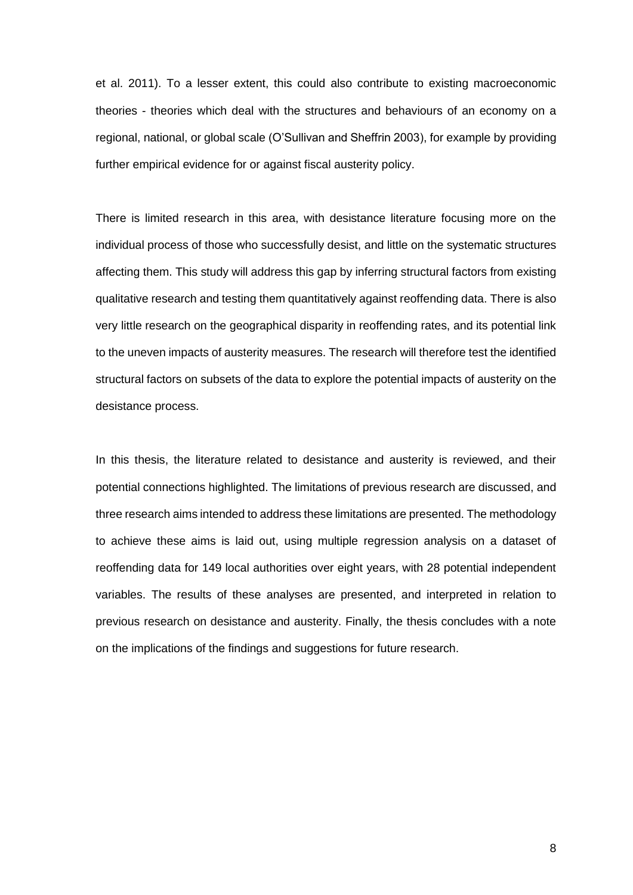et al. 2011). To a lesser extent, this could also contribute to existing macroeconomic theories - theories which deal with the structures and behaviours of an economy on a regional, national, or global scale (O'Sullivan and Sheffrin 2003), for example by providing further empirical evidence for or against fiscal austerity policy.

There is limited research in this area, with desistance literature focusing more on the individual process of those who successfully desist, and little on the systematic structures affecting them. This study will address this gap by inferring structural factors from existing qualitative research and testing them quantitatively against reoffending data. There is also very little research on the geographical disparity in reoffending rates, and its potential link to the uneven impacts of austerity measures. The research will therefore test the identified structural factors on subsets of the data to explore the potential impacts of austerity on the desistance process.

In this thesis, the literature related to desistance and austerity is reviewed, and their potential connections highlighted. The limitations of previous research are discussed, and three research aims intended to address these limitations are presented. The methodology to achieve these aims is laid out, using multiple regression analysis on a dataset of reoffending data for 149 local authorities over eight years, with 28 potential independent variables. The results of these analyses are presented, and interpreted in relation to previous research on desistance and austerity. Finally, the thesis concludes with a note on the implications of the findings and suggestions for future research.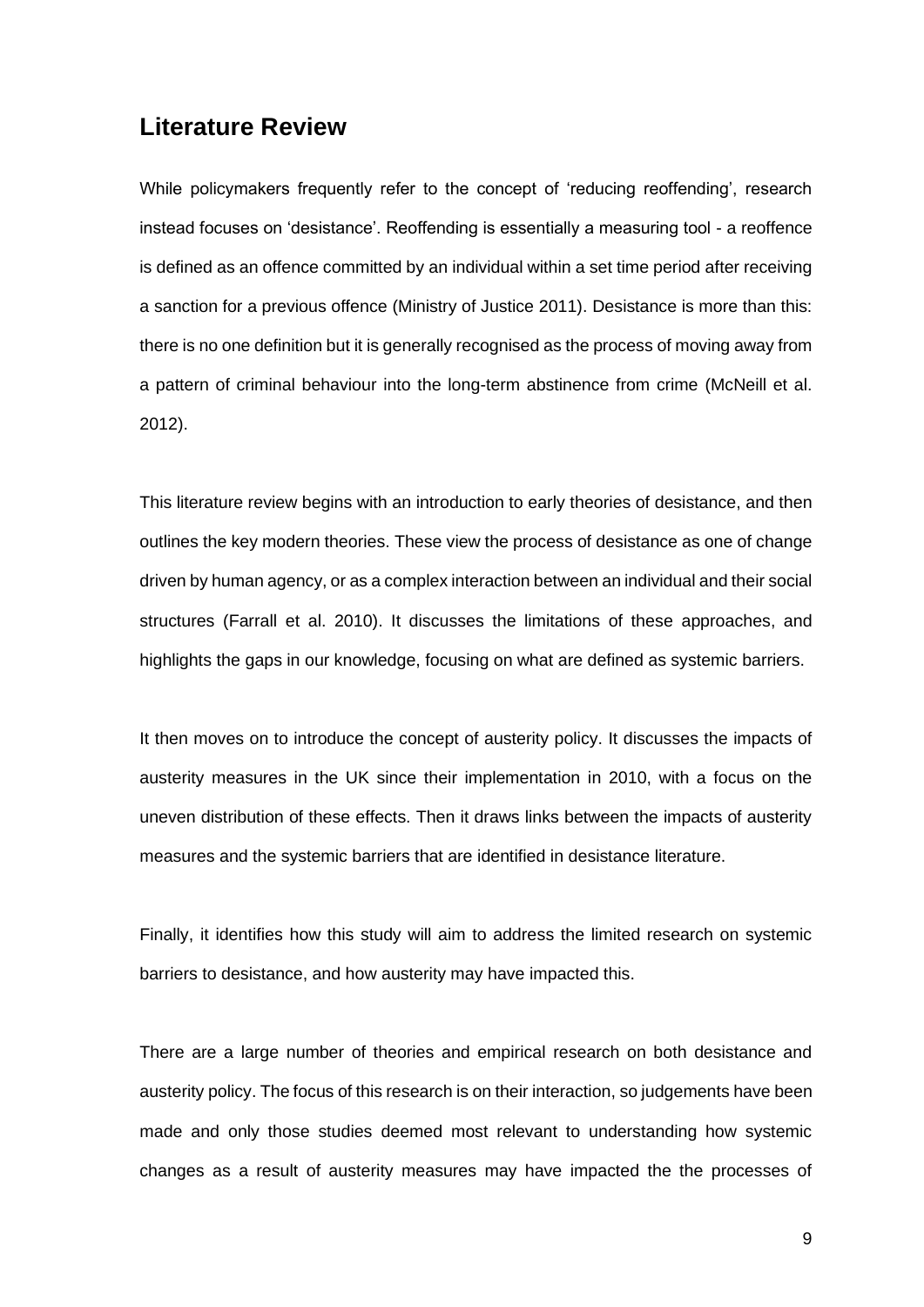## Literature Review

While policymakers frequently refer to the concept of 'reducing reoffending', research instead focuses on 'desistance'. Reoffending is essentially a measuring tool - a reoffence is defined as an offence committed by an individual within a set time period after receiving a sanction for a previous offence (Ministry of Justice 2011). Desistance is more than this: there is no one definition but it is generally recognised as the process of moving away from a pattern of criminal behaviour into the long-term abstinence from crime (McNeill et al. 2012).

This literature review begins with an introduction to early theories of desistance, and then outlines the key modern theories. These view the process of desistance as one of change driven by human agency, or as a complex interaction between an individual and their social structures (Farrall et al. 2010). It discusses the limitations of these approaches, and highlights the gaps in our knowledge, focusing on what are defined as systemic barriers.

It then moves on to introduce the concept of austerity policy. It discusses the impacts of austerity measures in the UK since their implementation in 2010, with a focus on the uneven distribution of these effects. Then it draws links between the impacts of austerity measures and the systemic barriers that are identified in desistance literature.

Finally, it identifies how this study will aim to address the limited research on systemic barriers to desistance, and how austerity may have impacted this.

There are a large number of theories and empirical research on both desistance and austerity policy. The focus of this research is on their interaction, so judgements have been made and only those studies deemed most relevant to understanding how systemic changes as a result of austerity measures may have impacted the the processes of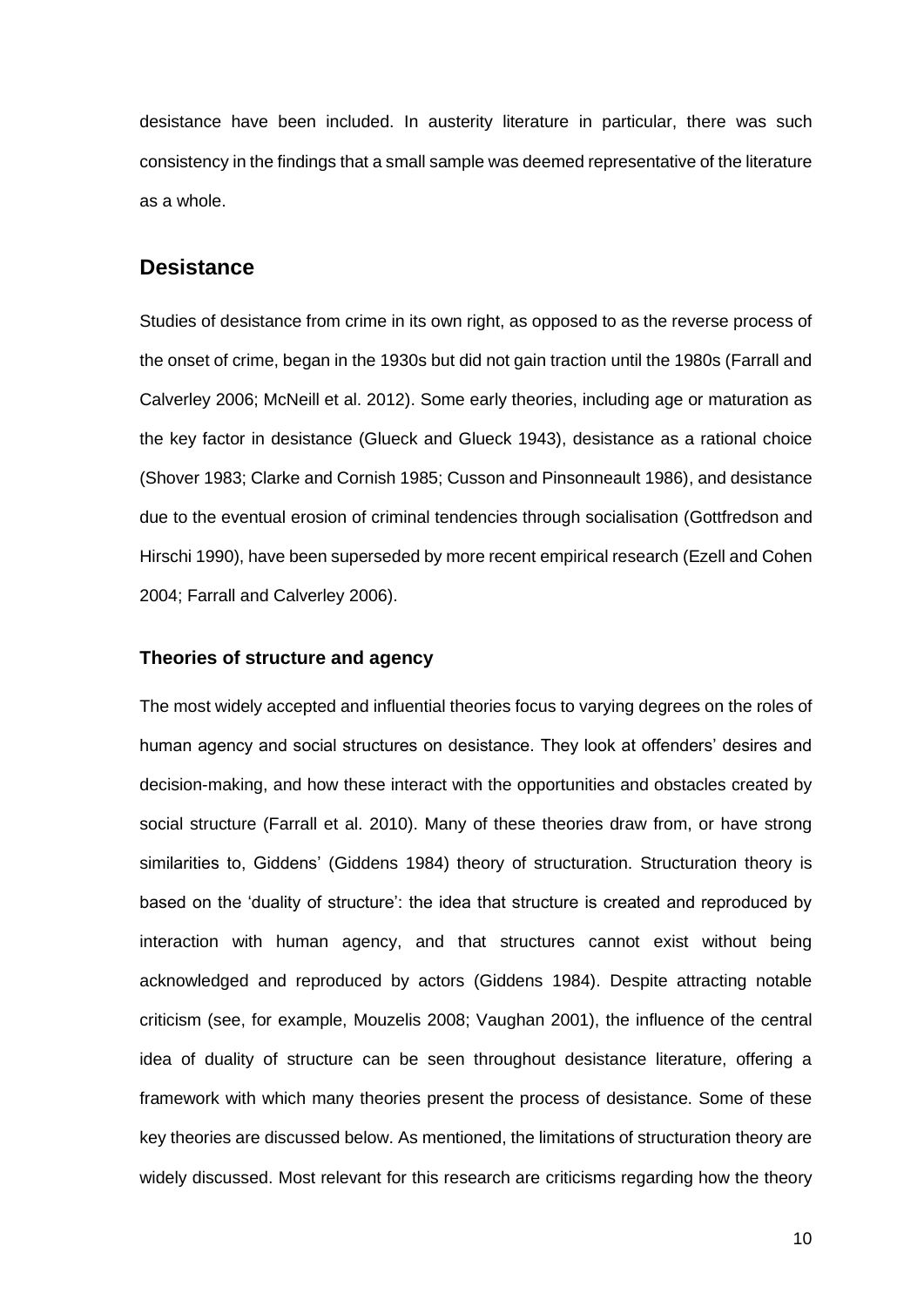desistance have been included. In austerity literature in particular, there was such consistency in the findings that a small sample was deemed representative of the literature as a whole.

## Desistance

Studies of desistance from crime in its own right, as opposed to as the reverse process of the onset of crime, began in the 1930s but did not gain traction until the 1980s (Farrall and Calverley 2006; McNeill et al. 2012). Some early theories, including age or maturation as the key factor in desistance (Glueck and Glueck 1943), desistance as a rational choice (Shover 1983; Clarke and Cornish 1985; Cusson and Pinsonneault 1986), and desistance due to the eventual erosion of criminal tendencies through socialisation (Gottfredson and Hirschi 1990), have been superseded by more recent empirical research (Ezell and Cohen 2004; Farrall and Calverley 2006).

### Theories of structure and agency

The most widely accepted and influential theories focus to varying degrees on the roles of human agency and social structures on desistance. They look at offenders' desires and decision-making, and how these interact with the opportunities and obstacles created by social structure (Farrall et al. 2010). Many of these theories draw from, or have strong similarities to, Giddens' (Giddens 1984) theory of structuration. Structuration theory is based on the 'duality of structure': the idea that structure is created and reproduced by interaction with human agency, and that structures cannot exist without being acknowledged and reproduced by actors (Giddens 1984). Despite attracting notable criticism (see, for example, Mouzelis 2008; Vaughan 2001), the influence of the central idea of duality of structure can be seen throughout desistance literature, offering a framework with which many theories present the process of desistance. Some of these key theories are discussed below. As mentioned, the limitations of structuration theory are widely discussed. Most relevant for this research are criticisms regarding how the theory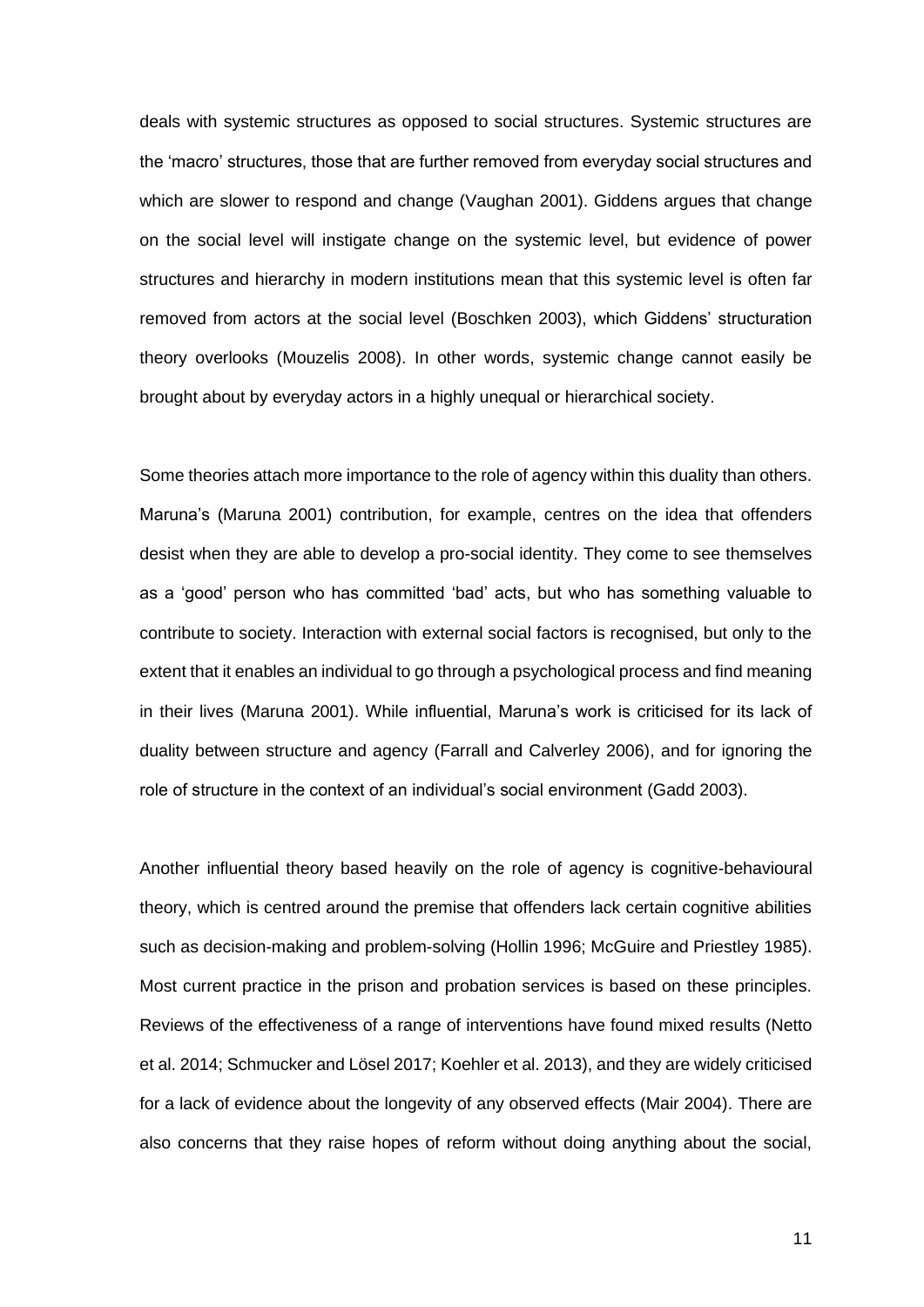deals with systemic structures as opposed to social structures. Systemic structures are the 'macro' structures, those that are further removed from everyday social structures and which are slower to respond and change (Vaughan 2001). Giddens argues that change on the social level will instigate change on the systemic level, but evidence of power structures and hierarchy in modern institutions mean that this systemic level is often far removed from actors at the social level (Boschken 2003), which Giddens' structuration theory overlooks (Mouzelis 2008). In other words, systemic change cannot easily be brought about by everyday actors in a highly unequal or hierarchical society.

Some theories attach more importance to the role of agency within this duality than others. Maruna's (Maruna 2001) contribution, for example, centres on the idea that offenders desist when they are able to develop a pro-social identity. They come to see themselves as a 'good' person who has committed 'bad' acts, but who has something valuable to contribute to society. Interaction with external social factors is recognised, but only to the extent that it enables an individual to go through a psychological process and find meaning in their lives (Maruna 2001). While influential, Maruna's work is criticised for its lack of duality between structure and agency (Farrall and Calverley 2006), and for ignoring the role of structure in the context of an individual's social environment (Gadd 2003).

Another influential theory based heavily on the role of agency is cognitive-behavioural theory, which is centred around the premise that offenders lack certain cognitive abilities such as decision-making and problem-solving (Hollin 1996; McGuire and Priestley 1985). Most current practice in the prison and probation services is based on these principles. Reviews of the effectiveness of a range of interventions have found mixed results (Netto et al. 2014; Schmucker and Lösel 2017; Koehler et al. 2013), and they are widely criticised for a lack of evidence about the longevity of any observed effects (Mair 2004). There are also concerns that they raise hopes of reform without doing anything about the social,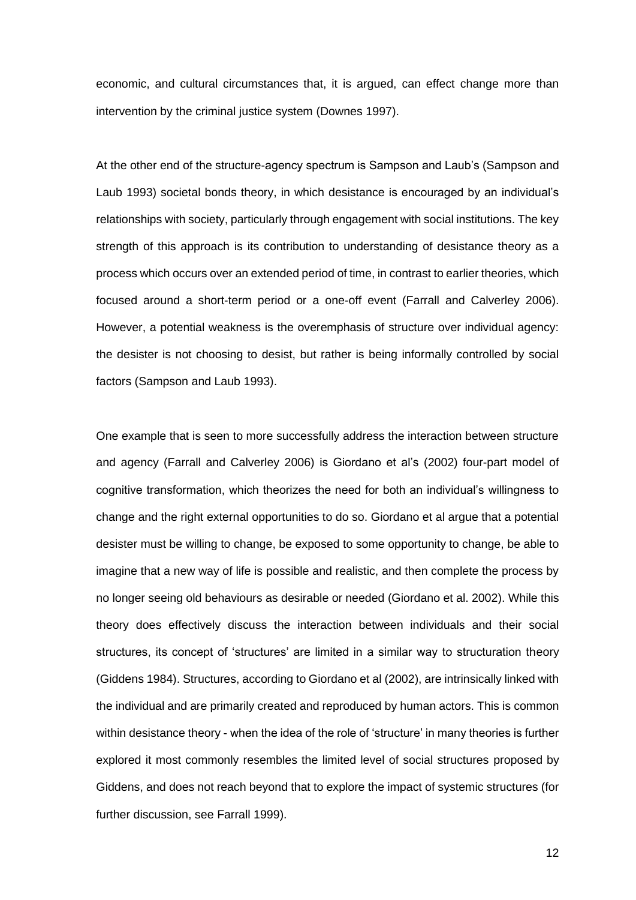economic, and cultural circumstances that, it is argued, can effect change more than intervention by the criminal justice system (Downes 1997).

At the other end of the structure-agency spectrum is Sampson and Laub's (Sampson and Laub 1993) societal bonds theory, in which desistance is encouraged by an individual's relationships with society, particularly through engagement with social institutions. The key strength of this approach is its contribution to understanding of desistance theory as a process which occurs over an extended period of time, in contrast to earlier theories, which focused around a short-term period or a one-off event (Farrall and Calverley 2006). However, a potential weakness is the overemphasis of structure over individual agency: the desister is not choosing to desist, but rather is being informally controlled by social factors (Sampson and Laub 1993).

One example that is seen to more successfully address the interaction between structure and agency (Farrall and Calverley 2006) is Giordano et al's (2002) four-part model of cognitive transformation, which theorizes the need for both an individual's willingness to change and the right external opportunities to do so. Giordano et al argue that a potential desister must be willing to change, be exposed to some opportunity to change, be able to imagine that a new way of life is possible and realistic, and then complete the process by no longer seeing old behaviours as desirable or needed (Giordano et al. 2002). While this theory does effectively discuss the interaction between individuals and their social structures, its concept of 'structures' are limited in a similar way to structuration theory (Giddens 1984). Structures, according to Giordano et al (2002), are intrinsically linked with the individual and are primarily created and reproduced by human actors. This is common within desistance theory - when the idea of the role of 'structure' in many theories is further explored it most commonly resembles the limited level of social structures proposed by Giddens, and does not reach beyond that to explore the impact of systemic structures (for further discussion, see Farrall 1999).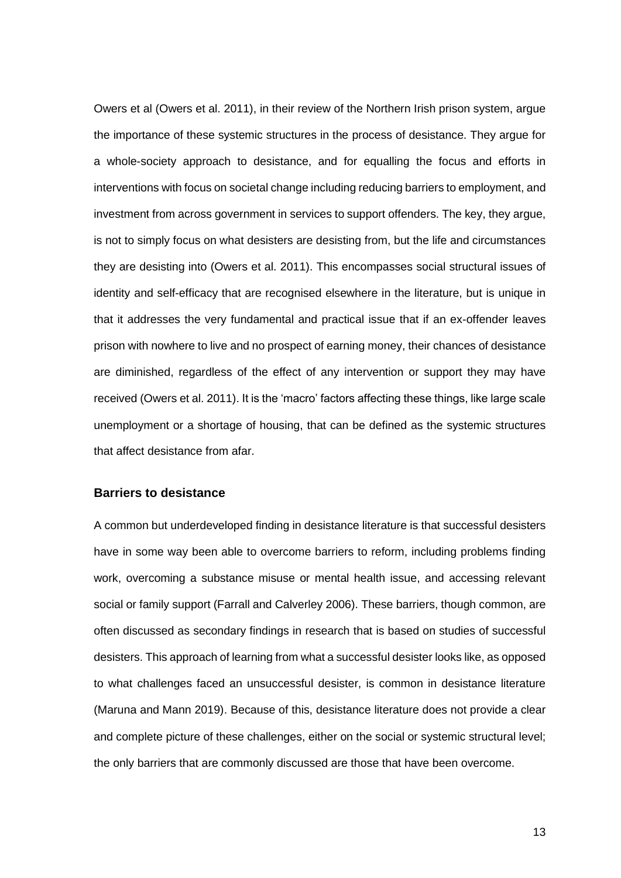Owers et al (Owers et al. 2011), in their review of the Northern Irish prison system, argue the importance of these systemic structures in the process of desistance. They argue for a whole-society approach to desistance, and for equalling the focus and efforts in interventions with focus on societal change including reducing barriers to employment, and investment from across government in services to support offenders. The key, they argue, is not to simply focus on what desisters are desisting from, but the life and circumstances they are desisting into (Owers et al. 2011). This encompasses social structural issues of identity and self-efficacy that are recognised elsewhere in the literature, but is unique in that it addresses the very fundamental and practical issue that if an ex-offender leaves prison with nowhere to live and no prospect of earning money, their chances of desistance are diminished, regardless of the effect of any intervention or support they may have received (Owers et al. 2011). It is the 'macro' factors affecting these things, like large scale unemployment or a shortage of housing, that can be defined as the systemic structures that affect desistance from afar.

### Barriers to desistance

A common but underdeveloped finding in desistance literature is that successful desisters have in some way been able to overcome barriers to reform, including problems finding work, overcoming a substance misuse or mental health issue, and accessing relevant social or family support (Farrall and Calverley 2006). These barriers, though common, are often discussed as secondary findings in research that is based on studies of successful desisters. This approach of learning from what a successful desister looks like, as opposed to what challenges faced an unsuccessful desister, is common in desistance literature (Maruna and Mann 2019). Because of this, desistance literature does not provide a clear and complete picture of these challenges, either on the social or systemic structural level; the only barriers that are commonly discussed are those that have been overcome.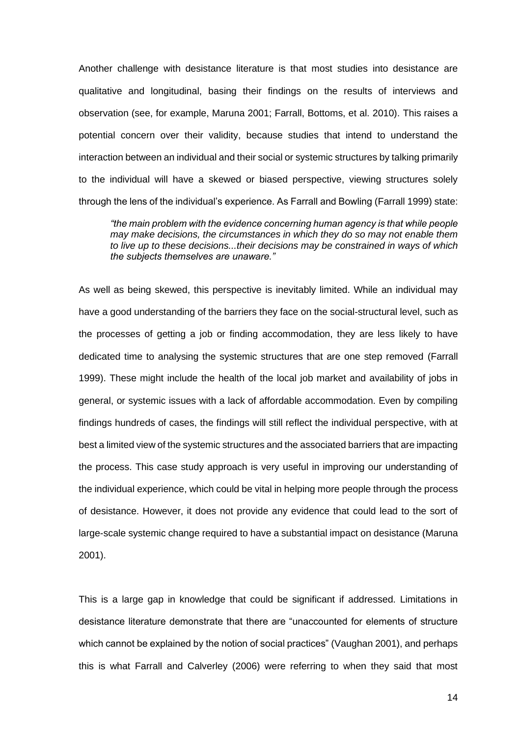Another challenge with desistance literature is that most studies into desistance are qualitative and longitudinal, basing their findings on the results of interviews and observation (see, for example, Maruna 2001; Farrall, Bottoms, et al. 2010). This raises a potential concern over their validity, because studies that intend to understand the interaction between an individual and their social or systemic structures by talking primarily to the individual will have a skewed or biased perspective, viewing structures solely through the lens of the individual's experience. As Farrall and Bowling (Farrall 1999) state:

> *"the main problem with the evidence concerning human agency is that while people may make decisions, the circumstances in which they do so may not enable them to live up to these decisions...their decisions may be constrained in ways of which the subjects themselves are unaware."*

As well as being skewed, this perspective is inevitably limited. While an individual may have a good understanding of the barriers they face on the social-structural level, such as the processes of getting a job or finding accommodation, they are less likely to have dedicated time to analysing the systemic structures that are one step removed (Farrall 1999). These might include the health of the local job market and availability of jobs in general, or systemic issues with a lack of affordable accommodation. Even by compiling findings hundreds of cases, the findings will still reflect the individual perspective, with at best a limited view of the systemic structures and the associated barriers that are impacting the process. This case study approach is very useful in improving our understanding of the individual experience, which could be vital in helping more people through the process of desistance. However, it does not provide any evidence that could lead to the sort of large-scale systemic change required to have a substantial impact on desistance (Maruna 2001).

This is a large gap in knowledge that could be significant if addressed. Limitations in desistance literature demonstrate that there are "unaccounted for elements of structure which cannot be explained by the notion of social practices" (Vaughan 2001), and perhaps this is what Farrall and Calverley (2006) were referring to when they said that most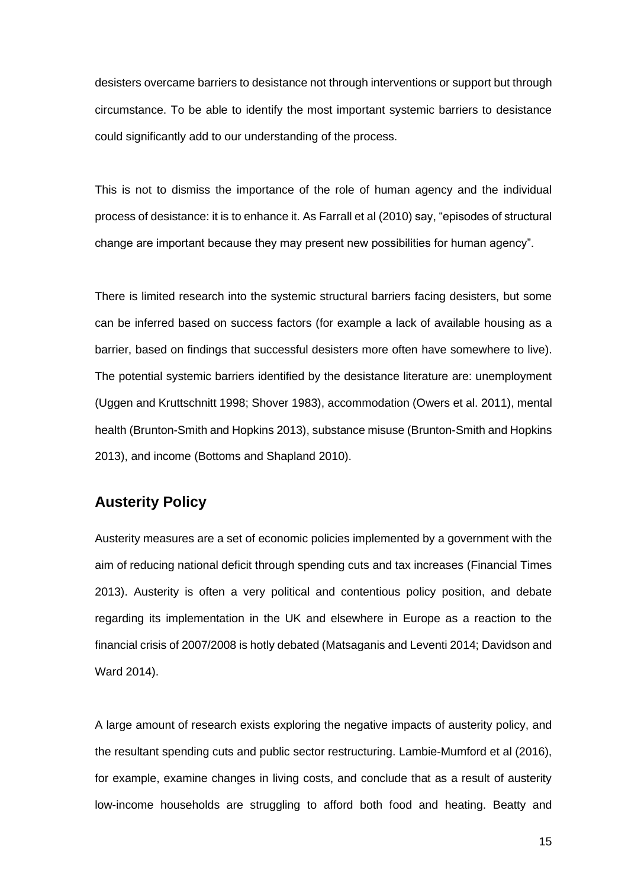desisters overcame barriers to desistance not through interventions or support but through circumstance. To be able to identify the most important systemic barriers to desistance could significantly add to our understanding of the process.

This is not to dismiss the importance of the role of human agency and the individual process of desistance: it is to enhance it. As Farrall et al (2010) say, "episodes of structural change are important because they may present new possibilities for human agency".

There is limited research into the systemic structural barriers facing desisters, but some can be inferred based on success factors (for example a lack of available housing as a barrier, based on findings that successful desisters more often have somewhere to live). The potential systemic barriers identified by the desistance literature are: unemployment (Uggen and Kruttschnitt 1998; Shover 1983), accommodation (Owers et al. 2011), mental health (Brunton-Smith and Hopkins 2013), substance misuse (Brunton-Smith and Hopkins 2013), and income (Bottoms and Shapland 2010).

## Austerity Policy

Austerity measures are a set of economic policies implemented by a government with the aim of reducing national deficit through spending cuts and tax increases (Financial Times 2013). Austerity is often a very political and contentious policy position, and debate regarding its implementation in the UK and elsewhere in Europe as a reaction to the financial crisis of 2007/2008 is hotly debated (Matsaganis and Leventi 2014; Davidson and Ward 2014).

A large amount of research exists exploring the negative impacts of austerity policy, and the resultant spending cuts and public sector restructuring. Lambie-Mumford et al (2016), for example, examine changes in living costs, and conclude that as a result of austerity low-income households are struggling to afford both food and heating. Beatty and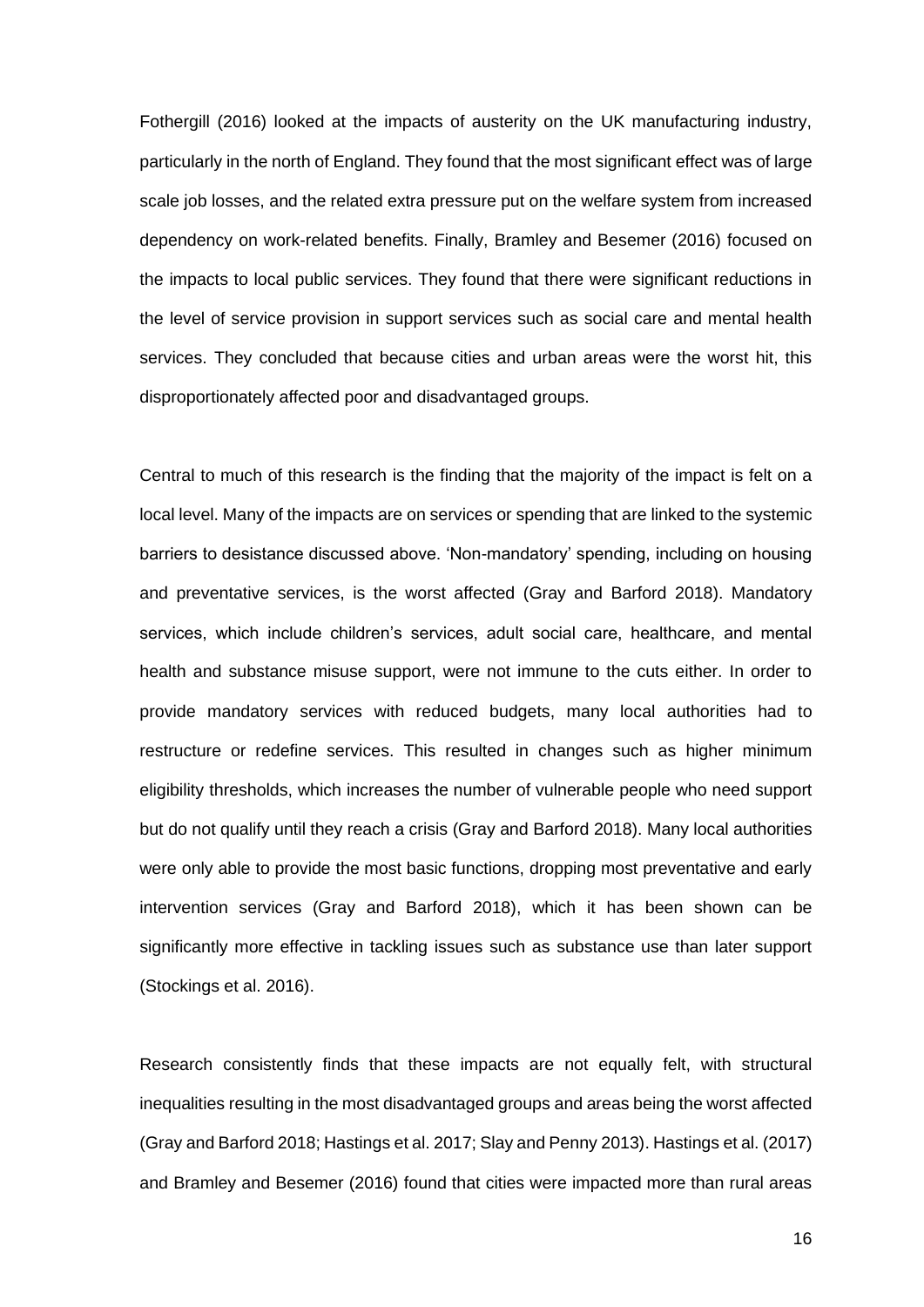Fothergill (2016) looked at the impacts of austerity on the UK manufacturing industry, particularly in the north of England. They found that the most significant effect was of large scale job losses, and the related extra pressure put on the welfare system from increased dependency on work-related benefits. Finally, Bramley and Besemer (2016) focused on the impacts to local public services. They found that there were significant reductions in the level of service provision in support services such as social care and mental health services. They concluded that because cities and urban areas were the worst hit, this disproportionately affected poor and disadvantaged groups.

Central to much of this research is the finding that the majority of the impact is felt on a local level. Many of the impacts are on services or spending that are linked to the systemic barriers to desistance discussed above. 'Non-mandatory' spending, including on housing and preventative services, is the worst affected (Gray and Barford 2018). Mandatory services, which include children's services, adult social care, healthcare, and mental health and substance misuse support, were not immune to the cuts either. In order to provide mandatory services with reduced budgets, many local authorities had to restructure or redefine services. This resulted in changes such as higher minimum eligibility thresholds, which increases the number of vulnerable people who need support but do not qualify until they reach a crisis (Gray and Barford 2018). Many local authorities were only able to provide the most basic functions, dropping most preventative and early intervention services (Gray and Barford 2018), which it has been shown can be significantly more effective in tackling issues such as substance use than later support (Stockings et al. 2016).

Research consistently finds that these impacts are not equally felt, with structural inequalities resulting in the most disadvantaged groups and areas being the worst affected (Gray and Barford 2018; Hastings et al. 2017; Slay and Penny 2013). Hastings et al. (2017) and Bramley and Besemer (2016) found that cities were impacted more than rural areas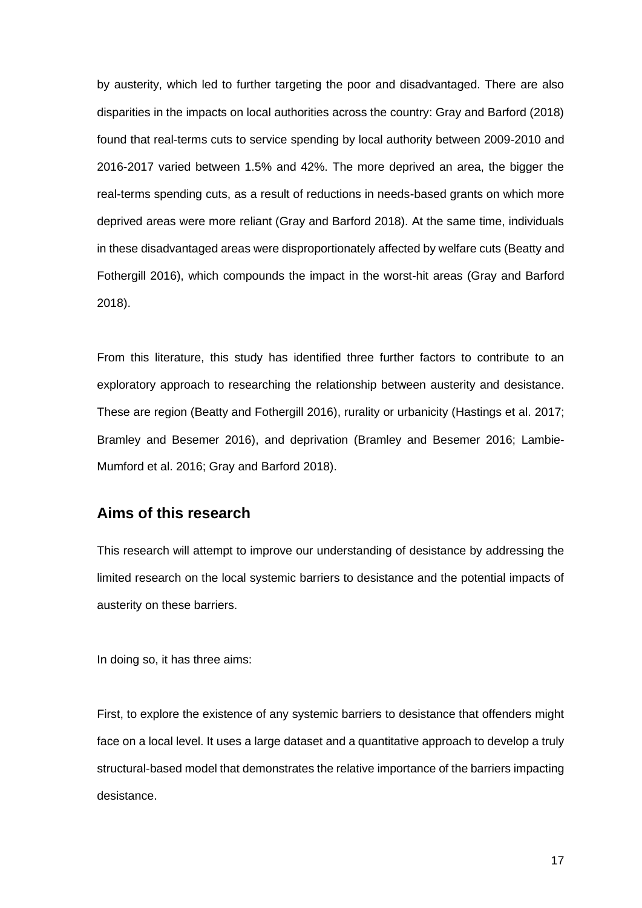by austerity, which led to further targeting the poor and disadvantaged. There are also disparities in the impacts on local authorities across the country: Gray and Barford (2018) found that real-terms cuts to service spending by local authority between 2009-2010 and 2016-2017 varied between 1.5% and 42%. The more deprived an area, the bigger the real-terms spending cuts, as a result of reductions in needs-based grants on which more deprived areas were more reliant (Gray and Barford 2018). At the same time, individuals in these disadvantaged areas were disproportionately affected by welfare cuts (Beatty and Fothergill 2016), which compounds the impact in the worst-hit areas (Gray and Barford 2018).

From this literature, this study has identified three further factors to contribute to an exploratory approach to researching the relationship between austerity and desistance. These are region (Beatty and Fothergill 2016), rurality or urbanicity (Hastings et al. 2017; Bramley and Besemer 2016), and deprivation (Bramley and Besemer 2016; Lambie-Mumford et al. 2016; Gray and Barford 2018).

## Aims of this research

This research will attempt to improve our understanding of desistance by addressing the limited research on the local systemic barriers to desistance and the potential impacts of austerity on these barriers.

In doing so, it has three aims:

First, to explore the existence of any systemic barriers to desistance that offenders might face on a local level. It uses a large dataset and a quantitative approach to develop a truly structural-based model that demonstrates the relative importance of the barriers impacting desistance.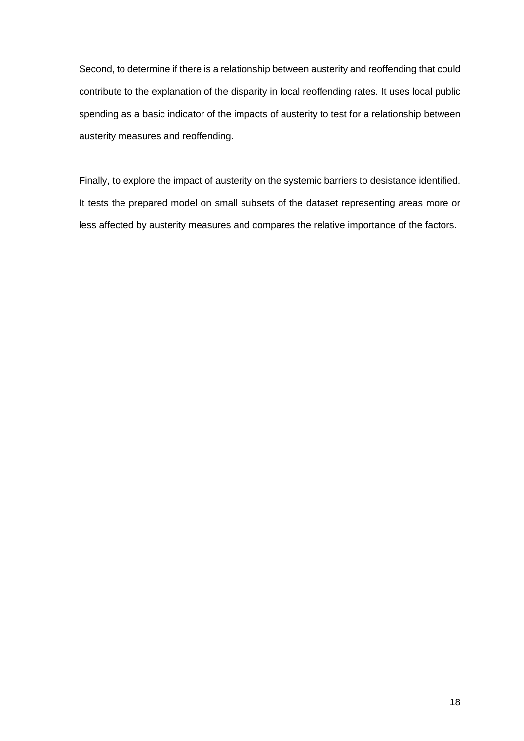Second, to determine if there is a relationship between austerity and reoffending that could contribute to the explanation of the disparity in local reoffending rates. It uses local public spending as a basic indicator of the impacts of austerity to test for a relationship between austerity measures and reoffending.

Finally, to explore the impact of austerity on the systemic barriers to desistance identified. It tests the prepared model on small subsets of the dataset representing areas more or less affected by austerity measures and compares the relative importance of the factors.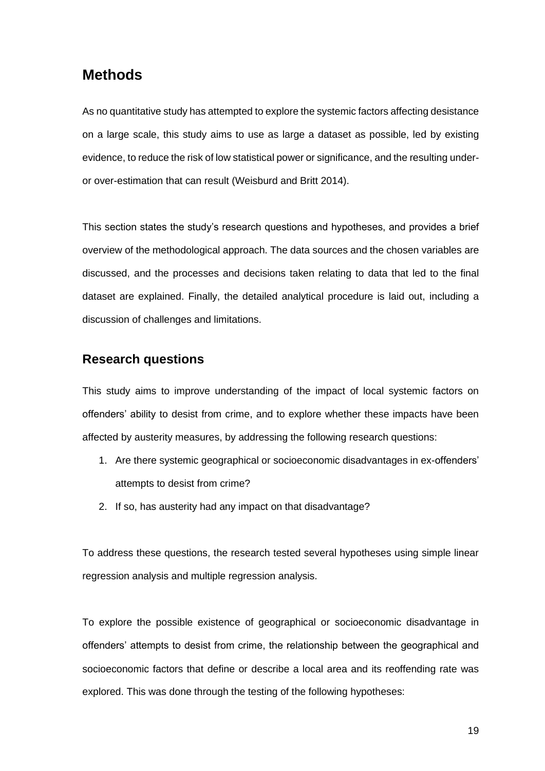## Methods

As no quantitative study has attempted to explore the systemic factors affecting desistance on a large scale, this study aims to use as large a dataset as possible, led by existing evidence, to reduce the risk of low statistical power or significance, and the resulting under- or over-estimation that can result (Weisburd and Britt 2014).

This section states the study's research questions and hypotheses, and provides a brief overview of the methodological approach. The data sources and the chosen variables are discussed, and the processes and decisions taken relating to data that led to the final dataset are explained. Finally, the detailed analytical procedure is laid out, including a discussion of challenges and limitations.

### Research questions

This study aims to improve understanding of the impact of local systemic factors on offenders' ability to desist from crime, and to explore whether these impacts have been affected by austerity measures, by addressing the following research questions:

1. Are there systemic geographical or socioeconomic disadvantages in ex-offenders' attempts to desist from crime?
2. If so, has austerity had any impact on that disadvantage?

To address these questions, the research tested several hypotheses using simple linear regression analysis and multiple regression analysis.

To explore the possible existence of geographical or socioeconomic disadvantage in offenders' attempts to desist from crime, the relationship between the geographical and socioeconomic factors that define or describe a local area and its reoffending rate was explored. This was done through the testing of the following hypotheses: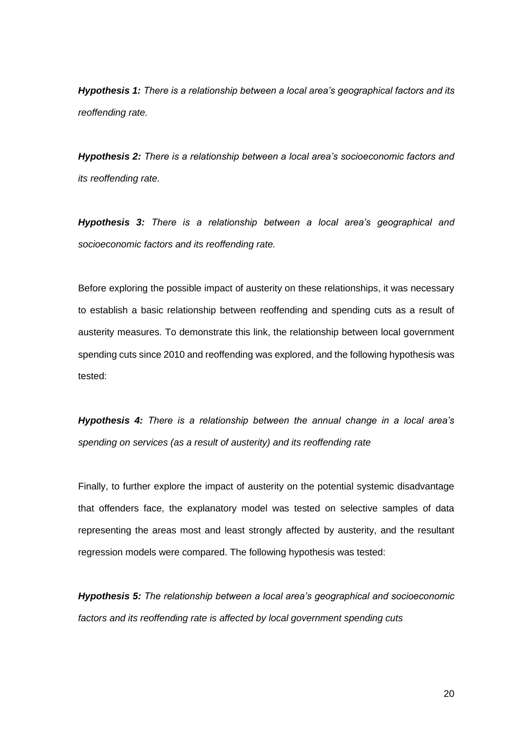***Hypothesis 1:*** *There is a relationship between a local area's geographical factors and its reoffending rate.*

***Hypothesis 2:*** *There is a relationship between a local area's socioeconomic factors and its reoffending rate.*

***Hypothesis 3:*** *There is a relationship between a local area's geographical and socioeconomic factors and its reoffending rate.*

Before exploring the possible impact of austerity on these relationships, it was necessary to establish a basic relationship between reoffending and spending cuts as a result of austerity measures. To demonstrate this link, the relationship between local government spending cuts since 2010 and reoffending was explored, and the following hypothesis was tested:

***Hypothesis 4:*** *There is a relationship between the annual change in a local area's spending on services (as a result of austerity) and its reoffending rate*

Finally, to further explore the impact of austerity on the potential systemic disadvantage that offenders face, the explanatory model was tested on selective samples of data representing the areas most and least strongly affected by austerity, and the resultant regression models were compared. The following hypothesis was tested:

***Hypothesis 5:*** *The relationship between a local area's geographical and socioeconomic factors and its reoffending rate is affected by local government spending cuts*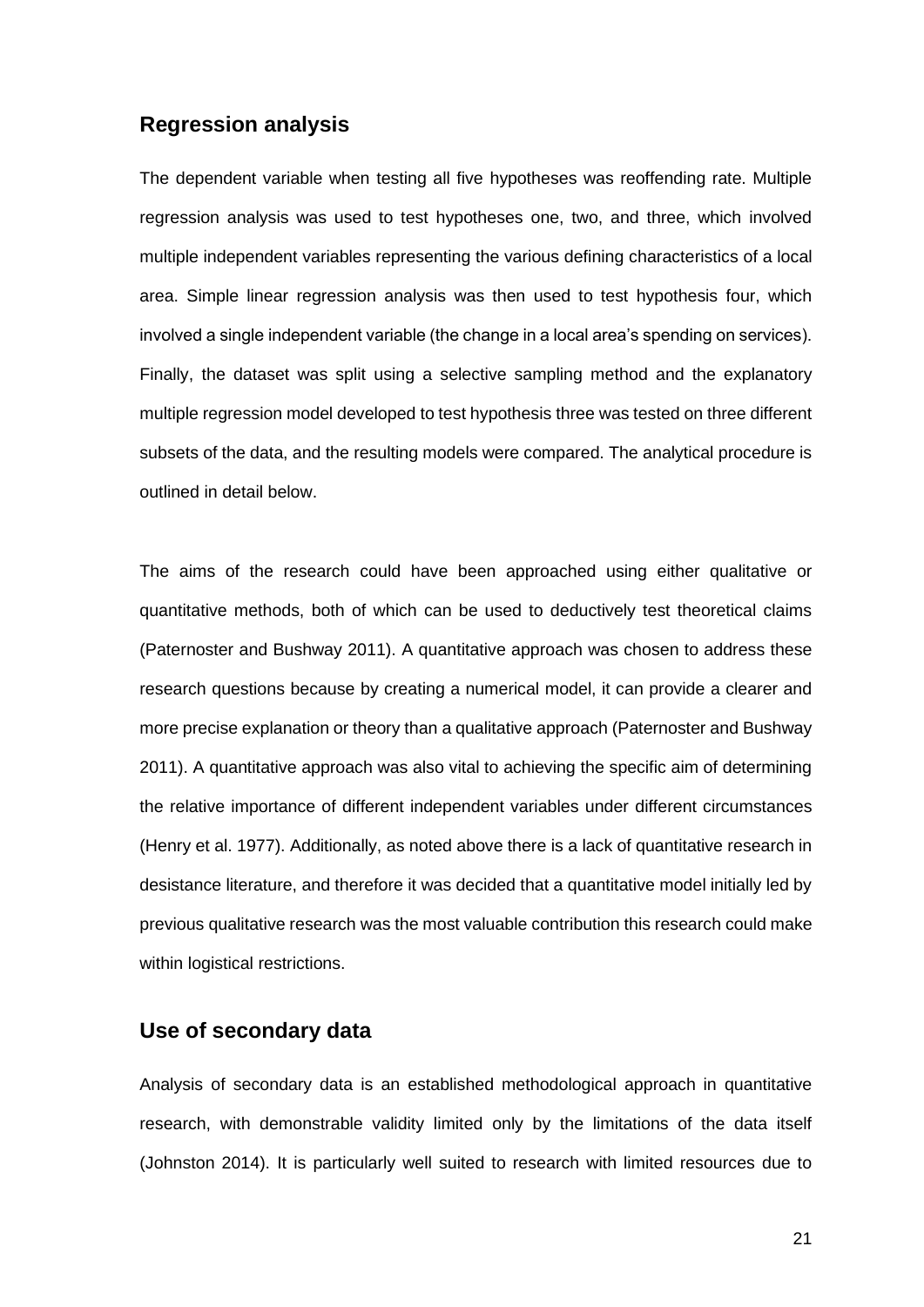## Regression analysis

The dependent variable when testing all five hypotheses was reoffending rate. Multiple regression analysis was used to test hypotheses one, two, and three, which involved multiple independent variables representing the various defining characteristics of a local area. Simple linear regression analysis was then used to test hypothesis four, which involved a single independent variable (the change in a local area's spending on services). Finally, the dataset was split using a selective sampling method and the explanatory multiple regression model developed to test hypothesis three was tested on three different subsets of the data, and the resulting models were compared. The analytical procedure is outlined in detail below.

The aims of the research could have been approached using either qualitative or quantitative methods, both of which can be used to deductively test theoretical claims (Paternoster and Bushway 2011). A quantitative approach was chosen to address these research questions because by creating a numerical model, it can provide a clearer and more precise explanation or theory than a qualitative approach (Paternoster and Bushway 2011). A quantitative approach was also vital to achieving the specific aim of determining the relative importance of different independent variables under different circumstances (Henry et al. 1977). Additionally, as noted above there is a lack of quantitative research in desistance literature, and therefore it was decided that a quantitative model initially led by previous qualitative research was the most valuable contribution this research could make within logistical restrictions.

## Use of secondary data

Analysis of secondary data is an established methodological approach in quantitative research, with demonstrable validity limited only by the limitations of the data itself (Johnston 2014). It is particularly well suited to research with limited resources due to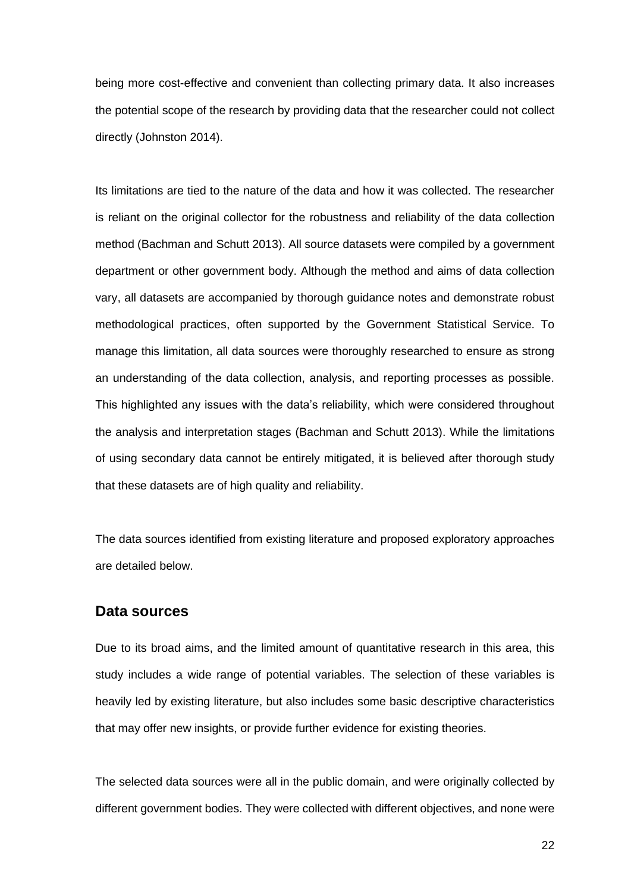being more cost-effective and convenient than collecting primary data. It also increases the potential scope of the research by providing data that the researcher could not collect directly (Johnston 2014).

Its limitations are tied to the nature of the data and how it was collected. The researcher is reliant on the original collector for the robustness and reliability of the data collection method (Bachman and Schutt 2013). All source datasets were compiled by a government department or other government body. Although the method and aims of data collection vary, all datasets are accompanied by thorough guidance notes and demonstrate robust methodological practices, often supported by the Government Statistical Service. To manage this limitation, all data sources were thoroughly researched to ensure as strong an understanding of the data collection, analysis, and reporting processes as possible. This highlighted any issues with the data's reliability, which were considered throughout the analysis and interpretation stages (Bachman and Schutt 2013). While the limitations of using secondary data cannot be entirely mitigated, it is believed after thorough study that these datasets are of high quality and reliability.

The data sources identified from existing literature and proposed exploratory approaches are detailed below.

## Data sources

Due to its broad aims, and the limited amount of quantitative research in this area, this study includes a wide range of potential variables. The selection of these variables is heavily led by existing literature, but also includes some basic descriptive characteristics that may offer new insights, or provide further evidence for existing theories.

The selected data sources were all in the public domain, and were originally collected by different government bodies. They were collected with different objectives, and none were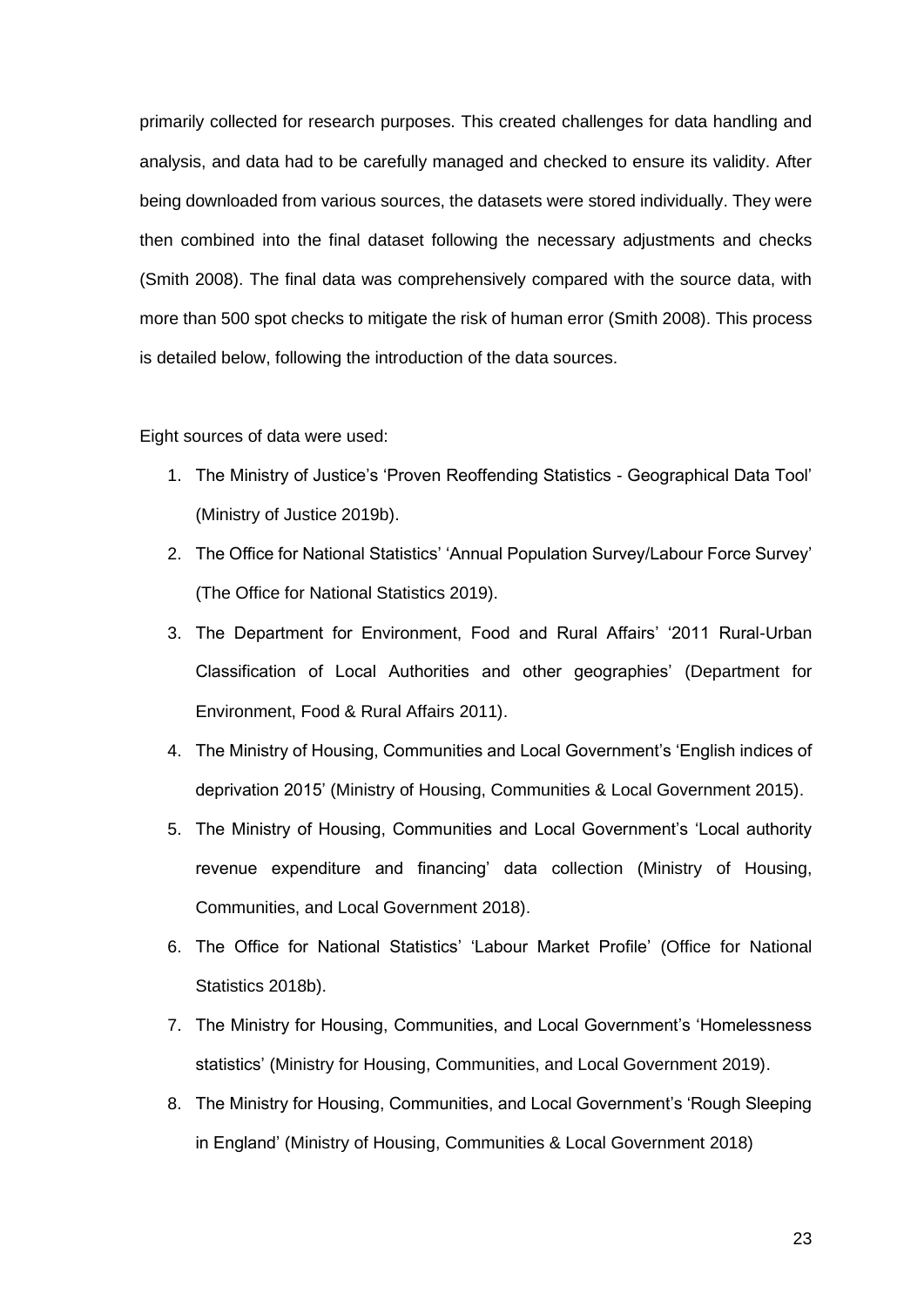primarily collected for research purposes. This created challenges for data handling and analysis, and data had to be carefully managed and checked to ensure its validity. After being downloaded from various sources, the datasets were stored individually. They were then combined into the final dataset following the necessary adjustments and checks (Smith 2008). The final data was comprehensively compared with the source data, with more than 500 spot checks to mitigate the risk of human error (Smith 2008). This process is detailed below, following the introduction of the data sources.

Eight sources of data were used:

1. The Ministry of Justice's 'Proven Reoffending Statistics - Geographical Data Tool' (Ministry of Justice 2019b).
2. The Office for National Statistics' 'Annual Population Survey/Labour Force Survey' (The Office for National Statistics 2019).
3. The Department for Environment, Food and Rural Affairs' '2011 Rural-Urban Classification of Local Authorities and other geographies' (Department for Environment, Food & Rural Affairs 2011).
4. The Ministry of Housing, Communities and Local Government's 'English indices of deprivation 2015' (Ministry of Housing, Communities & Local Government 2015).
5. The Ministry of Housing, Communities and Local Government's 'Local authority revenue expenditure and financing' data collection (Ministry of Housing, Communities, and Local Government 2018).
6. The Office for National Statistics' 'Labour Market Profile' (Office for National Statistics 2018b).
7. The Ministry for Housing, Communities, and Local Government's 'Homelessness statistics' (Ministry for Housing, Communities, and Local Government 2019).
8. The Ministry for Housing, Communities, and Local Government's 'Rough Sleeping in England' (Ministry of Housing, Communities & Local Government 2018)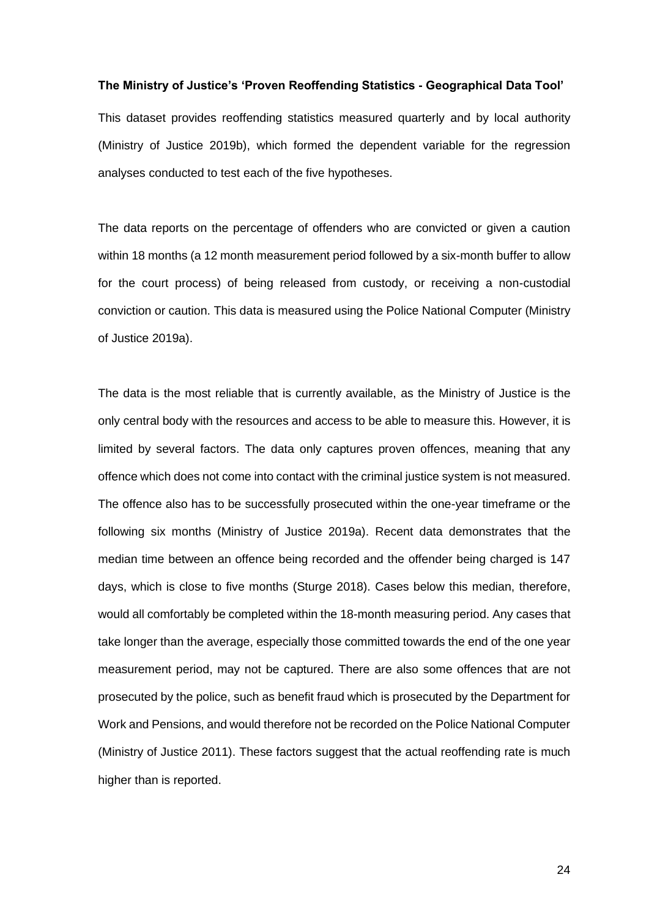**The Ministry of Justice's 'Proven Reoffending Statistics - Geographical Data Tool'**

This dataset provides reoffending statistics measured quarterly and by local authority (Ministry of Justice 2019b), which formed the dependent variable for the regression analyses conducted to test each of the five hypotheses.

The data reports on the percentage of offenders who are convicted or given a caution within 18 months (a 12 month measurement period followed by a six-month buffer to allow for the court process) of being released from custody, or receiving a non-custodial conviction or caution. This data is measured using the Police National Computer (Ministry of Justice 2019a).

The data is the most reliable that is currently available, as the Ministry of Justice is the only central body with the resources and access to be able to measure this. However, it is limited by several factors. The data only captures proven offences, meaning that any offence which does not come into contact with the criminal justice system is not measured. The offence also has to be successfully prosecuted within the one-year timeframe or the following six months (Ministry of Justice 2019a). Recent data demonstrates that the median time between an offence being recorded and the offender being charged is 147 days, which is close to five months (Sturge 2018). Cases below this median, therefore, would all comfortably be completed within the 18-month measuring period. Any cases that take longer than the average, especially those committed towards the end of the one year measurement period, may not be captured. There are also some offences that are not prosecuted by the police, such as benefit fraud which is prosecuted by the Department for Work and Pensions, and would therefore not be recorded on the Police National Computer (Ministry of Justice 2011). These factors suggest that the actual reoffending rate is much higher than is reported.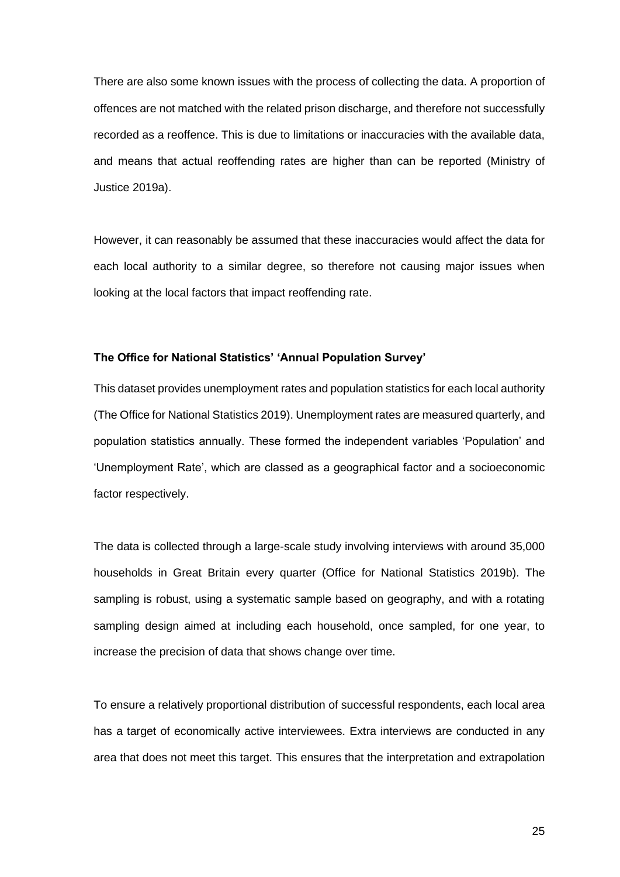There are also some known issues with the process of collecting the data. A proportion of offences are not matched with the related prison discharge, and therefore not successfully recorded as a reoffence. This is due to limitations or inaccuracies with the available data, and means that actual reoffending rates are higher than can be reported (Ministry of Justice 2019a).

However, it can reasonably be assumed that these inaccuracies would affect the data for each local authority to a similar degree, so therefore not causing major issues when looking at the local factors that impact reoffending rate.

**The Office for National Statistics' 'Annual Population Survey'**

This dataset provides unemployment rates and population statistics for each local authority (The Office for National Statistics 2019). Unemployment rates are measured quarterly, and population statistics annually. These formed the independent variables 'Population' and 'Unemployment Rate', which are classed as a geographical factor and a socioeconomic factor respectively.

The data is collected through a large-scale study involving interviews with around 35,000 households in Great Britain every quarter (Office for National Statistics 2019b). The sampling is robust, using a systematic sample based on geography, and with a rotating sampling design aimed at including each household, once sampled, for one year, to increase the precision of data that shows change over time.

To ensure a relatively proportional distribution of successful respondents, each local area has a target of economically active interviewees. Extra interviews are conducted in any area that does not meet this target. This ensures that the interpretation and extrapolation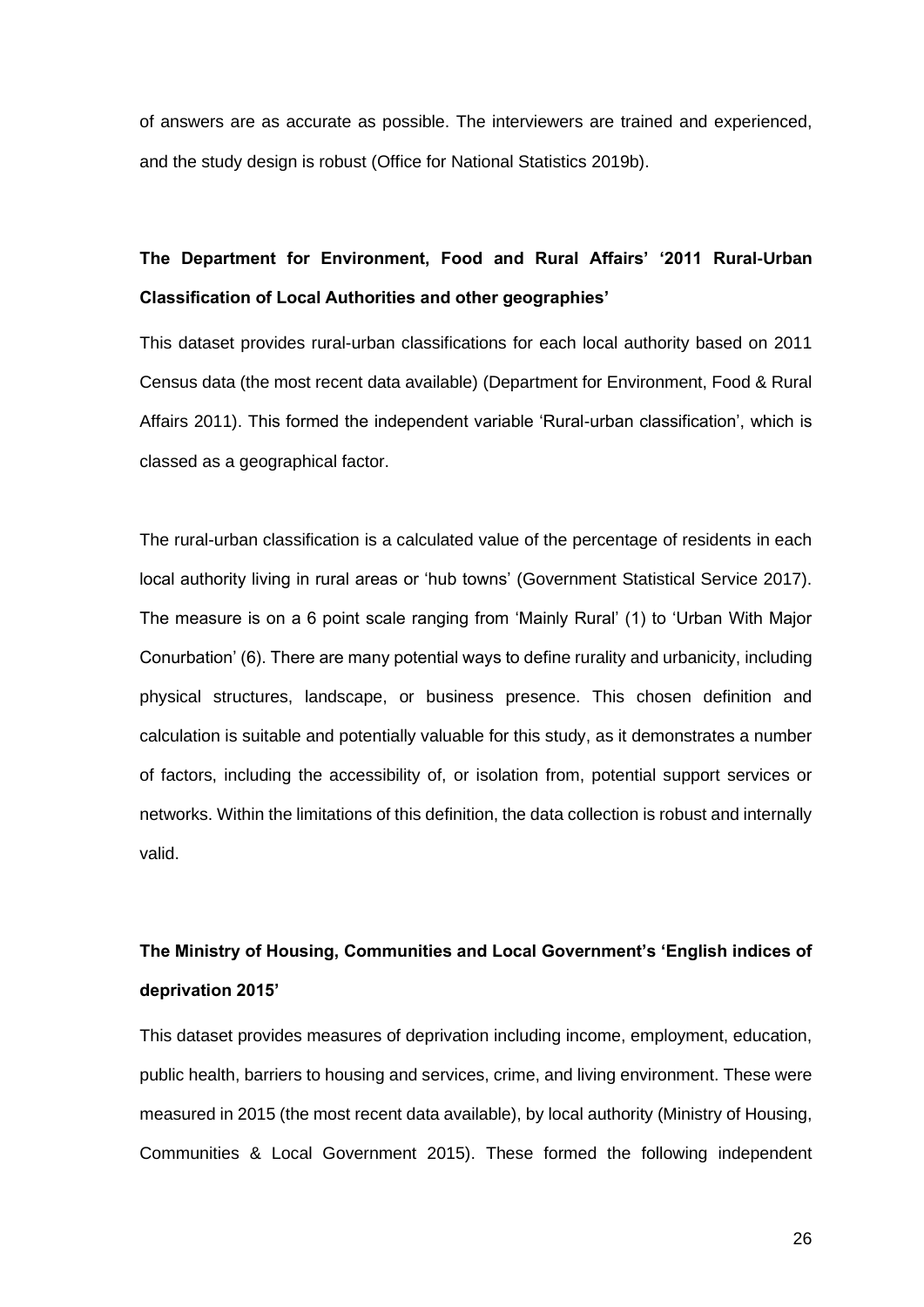of answers are as accurate as possible. The interviewers are trained and experienced, and the study design is robust (Office for National Statistics 2019b).

**The Department for Environment, Food and Rural Affairs' '2011 Rural-Urban Classification of Local Authorities and other geographies'**

This dataset provides rural-urban classifications for each local authority based on 2011 Census data (the most recent data available) (Department for Environment, Food & Rural Affairs 2011). This formed the independent variable 'Rural-urban classification', which is classed as a geographical factor.

The rural-urban classification is a calculated value of the percentage of residents in each local authority living in rural areas or 'hub towns' (Government Statistical Service 2017). The measure is on a 6 point scale ranging from 'Mainly Rural' (1) to 'Urban With Major Conurbation' (6). There are many potential ways to define rurality and urbanicity, including physical structures, landscape, or business presence. This chosen definition and calculation is suitable and potentially valuable for this study, as it demonstrates a number of factors, including the accessibility of, or isolation from, potential support services or networks. Within the limitations of this definition, the data collection is robust and internally valid.

**The Ministry of Housing, Communities and Local Government's 'English indices of deprivation 2015'**

This dataset provides measures of deprivation including income, employment, education, public health, barriers to housing and services, crime, and living environment. These were measured in 2015 (the most recent data available), by local authority (Ministry of Housing, Communities & Local Government 2015). These formed the following independent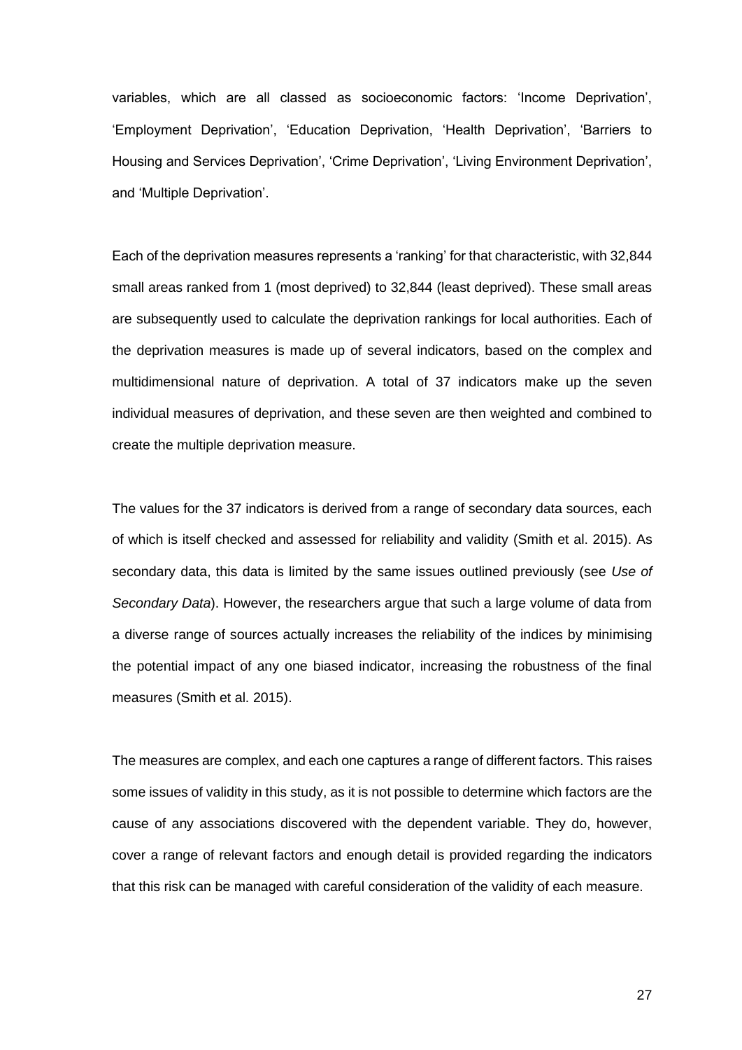variables, which are all classed as socioeconomic factors: 'Income Deprivation', 'Employment Deprivation', 'Education Deprivation, 'Health Deprivation', 'Barriers to Housing and Services Deprivation', 'Crime Deprivation', 'Living Environment Deprivation', and 'Multiple Deprivation'.

Each of the deprivation measures represents a 'ranking' for that characteristic, with 32,844 small areas ranked from 1 (most deprived) to 32,844 (least deprived). These small areas are subsequently used to calculate the deprivation rankings for local authorities. Each of the deprivation measures is made up of several indicators, based on the complex and multidimensional nature of deprivation. A total of 37 indicators make up the seven individual measures of deprivation, and these seven are then weighted and combined to create the multiple deprivation measure.

The values for the 37 indicators is derived from a range of secondary data sources, each of which is itself checked and assessed for reliability and validity (Smith et al. 2015). As secondary data, this data is limited by the same issues outlined previously (see *Use of Secondary Data*). However, the researchers argue that such a large volume of data from a diverse range of sources actually increases the reliability of the indices by minimising the potential impact of any one biased indicator, increasing the robustness of the final measures (Smith et al. 2015).

The measures are complex, and each one captures a range of different factors. This raises some issues of validity in this study, as it is not possible to determine which factors are the cause of any associations discovered with the dependent variable. They do, however, cover a range of relevant factors and enough detail is provided regarding the indicators that this risk can be managed with careful consideration of the validity of each measure.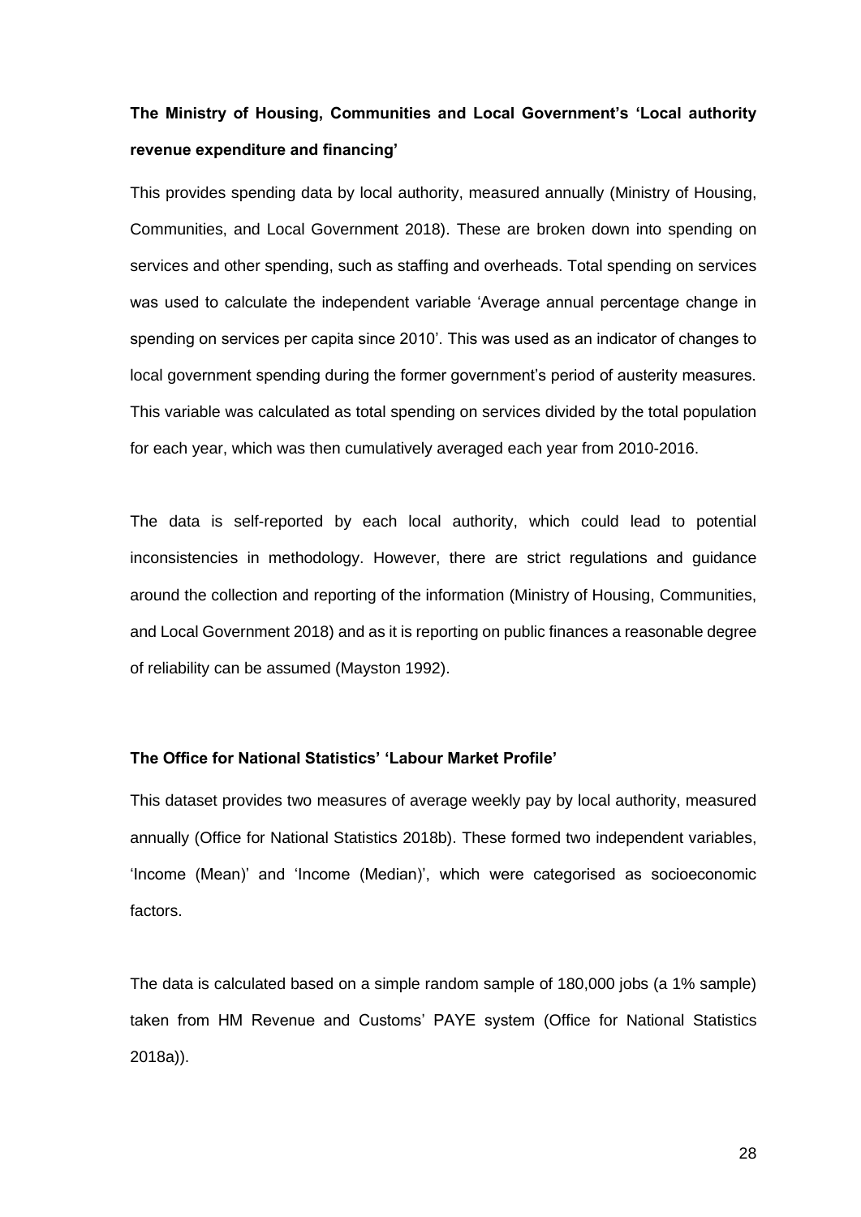**The Ministry of Housing, Communities and Local Government's 'Local authority revenue expenditure and financing'**

This provides spending data by local authority, measured annually (Ministry of Housing, Communities, and Local Government 2018). These are broken down into spending on services and other spending, such as staffing and overheads. Total spending on services was used to calculate the independent variable 'Average annual percentage change in spending on services per capita since 2010'. This was used as an indicator of changes to local government spending during the former government's period of austerity measures. This variable was calculated as total spending on services divided by the total population for each year, which was then cumulatively averaged each year from 2010-2016.

The data is self-reported by each local authority, which could lead to potential inconsistencies in methodology. However, there are strict regulations and guidance around the collection and reporting of the information (Ministry of Housing, Communities, and Local Government 2018) and as it is reporting on public finances a reasonable degree of reliability can be assumed (Mayston 1992).

**The Office for National Statistics' 'Labour Market Profile'**

This dataset provides two measures of average weekly pay by local authority, measured annually (Office for National Statistics 2018b). These formed two independent variables, 'Income (Mean)' and 'Income (Median)', which were categorised as socioeconomic factors.

The data is calculated based on a simple random sample of 180,000 jobs (a 1% sample) taken from HM Revenue and Customs' PAYE system (Office for National Statistics 2018a)).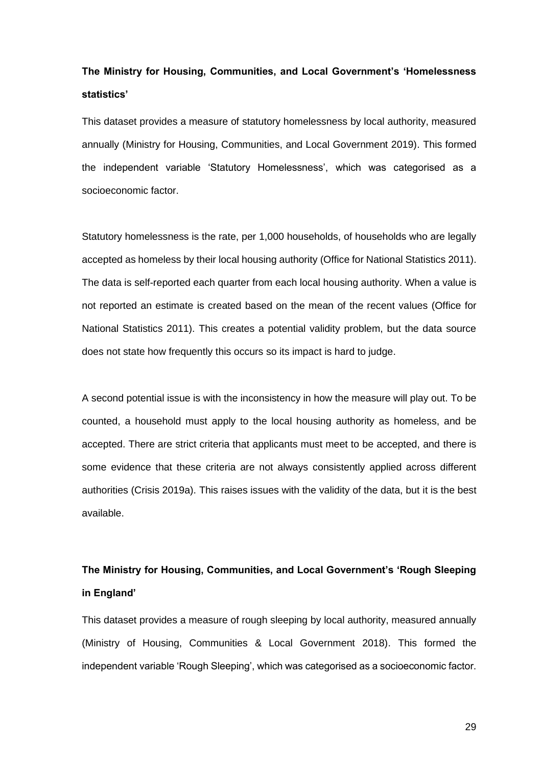**The Ministry for Housing, Communities, and Local Government's 'Homelessness statistics'**

This dataset provides a measure of statutory homelessness by local authority, measured annually (Ministry for Housing, Communities, and Local Government 2019). This formed the independent variable 'Statutory Homelessness', which was categorised as a socioeconomic factor.

Statutory homelessness is the rate, per 1,000 households, of households who are legally accepted as homeless by their local housing authority (Office for National Statistics 2011). The data is self-reported each quarter from each local housing authority. When a value is not reported an estimate is created based on the mean of the recent values (Office for National Statistics 2011). This creates a potential validity problem, but the data source does not state how frequently this occurs so its impact is hard to judge.

A second potential issue is with the inconsistency in how the measure will play out. To be counted, a household must apply to the local housing authority as homeless, and be accepted. There are strict criteria that applicants must meet to be accepted, and there is some evidence that these criteria are not always consistently applied across different authorities (Crisis 2019a). This raises issues with the validity of the data, but it is the best available.

**The Ministry for Housing, Communities, and Local Government's 'Rough Sleeping in England'**

This dataset provides a measure of rough sleeping by local authority, measured annually (Ministry of Housing, Communities & Local Government 2018). This formed the independent variable 'Rough Sleeping', which was categorised as a socioeconomic factor.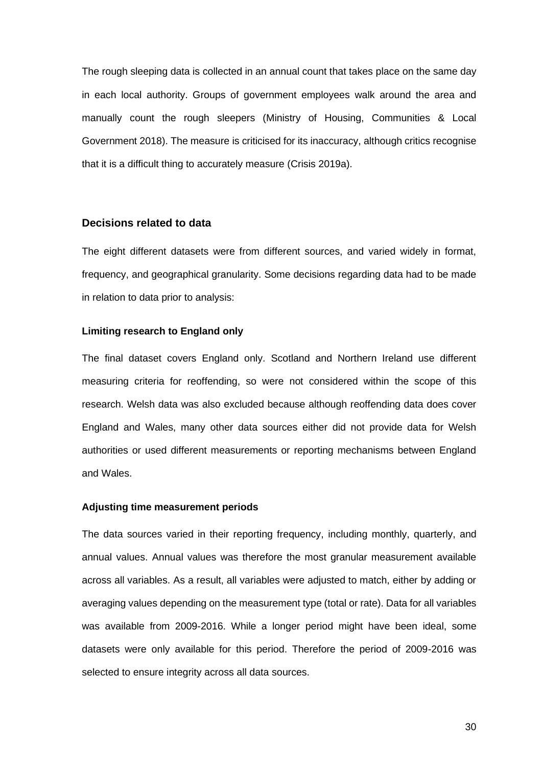The rough sleeping data is collected in an annual count that takes place on the same day in each local authority. Groups of government employees walk around the area and manually count the rough sleepers (Ministry of Housing, Communities & Local Government 2018). The measure is criticised for its inaccuracy, although critics recognise that it is a difficult thing to accurately measure (Crisis 2019a).

## Decisions related to data

The eight different datasets were from different sources, and varied widely in format, frequency, and geographical granularity. Some decisions regarding data had to be made in relation to data prior to analysis:

### Limiting research to England only

The final dataset covers England only. Scotland and Northern Ireland use different measuring criteria for reoffending, so were not considered within the scope of this research. Welsh data was also excluded because although reoffending data does cover England and Wales, many other data sources either did not provide data for Welsh authorities or used different measurements or reporting mechanisms between England and Wales.

### Adjusting time measurement periods

The data sources varied in their reporting frequency, including monthly, quarterly, and annual values. Annual values was therefore the most granular measurement available across all variables. As a result, all variables were adjusted to match, either by adding or averaging values depending on the measurement type (total or rate). Data for all variables was available from 2009-2016. While a longer period might have been ideal, some datasets were only available for this period. Therefore the period of 2009-2016 was selected to ensure integrity across all data sources.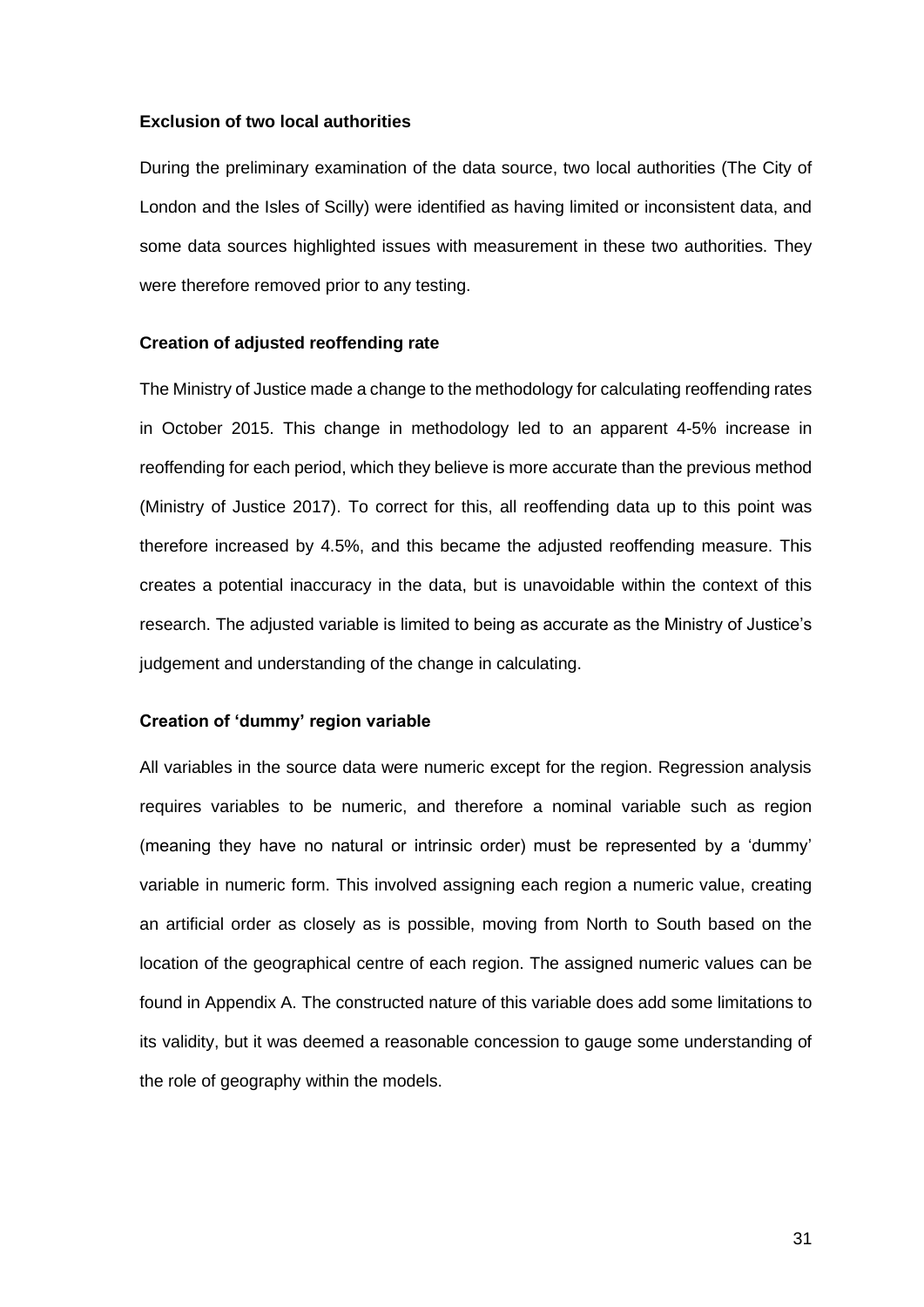### Exclusion of two local authorities

During the preliminary examination of the data source, two local authorities (The City of London and the Isles of Scilly) were identified as having limited or inconsistent data, and some data sources highlighted issues with measurement in these two authorities. They were therefore removed prior to any testing.

### Creation of adjusted reoffending rate

The Ministry of Justice made a change to the methodology for calculating reoffending rates in October 2015. This change in methodology led to an apparent 4-5% increase in reoffending for each period, which they believe is more accurate than the previous method (Ministry of Justice 2017). To correct for this, all reoffending data up to this point was therefore increased by 4.5%, and this became the adjusted reoffending measure. This creates a potential inaccuracy in the data, but is unavoidable within the context of this research. The adjusted variable is limited to being as accurate as the Ministry of Justice's judgement and understanding of the change in calculating.

### Creation of 'dummy' region variable

All variables in the source data were numeric except for the region. Regression analysis requires variables to be numeric, and therefore a nominal variable such as region (meaning they have no natural or intrinsic order) must be represented by a 'dummy' variable in numeric form. This involved assigning each region a numeric value, creating an artificial order as closely as is possible, moving from North to South based on the location of the geographical centre of each region. The assigned numeric values can be found in Appendix A. The constructed nature of this variable does add some limitations to its validity, but it was deemed a reasonable concession to gauge some understanding of the role of geography within the models.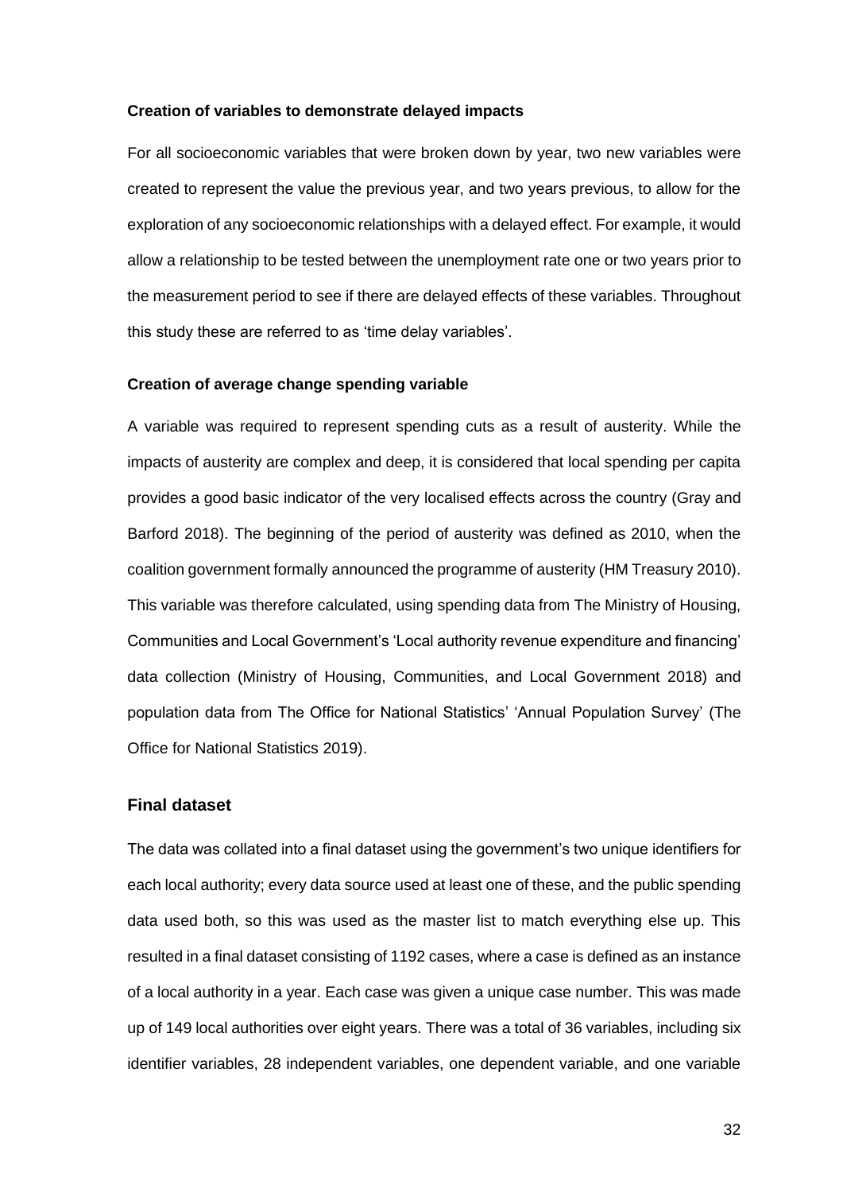#### Creation of variables to demonstrate delayed impacts

For all socioeconomic variables that were broken down by year, two new variables were created to represent the value the previous year, and two years previous, to allow for the exploration of any socioeconomic relationships with a delayed effect. For example, it would allow a relationship to be tested between the unemployment rate one or two years prior to the measurement period to see if there are delayed effects of these variables. Throughout this study these are referred to as 'time delay variables'.

#### Creation of average change spending variable

A variable was required to represent spending cuts as a result of austerity. While the impacts of austerity are complex and deep, it is considered that local spending per capita provides a good basic indicator of the very localised effects across the country (Gray and Barford 2018). The beginning of the period of austerity was defined as 2010, when the coalition government formally announced the programme of austerity (HM Treasury 2010). This variable was therefore calculated, using spending data from The Ministry of Housing, Communities and Local Government's 'Local authority revenue expenditure and financing' data collection (Ministry of Housing, Communities, and Local Government 2018) and population data from The Office for National Statistics' 'Annual Population Survey' (The Office for National Statistics 2019).

### Final dataset

The data was collated into a final dataset using the government's two unique identifiers for each local authority; every data source used at least one of these, and the public spending data used both, so this was used as the master list to match everything else up. This resulted in a final dataset consisting of 1192 cases, where a case is defined as an instance of a local authority in a year. Each case was given a unique case number. This was made up of 149 local authorities over eight years. There was a total of 36 variables, including six identifier variables, 28 independent variables, one dependent variable, and one variable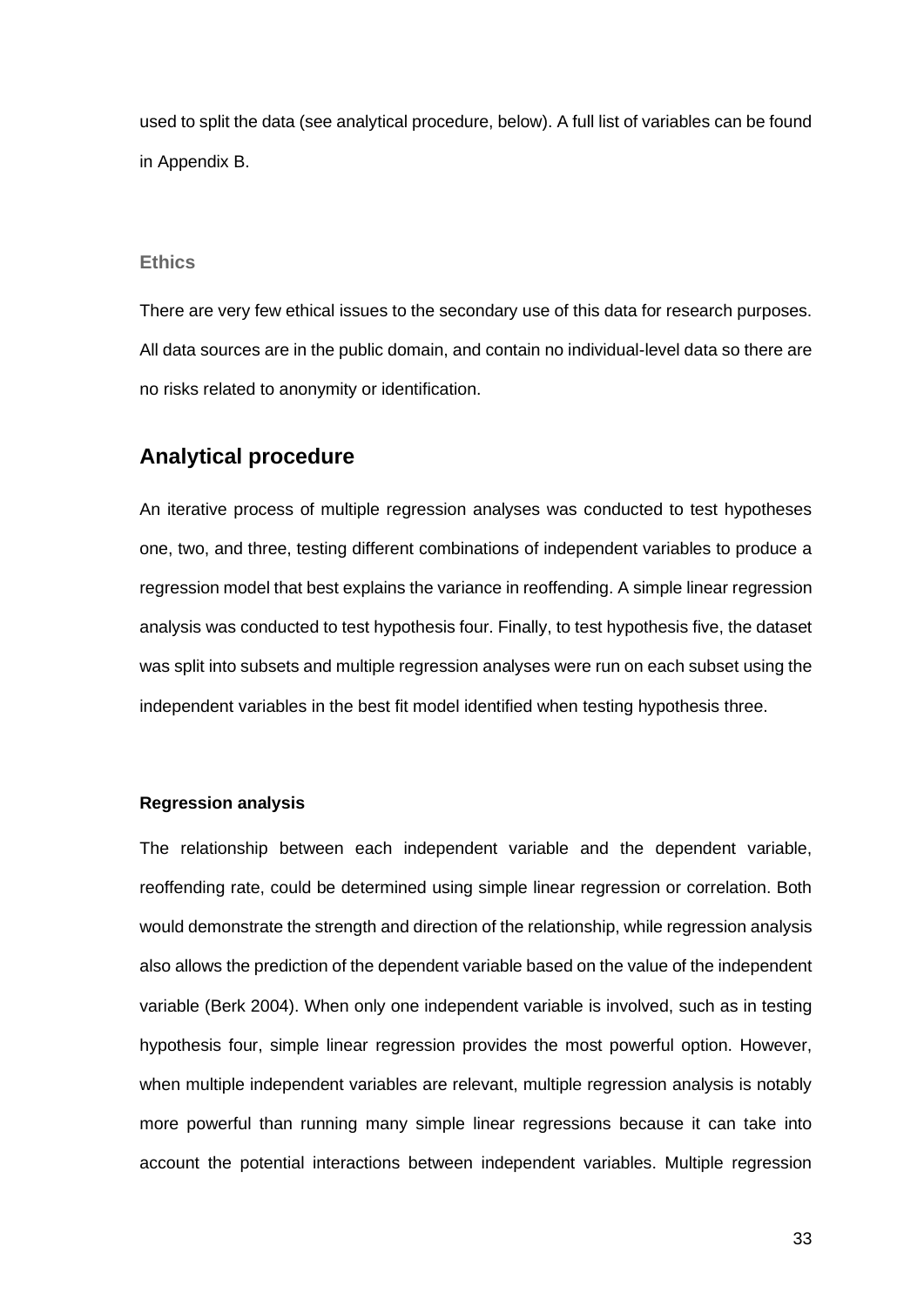used to split the data (see analytical procedure, below). A full list of variables can be found in Appendix B.

### Ethics

There are very few ethical issues to the secondary use of this data for research purposes. All data sources are in the public domain, and contain no individual-level data so there are no risks related to anonymity or identification.

## Analytical procedure

An iterative process of multiple regression analyses was conducted to test hypotheses one, two, and three, testing different combinations of independent variables to produce a regression model that best explains the variance in reoffending. A simple linear regression analysis was conducted to test hypothesis four. Finally, to test hypothesis five, the dataset was split into subsets and multiple regression analyses were run on each subset using the independent variables in the best fit model identified when testing hypothesis three.

#### Regression analysis

The relationship between each independent variable and the dependent variable, reoffending rate, could be determined using simple linear regression or correlation. Both would demonstrate the strength and direction of the relationship, while regression analysis also allows the prediction of the dependent variable based on the value of the independent variable (Berk 2004). When only one independent variable is involved, such as in testing hypothesis four, simple linear regression provides the most powerful option. However, when multiple independent variables are relevant, multiple regression analysis is notably more powerful than running many simple linear regressions because it can take into account the potential interactions between independent variables. Multiple regression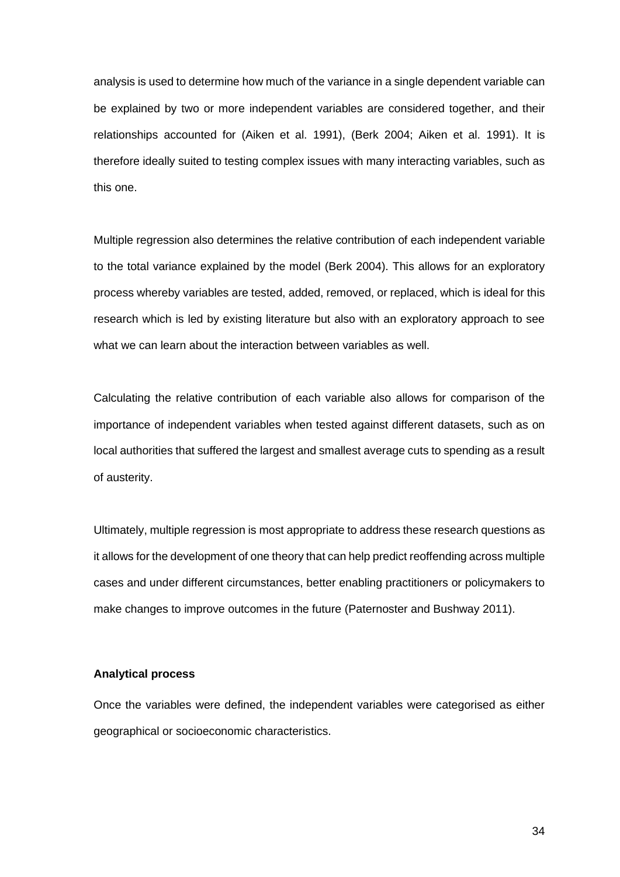analysis is used to determine how much of the variance in a single dependent variable can be explained by two or more independent variables are considered together, and their relationships accounted for (Aiken et al. 1991), (Berk 2004; Aiken et al. 1991). It is therefore ideally suited to testing complex issues with many interacting variables, such as this one.

Multiple regression also determines the relative contribution of each independent variable to the total variance explained by the model (Berk 2004). This allows for an exploratory process whereby variables are tested, added, removed, or replaced, which is ideal for this research which is led by existing literature but also with an exploratory approach to see what we can learn about the interaction between variables as well.

Calculating the relative contribution of each variable also allows for comparison of the importance of independent variables when tested against different datasets, such as on local authorities that suffered the largest and smallest average cuts to spending as a result of austerity.

Ultimately, multiple regression is most appropriate to address these research questions as it allows for the development of one theory that can help predict reoffending across multiple cases and under different circumstances, better enabling practitioners or policymakers to make changes to improve outcomes in the future (Paternoster and Bushway 2011).

**Analytical process**

Once the variables were defined, the independent variables were categorised as either geographical or socioeconomic characteristics.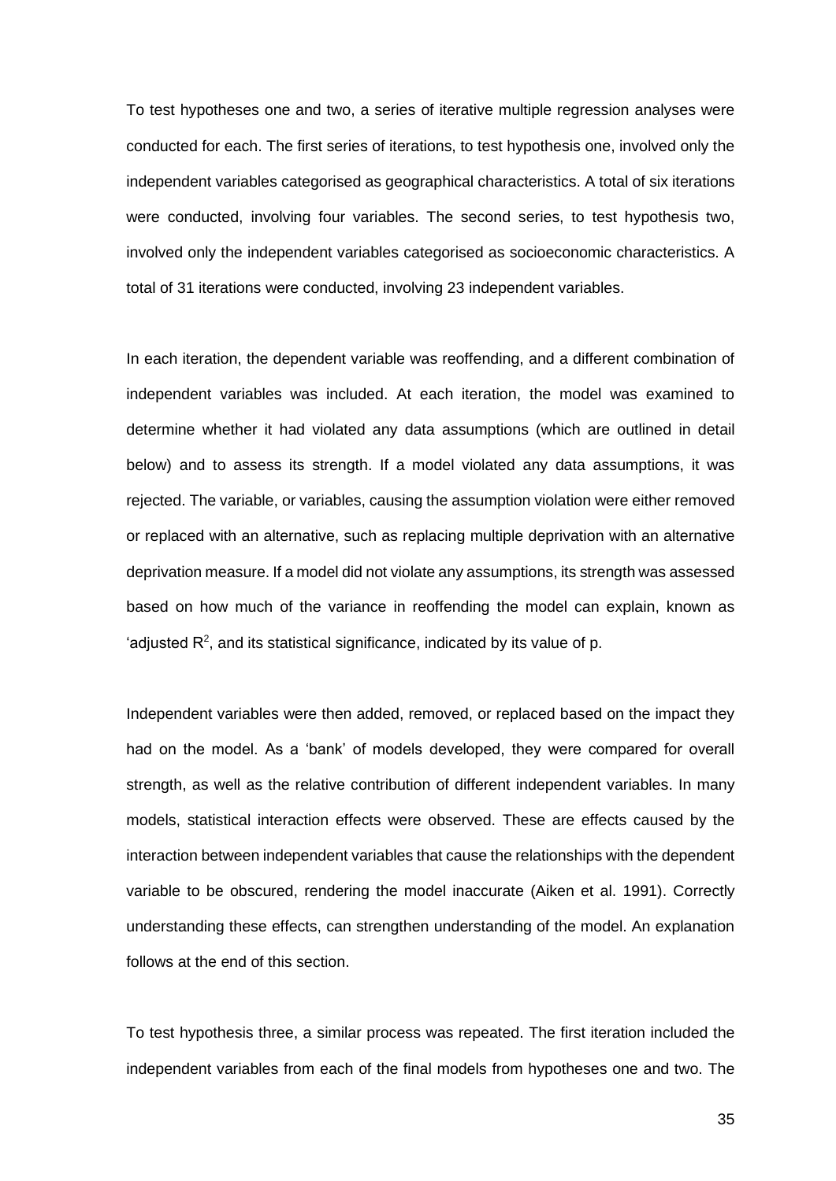To test hypotheses one and two, a series of iterative multiple regression analyses were conducted for each. The first series of iterations, to test hypothesis one, involved only the independent variables categorised as geographical characteristics. A total of six iterations were conducted, involving four variables. The second series, to test hypothesis two, involved only the independent variables categorised as socioeconomic characteristics. A total of 31 iterations were conducted, involving 23 independent variables.

In each iteration, the dependent variable was reoffending, and a different combination of independent variables was included. At each iteration, the model was examined to determine whether it had violated any data assumptions (which are outlined in detail below) and to assess its strength. If a model violated any data assumptions, it was rejected. The variable, or variables, causing the assumption violation were either removed or replaced with an alternative, such as replacing multiple deprivation with an alternative deprivation measure. If a model did not violate any assumptions, its strength was assessed based on how much of the variance in reoffending the model can explain, known as 'adjusted $R^2$, and its statistical significance, indicated by its value of p.

Independent variables were then added, removed, or replaced based on the impact they had on the model. As a 'bank' of models developed, they were compared for overall strength, as well as the relative contribution of different independent variables. In many models, statistical interaction effects were observed. These are effects caused by the interaction between independent variables that cause the relationships with the dependent variable to be obscured, rendering the model inaccurate (Aiken et al. 1991). Correctly understanding these effects, can strengthen understanding of the model. An explanation follows at the end of this section.

To test hypothesis three, a similar process was repeated. The first iteration included the independent variables from each of the final models from hypotheses one and two. The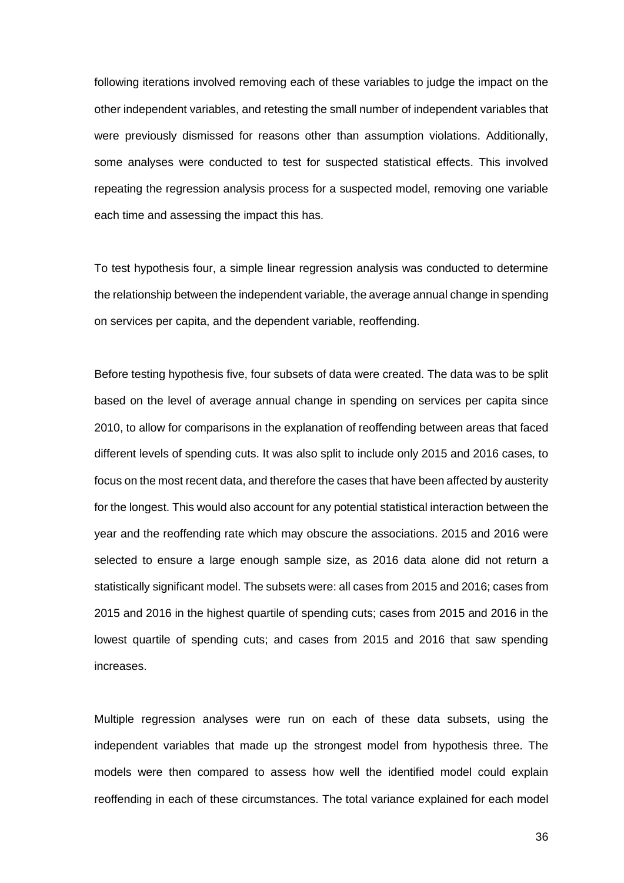following iterations involved removing each of these variables to judge the impact on the other independent variables, and retesting the small number of independent variables that were previously dismissed for reasons other than assumption violations. Additionally, some analyses were conducted to test for suspected statistical effects. This involved repeating the regression analysis process for a suspected model, removing one variable each time and assessing the impact this has.

To test hypothesis four, a simple linear regression analysis was conducted to determine the relationship between the independent variable, the average annual change in spending on services per capita, and the dependent variable, reoffending.

Before testing hypothesis five, four subsets of data were created. The data was to be split based on the level of average annual change in spending on services per capita since 2010, to allow for comparisons in the explanation of reoffending between areas that faced different levels of spending cuts. It was also split to include only 2015 and 2016 cases, to focus on the most recent data, and therefore the cases that have been affected by austerity for the longest. This would also account for any potential statistical interaction between the year and the reoffending rate which may obscure the associations. 2015 and 2016 were selected to ensure a large enough sample size, as 2016 data alone did not return a statistically significant model. The subsets were: all cases from 2015 and 2016; cases from 2015 and 2016 in the highest quartile of spending cuts; cases from 2015 and 2016 in the lowest quartile of spending cuts; and cases from 2015 and 2016 that saw spending increases.

Multiple regression analyses were run on each of these data subsets, using the independent variables that made up the strongest model from hypothesis three. The models were then compared to assess how well the identified model could explain reoffending in each of these circumstances. The total variance explained for each model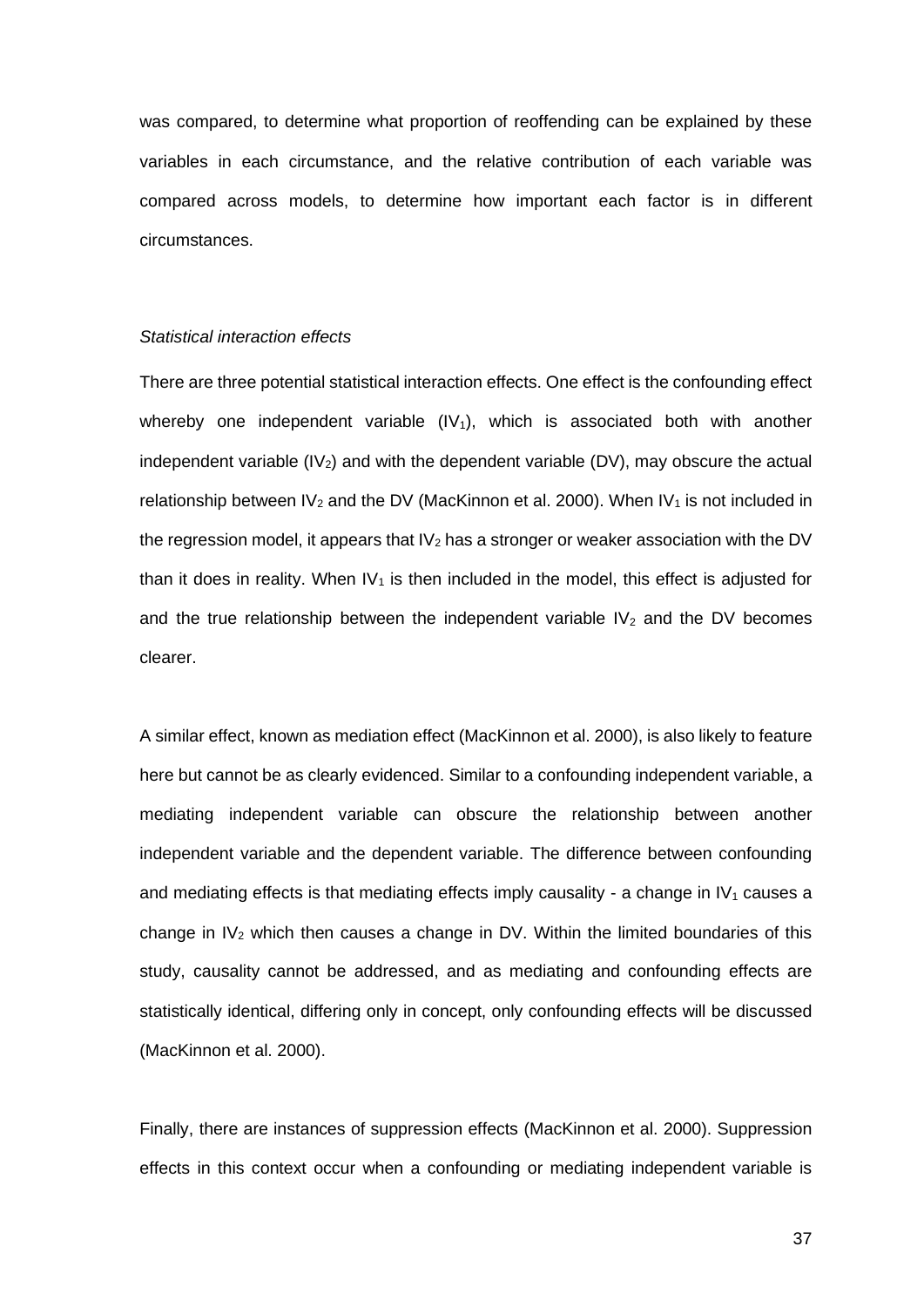was compared, to determine what proportion of reoffending can be explained by these variables in each circumstance, and the relative contribution of each variable was compared across models, to determine how important each factor is in different circumstances.

*Statistical interaction effects*

There are three potential statistical interaction effects. One effect is the confounding effect whereby one independent variable ($IV_1$), which is associated both with another independent variable ($IV_2$) and with the dependent variable (DV), may obscure the actual relationship between $IV_2$ and the DV (MacKinnon et al. 2000). When $IV_1$ is not included in the regression model, it appears that $IV_2$ has a stronger or weaker association with the DV than it does in reality. When $IV_1$ is then included in the model, this effect is adjusted for and the true relationship between the independent variable $IV_2$ and the DV becomes clearer.

A similar effect, known as mediation effect (MacKinnon et al. 2000), is also likely to feature here but cannot be as clearly evidenced. Similar to a confounding independent variable, a mediating independent variable can obscure the relationship between another independent variable and the dependent variable. The difference between confounding and mediating effects is that mediating effects imply causality - a change in $IV_1$ causes a change in $IV_2$ which then causes a change in DV. Within the limited boundaries of this study, causality cannot be addressed, and as mediating and confounding effects are statistically identical, differing only in concept, only confounding effects will be discussed (MacKinnon et al. 2000).

Finally, there are instances of suppression effects (MacKinnon et al. 2000). Suppression effects in this context occur when a confounding or mediating independent variable is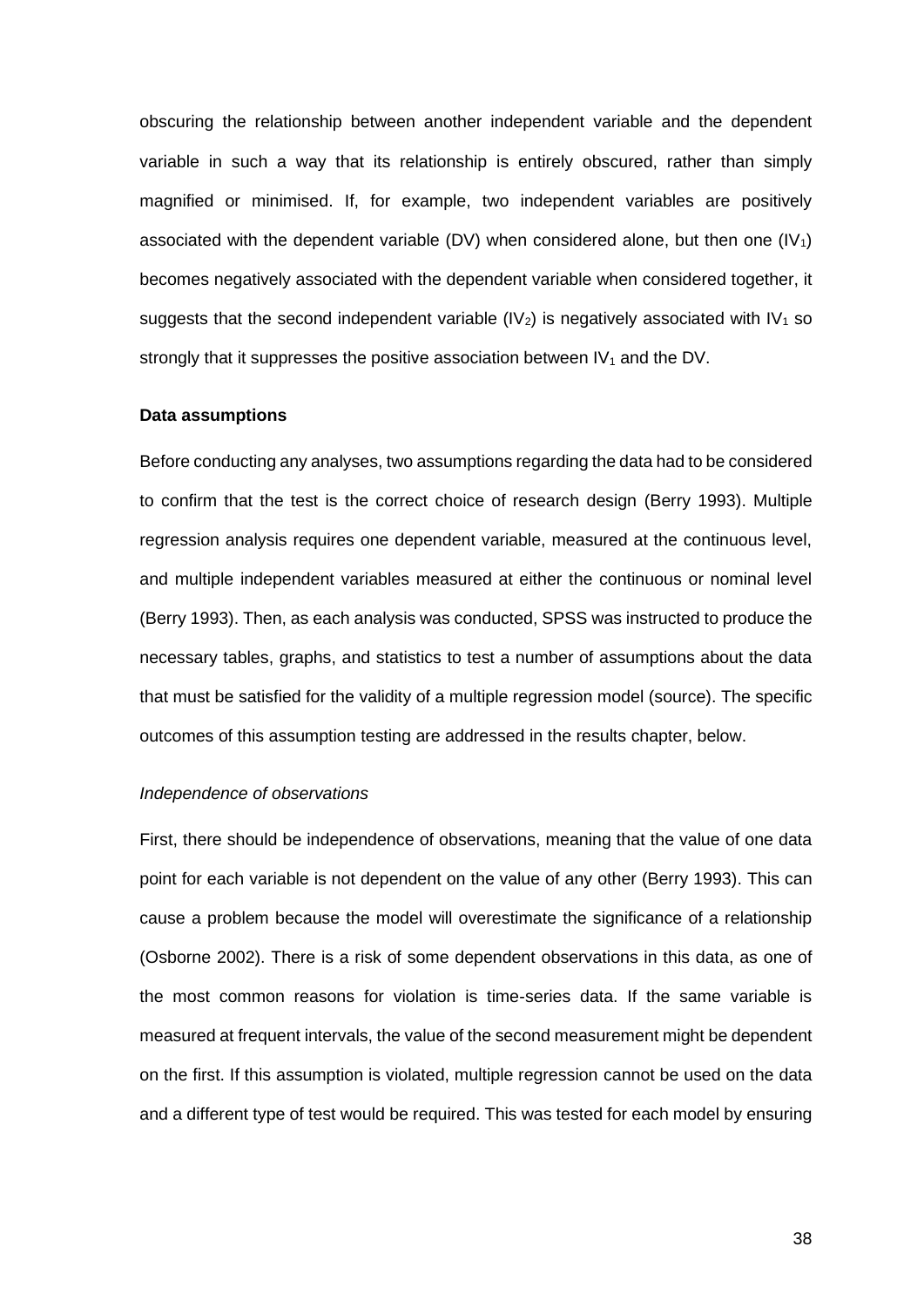obscuring the relationship between another independent variable and the dependent variable in such a way that its relationship is entirely obscured, rather than simply magnified or minimised. If, for example, two independent variables are positively associated with the dependent variable (DV) when considered alone, but then one ($IV_1$) becomes negatively associated with the dependent variable when considered together, it suggests that the second independent variable ($IV_2$) is negatively associated with $IV_1$ so strongly that it suppresses the positive association between $IV_1$ and the DV.

**Data assumptions**

Before conducting any analyses, two assumptions regarding the data had to be considered to confirm that the test is the correct choice of research design (Berry 1993). Multiple regression analysis requires one dependent variable, measured at the continuous level, and multiple independent variables measured at either the continuous or nominal level (Berry 1993). Then, as each analysis was conducted, SPSS was instructed to produce the necessary tables, graphs, and statistics to test a number of assumptions about the data that must be satisfied for the validity of a multiple regression model (source). The specific outcomes of this assumption testing are addressed in the results chapter, below.

*Independence of observations*

First, there should be independence of observations, meaning that the value of one data point for each variable is not dependent on the value of any other (Berry 1993). This can cause a problem because the model will overestimate the significance of a relationship (Osborne 2002). There is a risk of some dependent observations in this data, as one of the most common reasons for violation is time-series data. If the same variable is measured at frequent intervals, the value of the second measurement might be dependent on the first. If this assumption is violated, multiple regression cannot be used on the data and a different type of test would be required. This was tested for each model by ensuring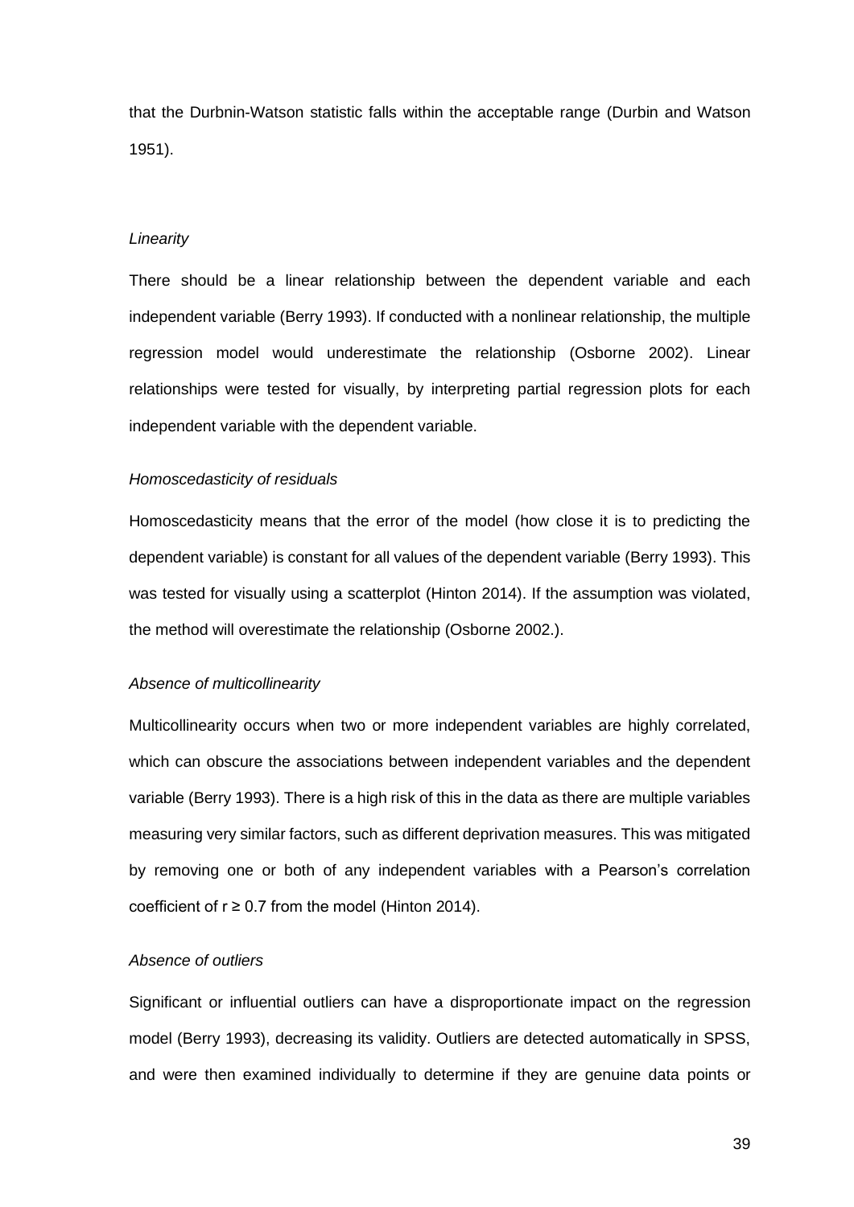that the Durbnin-Watson statistic falls within the acceptable range (Durbin and Watson 1951).

*Linearity*

There should be a linear relationship between the dependent variable and each independent variable (Berry 1993). If conducted with a nonlinear relationship, the multiple regression model would underestimate the relationship (Osborne 2002). Linear relationships were tested for visually, by interpreting partial regression plots for each independent variable with the dependent variable.

*Homoscedasticity of residuals*

Homoscedasticity means that the error of the model (how close it is to predicting the dependent variable) is constant for all values of the dependent variable (Berry 1993). This was tested for visually using a scatterplot (Hinton 2014). If the assumption was violated, the method will overestimate the relationship (Osborne 2002.).

*Absence of multicollinearity*

Multicollinearity occurs when two or more independent variables are highly correlated, which can obscure the associations between independent variables and the dependent variable (Berry 1993). There is a high risk of this in the data as there are multiple variables measuring very similar factors, such as different deprivation measures. This was mitigated by removing one or both of any independent variables with a Pearson's correlation coefficient of $r \geq 0.7$ from the model (Hinton 2014).

*Absence of outliers*

Significant or influential outliers can have a disproportionate impact on the regression model (Berry 1993), decreasing its validity. Outliers are detected automatically in SPSS, and were then examined individually to determine if they are genuine data points or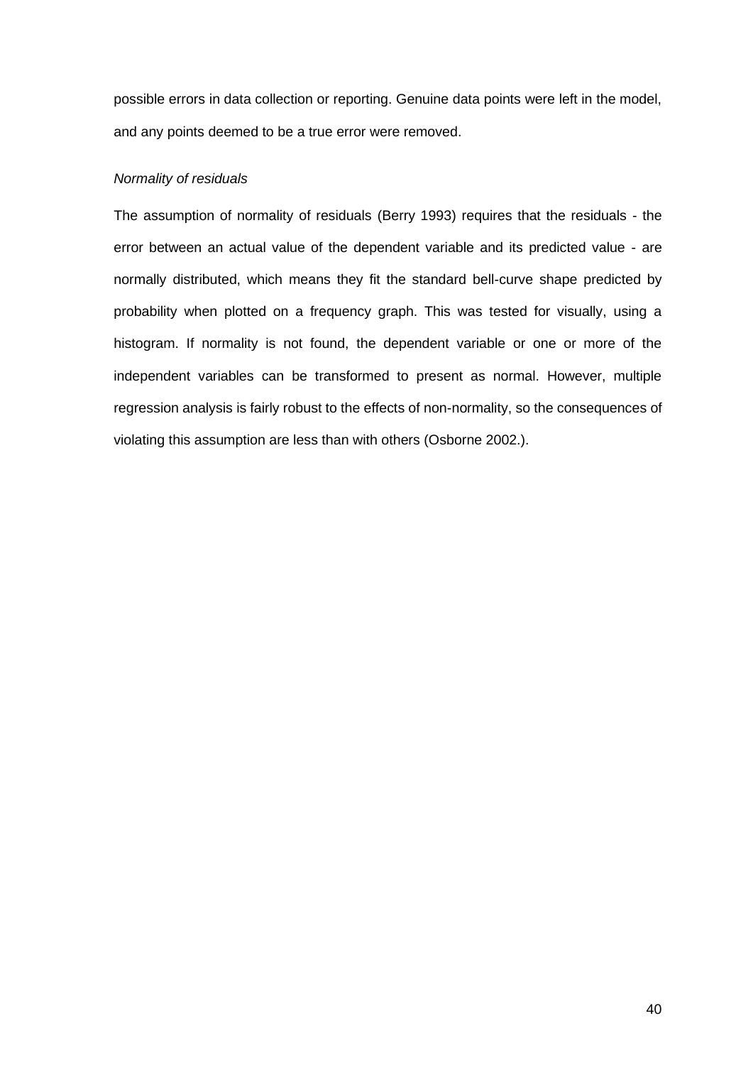possible errors in data collection or reporting. Genuine data points were left in the model, and any points deemed to be a true error were removed.

*Normality of residuals*

The assumption of normality of residuals (Berry 1993) requires that the residuals - the error between an actual value of the dependent variable and its predicted value - are normally distributed, which means they fit the standard bell-curve shape predicted by probability when plotted on a frequency graph. This was tested for visually, using a histogram. If normality is not found, the dependent variable or one or more of the independent variables can be transformed to present as normal. However, multiple regression analysis is fairly robust to the effects of non-normality, so the consequences of violating this assumption are less than with others (Osborne 2002.).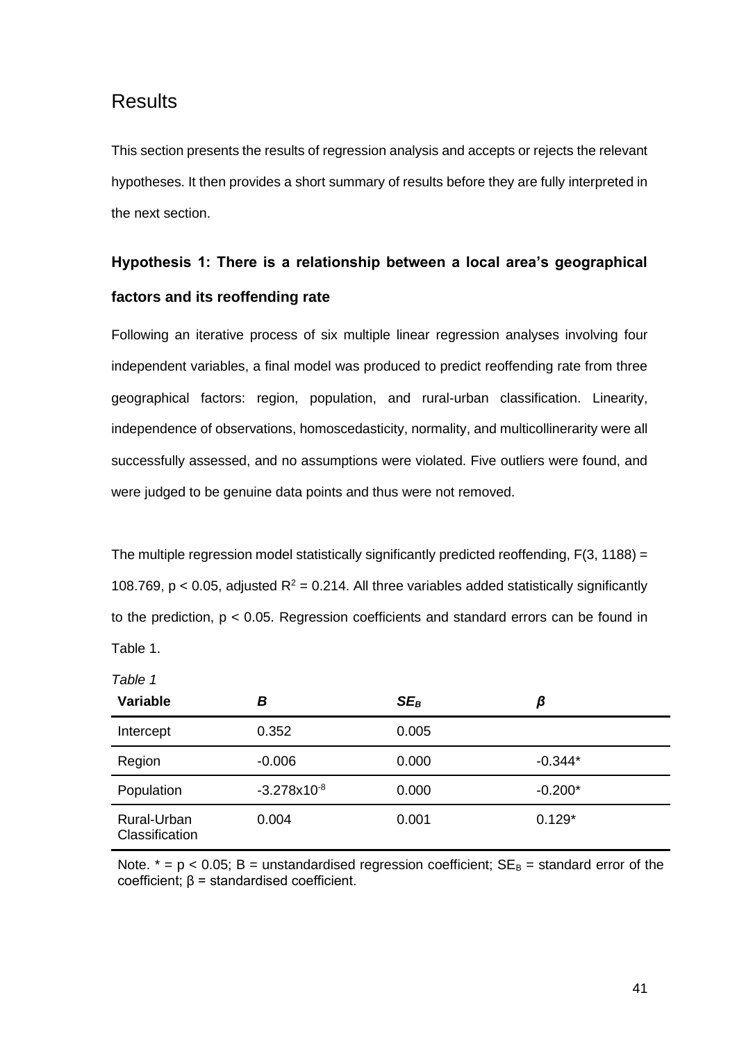## Results

This section presents the results of regression analysis and accepts or rejects the relevant hypotheses. It then provides a short summary of results before they are fully interpreted in the next section.

### Hypothesis 1: There is a relationship between a local area's geographical factors and its reoffending rate

Following an iterative process of six multiple linear regression analyses involving four independent variables, a final model was produced to predict reoffending rate from three geographical factors: region, population, and rural-urban classification. Linearity, independence of observations, homoscedasticity, normality, and multicollinearity were all successfully assessed, and no assumptions were violated. Five outliers were found, and were judged to be genuine data points and thus were not removed.

The multiple regression model statistically significantly predicted reoffending, $F(3, 1188) = 108.769$, $p < 0.05$, adjusted $R^2 = 0.214$. All three variables added statistically significantly to the prediction, $p < 0.05$. Regression coefficients and standard errors can be found in Table 1.

*Table 1*

| Variable | *B* | $SE_B$ | $\beta$ |
|---|---|---|---|
| Intercept | 0.352 | 0.005 | |
| Region | -0.006 | 0.000 | -0.344* |
| Population | $-3.278\text{x}10^{-8}$ | 0.000 | -0.200* |
| Rural-Urban Classification | 0.004 | 0.001 | 0.129* |

Note. * = $p < 0.05$; B = unstandardised regression coefficient; $SE_B$ = standard error of the coefficient; $\beta$ = standardised coefficient.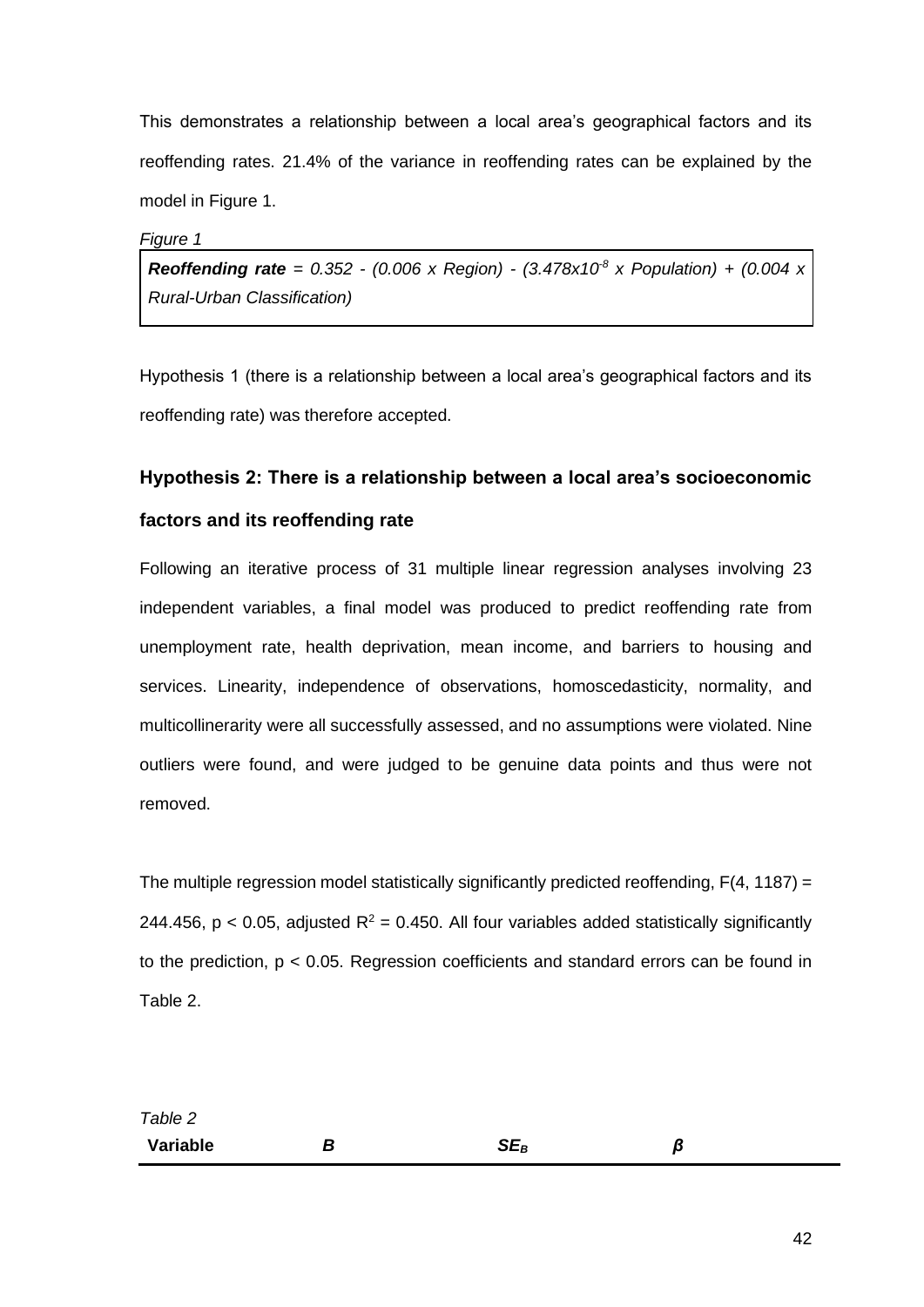This demonstrates a relationship between a local area's geographical factors and its reoffending rates. 21.4% of the variance in reoffending rates can be explained by the model in Figure 1.

*Figure 1*

***Reoffending rate*** *= 0.352 - (0.006 x Region) - ($3.478 \times 10^{-8}$ x Population) + (0.004 x Rural-Urban Classification)*

Hypothesis 1 (there is a relationship between a local area's geographical factors and its reoffending rate) was therefore accepted.

### Hypothesis 2: There is a relationship between a local area's socioeconomic factors and its reoffending rate

Following an iterative process of 31 multiple linear regression analyses involving 23 independent variables, a final model was produced to predict reoffending rate from unemployment rate, health deprivation, mean income, and barriers to housing and services. Linearity, independence of observations, homoscedasticity, normality, and multicollinerarity were all successfully assessed, and no assumptions were violated. Nine outliers were found, and were judged to be genuine data points and thus were not removed.

The multiple regression model statistically significantly predicted reoffending, $F(4, 1187) = 244.456$, $p < 0.05$, adjusted $R^2 = 0.450$. All four variables added statistically significantly to the prediction, $p < 0.05$. Regression coefficients and standard errors can be found in Table 2.

*Table 2*

| **Variable** | ***B*** | $SE_B$ | $\beta$ |
|---|---|---|---|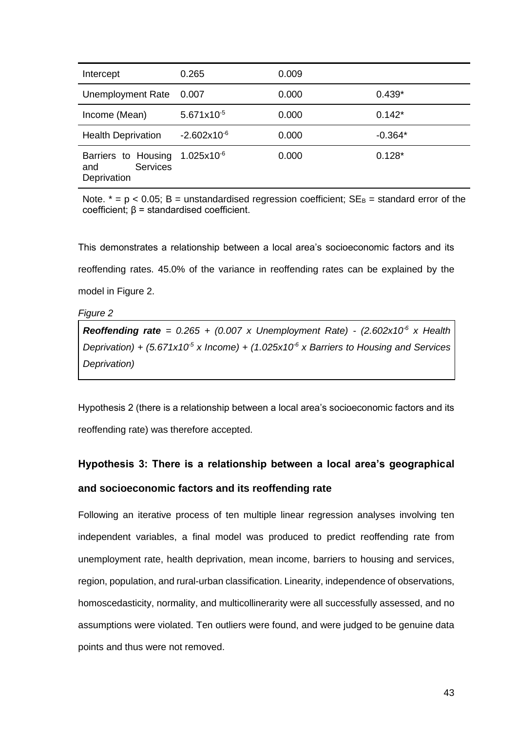| | | | |
|---|---|---|---|
| Intercept | 0.265 | 0.009 | |
| Unemployment Rate | 0.007 | 0.000 | 0.439* |
| Income (Mean) | $5.671x10^{-5}$ | 0.000 | 0.142* |
| Health Deprivation | $-2.602x10^{-6}$ | 0.000 | -0.364* |
| Barriers to Housing and Services Deprivation | $1.025x10^{-6}$ | 0.000 | 0.128* |

Note. * = $p < 0.05$; B = unstandardised regression coefficient; $SE_B$ = standard error of the coefficient; β = standardised coefficient.

This demonstrates a relationship between a local area's socioeconomic factors and its reoffending rates. 45.0% of the variance in reoffending rates can be explained by the model in Figure 2.

*Figure 2*

***Reoffending rate*** *= 0.265 + (0.007 x Unemployment Rate) - ($2.602x10^{-6}$ x Health Deprivation) + ($5.671x10^{-5}$ x Income) + ($1.025x10^{-6}$ x Barriers to Housing and Services Deprivation)*

Hypothesis 2 (there is a relationship between a local area's socioeconomic factors and its reoffending rate) was therefore accepted.

### Hypothesis 3: There is a relationship between a local area's geographical and socioeconomic factors and its reoffending rate

Following an iterative process of ten multiple linear regression analyses involving ten independent variables, a final model was produced to predict reoffending rate from unemployment rate, health deprivation, mean income, barriers to housing and services, region, population, and rural-urban classification. Linearity, independence of observations, homoscedasticity, normality, and multicollinerarity were all successfully assessed, and no assumptions were violated. Ten outliers were found, and were judged to be genuine data points and thus were not removed.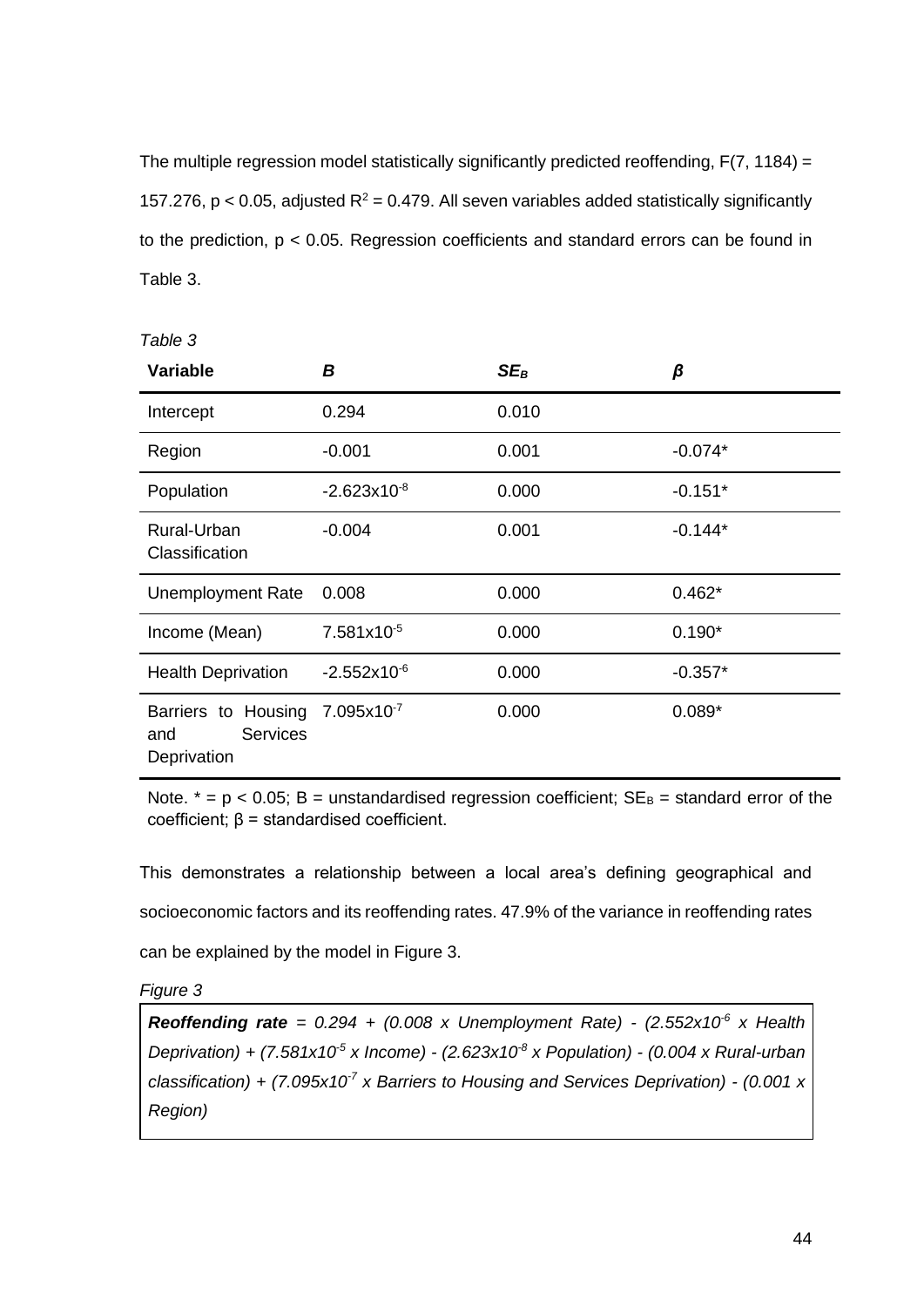The multiple regression model statistically significantly predicted reoffending, $F(7, 1184) = 157.276$, $p < 0.05$, adjusted $R^2 = 0.479$. All seven variables added statistically significantly to the prediction, $p < 0.05$. Regression coefficients and standard errors can be found in Table 3.

*Table 3*

| **Variable** | ***B*** | ***SE_B*** | ***β*** |
|---|---|---|---|
| Intercept | 0.294 | 0.010 | |
| Region | -0.001 | 0.001 | -0.074* |
| Population | $-2.623 \times 10^{-8}$ | 0.000 | -0.151* |
| Rural-Urban Classification | -0.004 | 0.001 | -0.144* |
| Unemployment Rate | 0.008 | 0.000 | 0.462* |
| Income (Mean) | $7.581 \times 10^{-5}$ | 0.000 | 0.190* |
| Health Deprivation | $-2.552 \times 10^{-6}$ | 0.000 | -0.357* |
| Barriers to Housing and Services Deprivation | $7.095 \times 10^{-7}$ | 0.000 | 0.089* |

Note. * = $p < 0.05$; B = unstandardised regression coefficient; $SE_B$ = standard error of the coefficient; β = standardised coefficient.

This demonstrates a relationship between a local area's defining geographical and socioeconomic factors and its reoffending rates. 47.9% of the variance in reoffending rates can be explained by the model in Figure 3.

*Figure 3*

***Reoffending rate*** *= 0.294 + (0.008 x Unemployment Rate) - ($2.552 \times 10^{-6}$ x Health Deprivation) + ($7.581 \times 10^{-5}$ x Income) - ($2.623 \times 10^{-8}$ x Population) - (0.004 x Rural-urban classification) + ($7.095 \times 10^{-7}$ x Barriers to Housing and Services Deprivation) - (0.001 x Region)*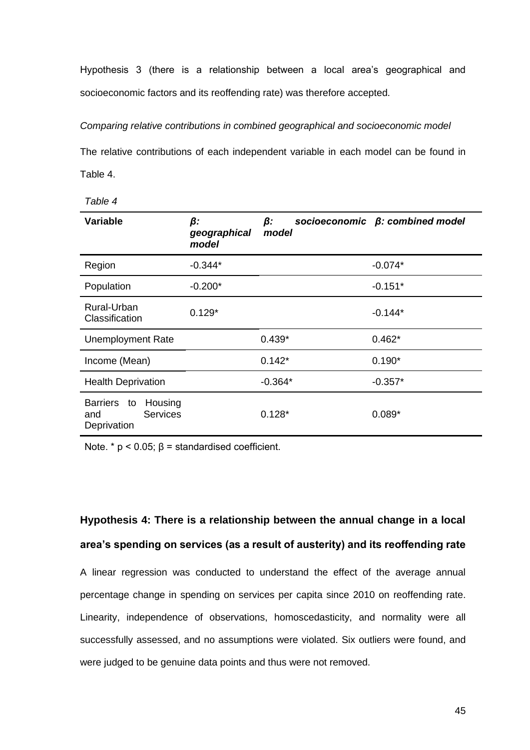Hypothesis 3 (there is a relationship between a local area's geographical and socioeconomic factors and its reoffending rate) was therefore accepted.

*Comparing relative contributions in combined geographical and socioeconomic model*

The relative contributions of each independent variable in each model can be found in Table 4.

*Table 4*

| Variable | ***β: geographical model*** | ***β: socioeconomic model*** | ***β: combined model*** |
|---|---|---|---|
| Region | -0.344* | | -0.074* |
| Population | -0.200* | | -0.151* |
| Rural-Urban Classification | 0.129* | | -0.144* |
| Unemployment Rate | | 0.439* | 0.462* |
| Income (Mean) | | 0.142* | 0.190* |
| Health Deprivation | | -0.364* | -0.357* |
| Barriers to Housing and Services Deprivation | | 0.128* | 0.089* |

Note. * $p < 0.05$; β = standardised coefficient.

### Hypothesis 4: There is a relationship between the annual change in a local area's spending on services (as a result of austerity) and its reoffending rate

A linear regression was conducted to understand the effect of the average annual percentage change in spending on services per capita since 2010 on reoffending rate. Linearity, independence of observations, homoscedasticity, and normality were all successfully assessed, and no assumptions were violated. Six outliers were found, and were judged to be genuine data points and thus were not removed.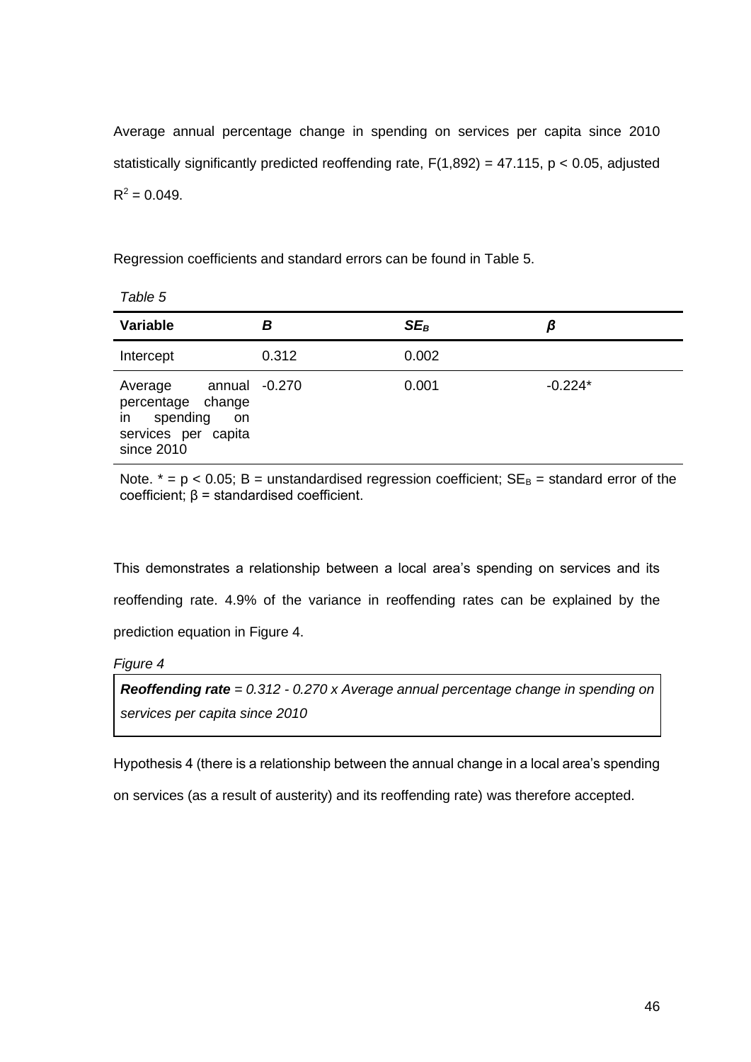Average annual percentage change in spending on services per capita since 2010 statistically significantly predicted reoffending rate, $F(1,892) = 47.115$, $p < 0.05$, adjusted $R^2 = 0.049$.

Regression coefficients and standard errors can be found in Table 5.

*Table 5*

| **Variable** | ***B*** | ***SE_B*** | ***β*** |
|---|---|---|---|
| Intercept | 0.312 | 0.002 | |
| Average annual percentage change in spending on services per capita since 2010 | -0.270 | 0.001 | -0.224* |

Note. * = $p < 0.05$; B = unstandardised regression coefficient; $SE_B$ = standard error of the coefficient; β = standardised coefficient.

This demonstrates a relationship between a local area's spending on services and its reoffending rate. 4.9% of the variance in reoffending rates can be explained by the prediction equation in Figure 4.

*Figure 4*

> ***Reoffending rate*** *= 0.312 - 0.270 x Average annual percentage change in spending on services per capita since 2010*

Hypothesis 4 (there is a relationship between the annual change in a local area's spending on services (as a result of austerity) and its reoffending rate) was therefore accepted.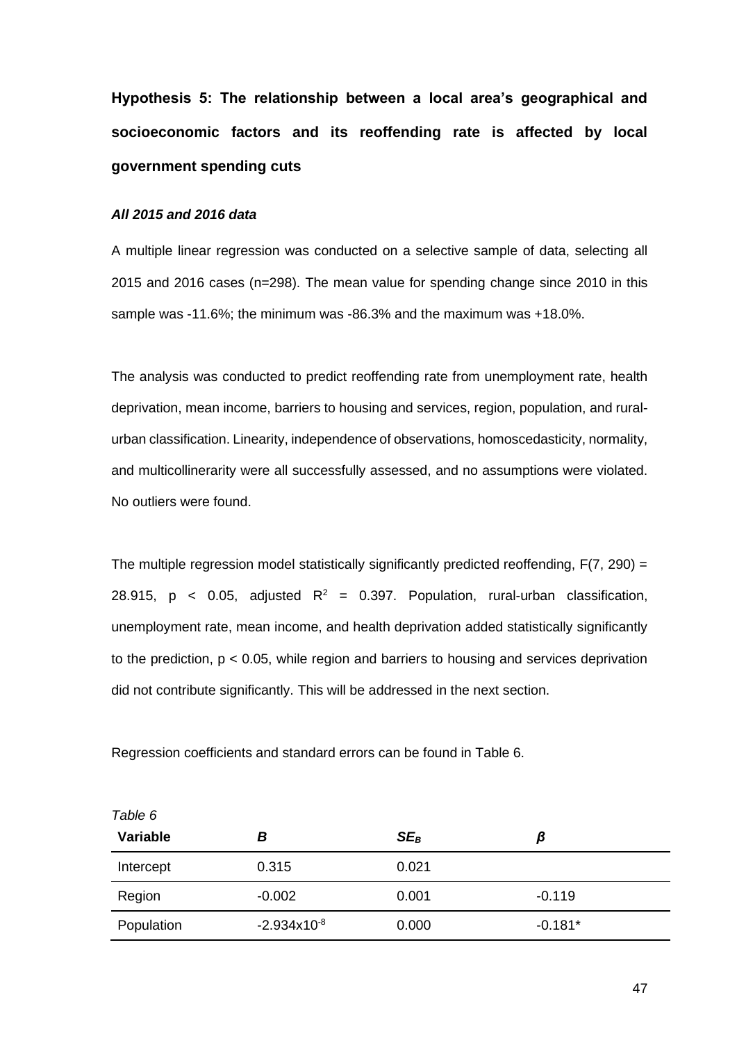**Hypothesis 5: The relationship between a local area's geographical and socioeconomic factors and its reoffending rate is affected by local government spending cuts**

***All 2015 and 2016 data***

A multiple linear regression was conducted on a selective sample of data, selecting all 2015 and 2016 cases (n=298). The mean value for spending change since 2010 in this sample was -11.6%; the minimum was -86.3% and the maximum was +18.0%.

The analysis was conducted to predict reoffending rate from unemployment rate, health deprivation, mean income, barriers to housing and services, region, population, and rural-urban classification. Linearity, independence of observations, homoscedasticity, normality, and multicollinearity were all successfully assessed, and no assumptions were violated. No outliers were found.

The multiple regression model statistically significantly predicted reoffending, $F(7, 290) = 28.915$, $p < 0.05$, adjusted $R^2 = 0.397$. Population, rural-urban classification, unemployment rate, mean income, and health deprivation added statistically significantly to the prediction, $p < 0.05$, while region and barriers to housing and services deprivation did not contribute significantly. This will be addressed in the next section.

Regression coefficients and standard errors can be found in Table 6.

*Table 6*

| Variable | $B$ | $SE_B$ | $\beta$ |
|---|---|---|---|
| Intercept | 0.315 | 0.021 | |
| Region | -0.002 | 0.001 | -0.119 |
| Population | $-2.934 \times 10^{-8}$ | 0.000 | -0.181* |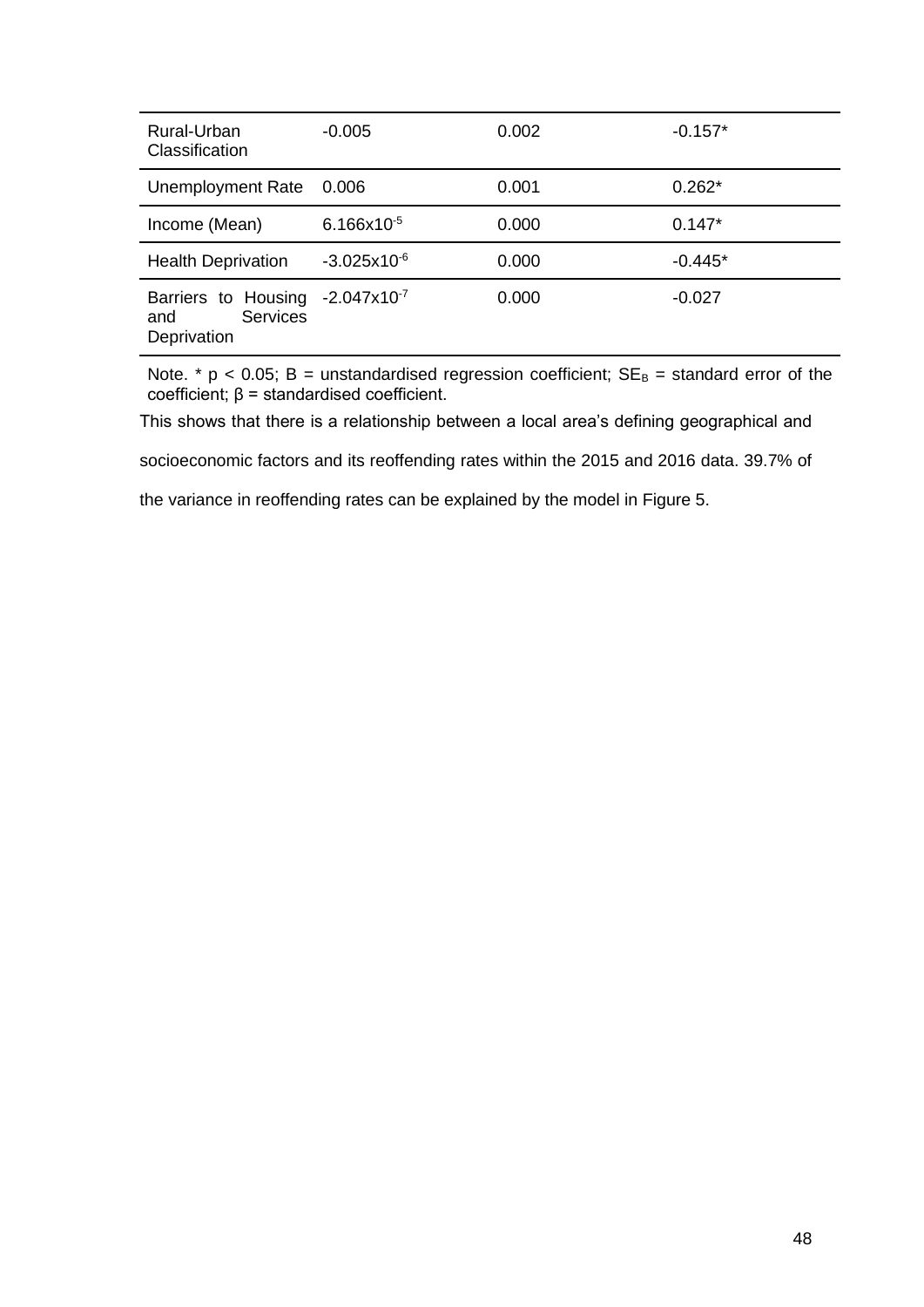| | | | |
|---|---|---|---|
| Rural-Urban Classification | -0.005 | 0.002 | -0.157* |
| Unemployment Rate | 0.006 | 0.001 | 0.262* |
| Income (Mean) | $6.166 \times 10^{-5}$ | 0.000 | 0.147* |
| Health Deprivation | $-3.025 \times 10^{-6}$ | 0.000 | -0.445* |
| Barriers to Housing and Services Deprivation | $-2.047 \times 10^{-7}$ | 0.000 | -0.027 |

Note. * $p < 0.05$; B = unstandardised regression coefficient; $SE_B$ = standard error of the coefficient; β = standardised coefficient.

This shows that there is a relationship between a local area's defining geographical and socioeconomic factors and its reoffending rates within the 2015 and 2016 data. 39.7% of the variance in reoffending rates can be explained by the model in Figure 5.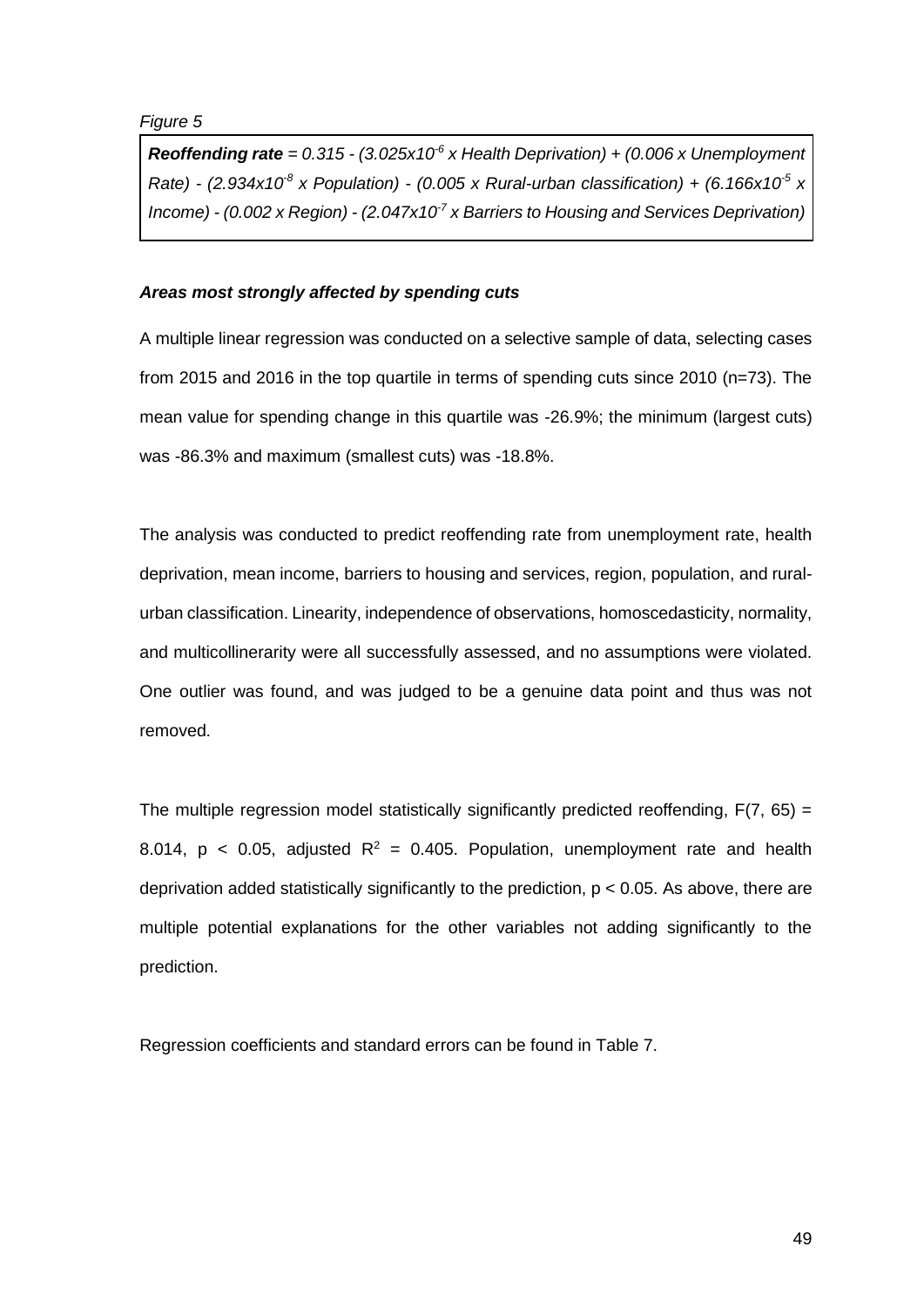*Figure 5*

***Reoffending rate*** *= 0.315 - ($3.025 \times 10^{-6}$ x Health Deprivation) + (0.006 x Unemployment Rate) - ($2.934 \times 10^{-8}$ x Population) - (0.005 x Rural-urban classification) + ($6.166 \times 10^{-5}$ x Income) - (0.002 x Region) - ($2.047 \times 10^{-7}$ x Barriers to Housing and Services Deprivation)*

***Areas most strongly affected by spending cuts***

A multiple linear regression was conducted on a selective sample of data, selecting cases from 2015 and 2016 in the top quartile in terms of spending cuts since 2010 (n=73). The mean value for spending change in this quartile was -26.9%; the minimum (largest cuts) was -86.3% and maximum (smallest cuts) was -18.8%.

The analysis was conducted to predict reoffending rate from unemployment rate, health deprivation, mean income, barriers to housing and services, region, population, and rural-urban classification. Linearity, independence of observations, homoscedasticity, normality, and multicollinearity were all successfully assessed, and no assumptions were violated. One outlier was found, and was judged to be a genuine data point and thus was not removed.

The multiple regression model statistically significantly predicted reoffending, $F(7, 65) = 8.014$, $p < 0.05$, adjusted $R^2 = 0.405$. Population, unemployment rate and health deprivation added statistically significantly to the prediction, $p < 0.05$. As above, there are multiple potential explanations for the other variables not adding significantly to the prediction.

Regression coefficients and standard errors can be found in Table 7.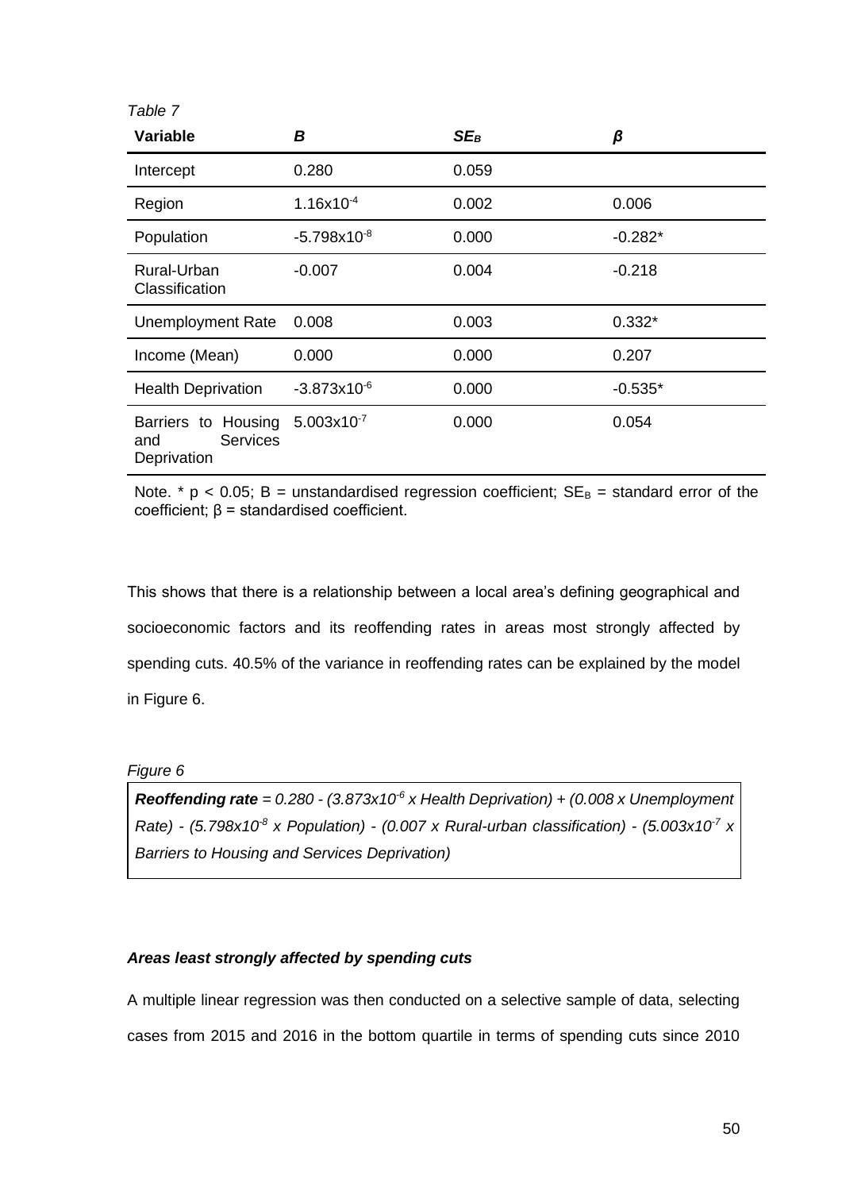*Table 7*

| **Variable** | ***B*** | ***SE<sub>B</sub>*** | ***β*** |
|---|---|---|---|
| Intercept | 0.280 | 0.059 | |
| Region | $1.16x10^{-4}$ | 0.002 | 0.006 |
| Population | $-5.798x10^{-8}$ | 0.000 | -0.282* |
| Rural-Urban Classification | -0.007 | 0.004 | -0.218 |
| Unemployment Rate | 0.008 | 0.003 | 0.332* |
| Income (Mean) | 0.000 | 0.000 | 0.207 |
| Health Deprivation | $-3.873x10^{-6}$ | 0.000 | -0.535* |
| Barriers to Housing and Services Deprivation | $5.003x10^{-7}$ | 0.000 | 0.054 |

Note. * $p < 0.05$; B = unstandardised regression coefficient; $SE_B$ = standard error of the coefficient; β = standardised coefficient.

This shows that there is a relationship between a local area's defining geographical and socioeconomic factors and its reoffending rates in areas most strongly affected by spending cuts. 40.5% of the variance in reoffending rates can be explained by the model in Figure 6.

*Figure 6*

***Reoffending rate*** *= 0.280 - ($3.873x10^{-6}$ x Health Deprivation) + (0.008 x Unemployment Rate) - ($5.798x10^{-8}$ x Population) - (0.007 x Rural-urban classification) - ($5.003x10^{-7}$ x Barriers to Housing and Services Deprivation)*

#### ***Areas least strongly affected by spending cuts***

A multiple linear regression was then conducted on a selective sample of data, selecting cases from 2015 and 2016 in the bottom quartile in terms of spending cuts since 2010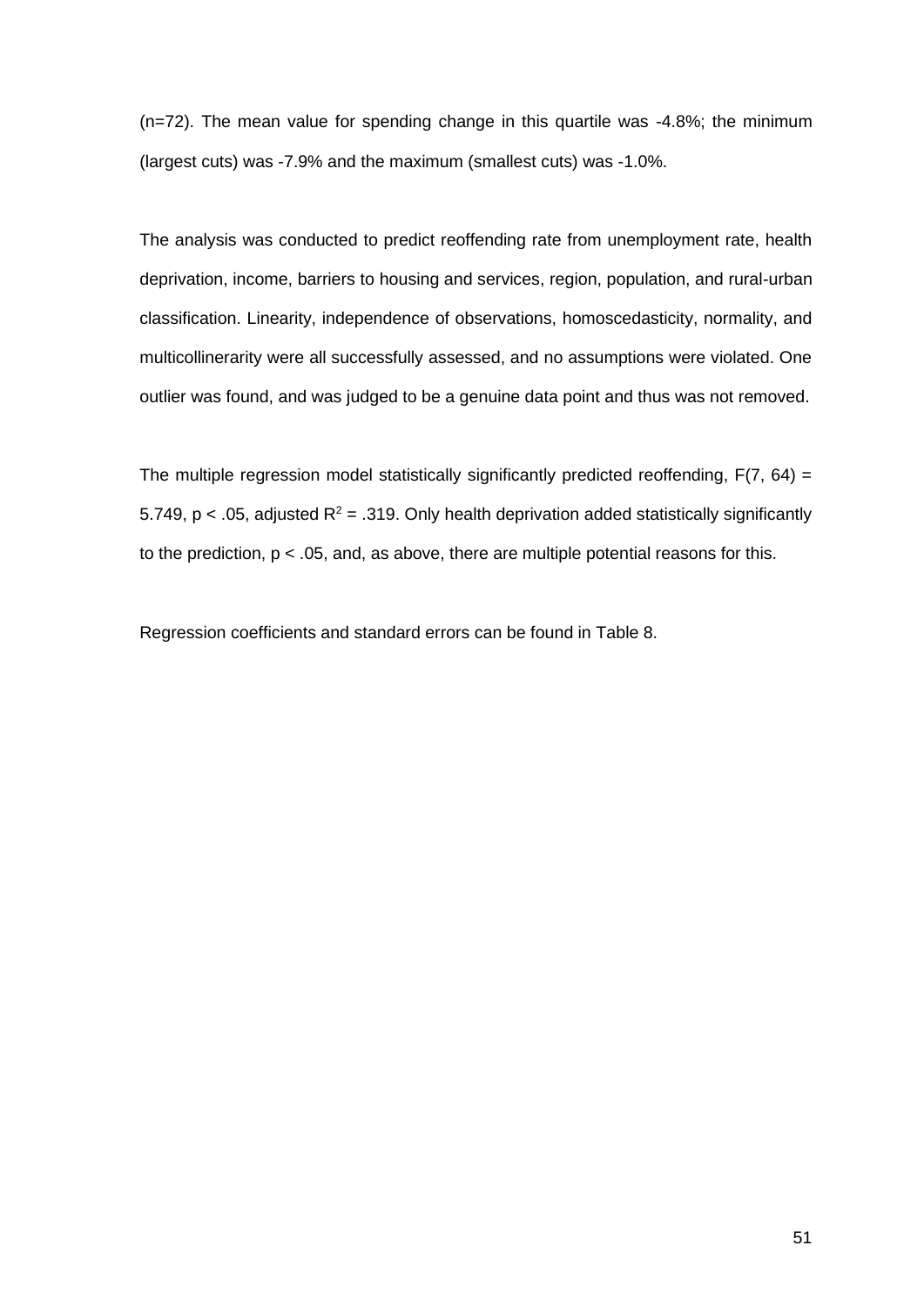(n=72). The mean value for spending change in this quartile was -4.8%; the minimum (largest cuts) was -7.9% and the maximum (smallest cuts) was -1.0%.

The analysis was conducted to predict reoffending rate from unemployment rate, health deprivation, income, barriers to housing and services, region, population, and rural-urban classification. Linearity, independence of observations, homoscedasticity, normality, and multicollinerarity were all successfully assessed, and no assumptions were violated. One outlier was found, and was judged to be a genuine data point and thus was not removed.

The multiple regression model statistically significantly predicted reoffending, $F(7, 64) = 5.749$, $p < .05$, adjusted $R^2 = .319$. Only health deprivation added statistically significantly to the prediction, $p < .05$, and, as above, there are multiple potential reasons for this.

Regression coefficients and standard errors can be found in Table 8.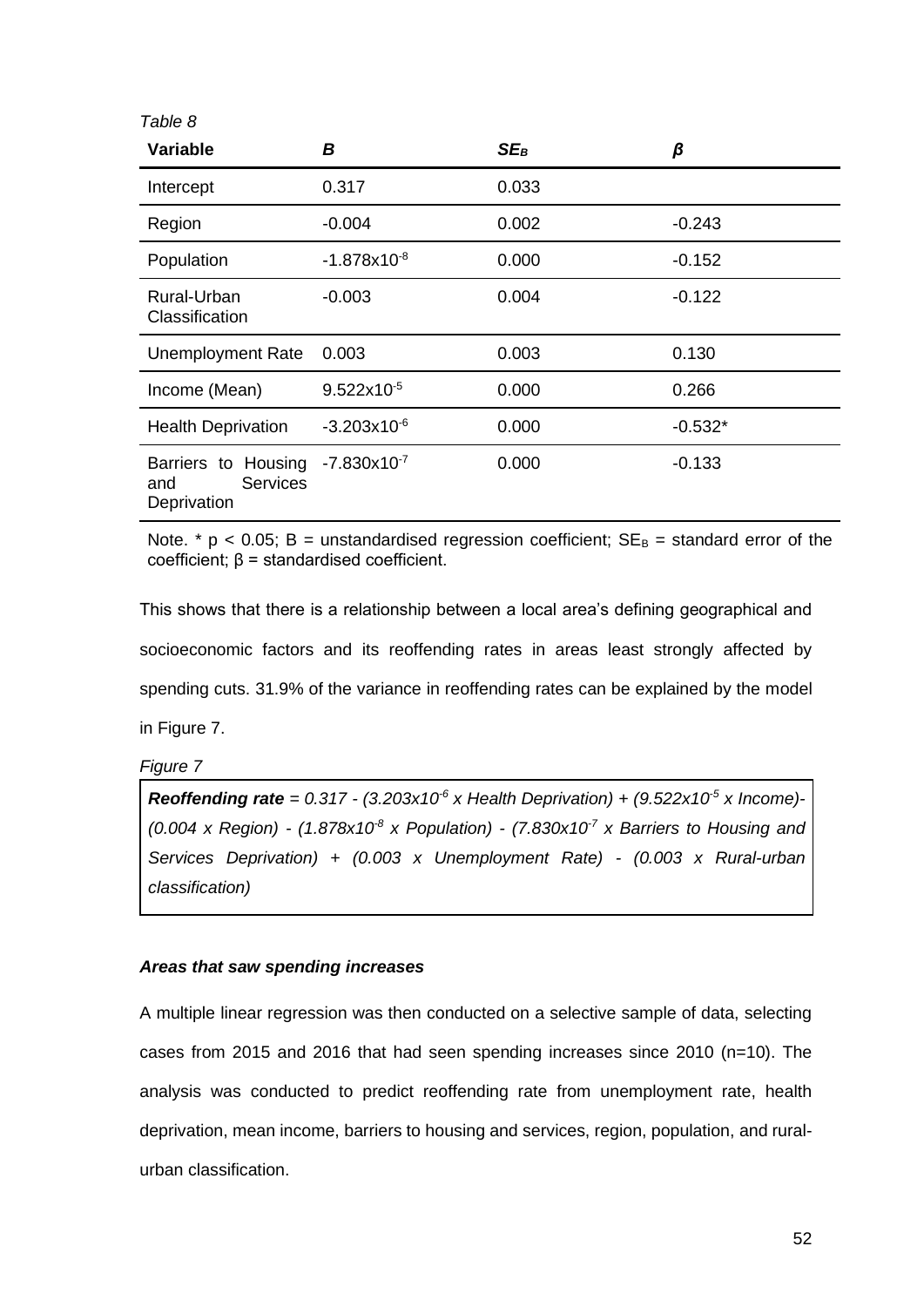*Table 8*

| **Variable** | ***B*** | ***SE<sub>B</sub>*** | ***β*** |
|---|---|---|---|
| Intercept | 0.317 | 0.033 | |
| Region | -0.004 | 0.002 | -0.243 |
| Population | $-1.878 \times 10^{-8}$ | 0.000 | -0.152 |
| Rural-Urban Classification | -0.003 | 0.004 | -0.122 |
| Unemployment Rate | 0.003 | 0.003 | 0.130 |
| Income (Mean) | $9.522 \times 10^{-5}$ | 0.000 | 0.266 |
| Health Deprivation | $-3.203 \times 10^{-6}$ | 0.000 | -0.532* |
| Barriers to Housing and Services Deprivation | $-7.830 \times 10^{-7}$ | 0.000 | -0.133 |

Note. * $p < 0.05$; B = unstandardised regression coefficient; $SE_B$ = standard error of the coefficient; β = standardised coefficient.

This shows that there is a relationship between a local area's defining geographical and socioeconomic factors and its reoffending rates in areas least strongly affected by spending cuts. 31.9% of the variance in reoffending rates can be explained by the model in Figure 7.

*Figure 7*

***Reoffending rate*** *= 0.317 - ($3.203 \times 10^{-6}$ x Health Deprivation) + ($9.522 \times 10^{-5}$ x Income)- (0.004 x Region) - ($1.878 \times 10^{-8}$ x Population) - ($7.830 \times 10^{-7}$ x Barriers to Housing and Services Deprivation) + (0.003 x Unemployment Rate) - (0.003 x Rural-urban classification)*

***Areas that saw spending increases***

A multiple linear regression was then conducted on a selective sample of data, selecting cases from 2015 and 2016 that had seen spending increases since 2010 (n=10). The analysis was conducted to predict reoffending rate from unemployment rate, health deprivation, mean income, barriers to housing and services, region, population, and rural-urban classification.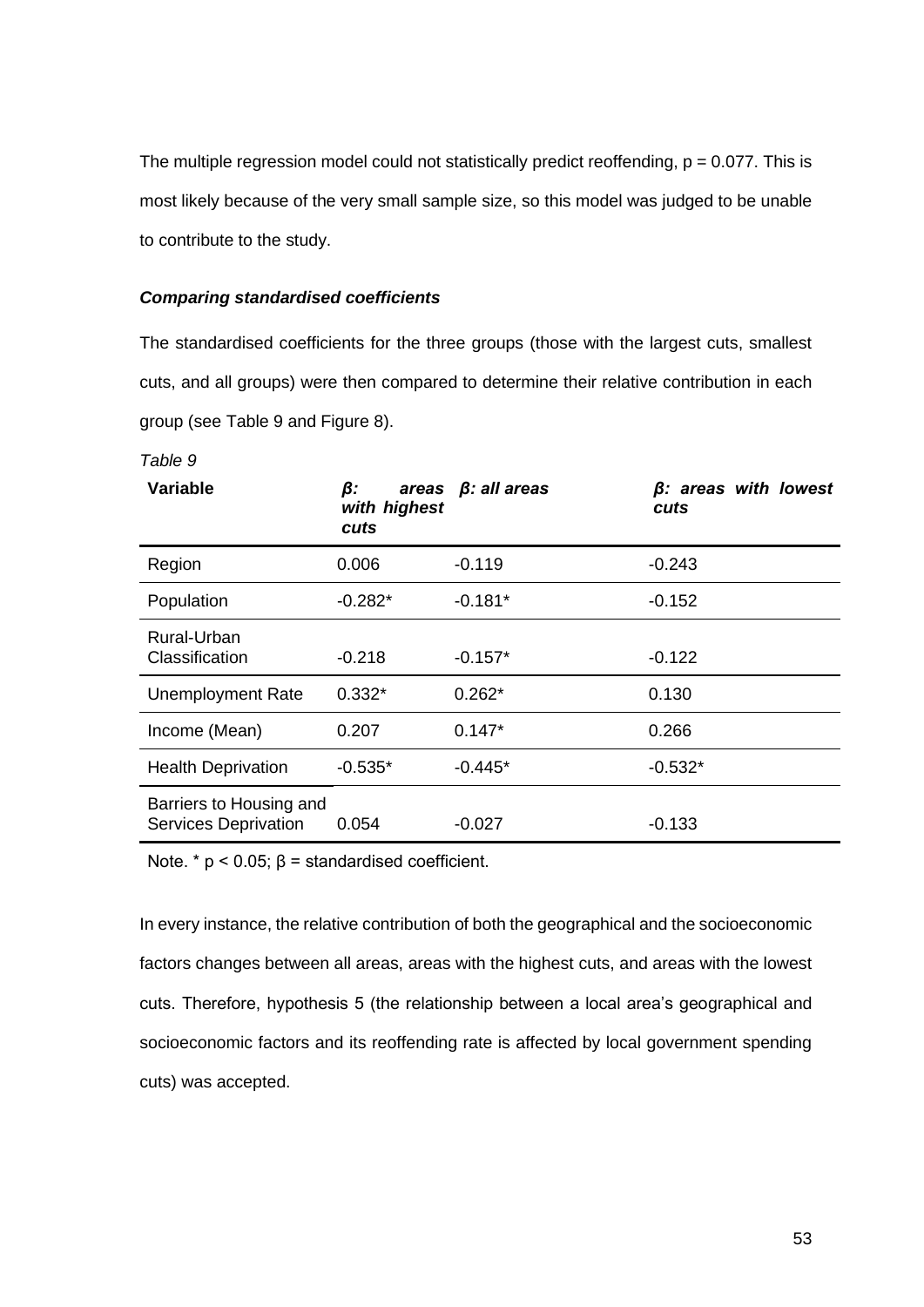The multiple regression model could not statistically predict reoffending, $p = 0.077$. This is most likely because of the very small sample size, so this model was judged to be unable to contribute to the study.

***Comparing standardised coefficients***

The standardised coefficients for the three groups (those with the largest cuts, smallest cuts, and all groups) were then compared to determine their relative contribution in each group (see Table 9 and Figure 8).

*Table 9*

| Variable | ***β: areas with highest cuts*** | ***β: all areas*** | ***β: areas with lowest cuts*** |
|---|---|---|---|
| Region | 0.006 | -0.119 | -0.243 |
| Population | -0.282* | -0.181* | -0.152 |
| Rural-Urban Classification | -0.218 | -0.157* | -0.122 |
| Unemployment Rate | 0.332* | 0.262* | 0.130 |
| Income (Mean) | 0.207 | 0.147* | 0.266 |
| Health Deprivation | -0.535* | -0.445* | -0.532* |
| Barriers to Housing and Services Deprivation | 0.054 | -0.027 | -0.133 |

Note. * $p < 0.05$; β = standardised coefficient.

In every instance, the relative contribution of both the geographical and the socioeconomic factors changes between all areas, areas with the highest cuts, and areas with the lowest cuts. Therefore, hypothesis 5 (the relationship between a local area's geographical and socioeconomic factors and its reoffending rate is affected by local government spending cuts) was accepted.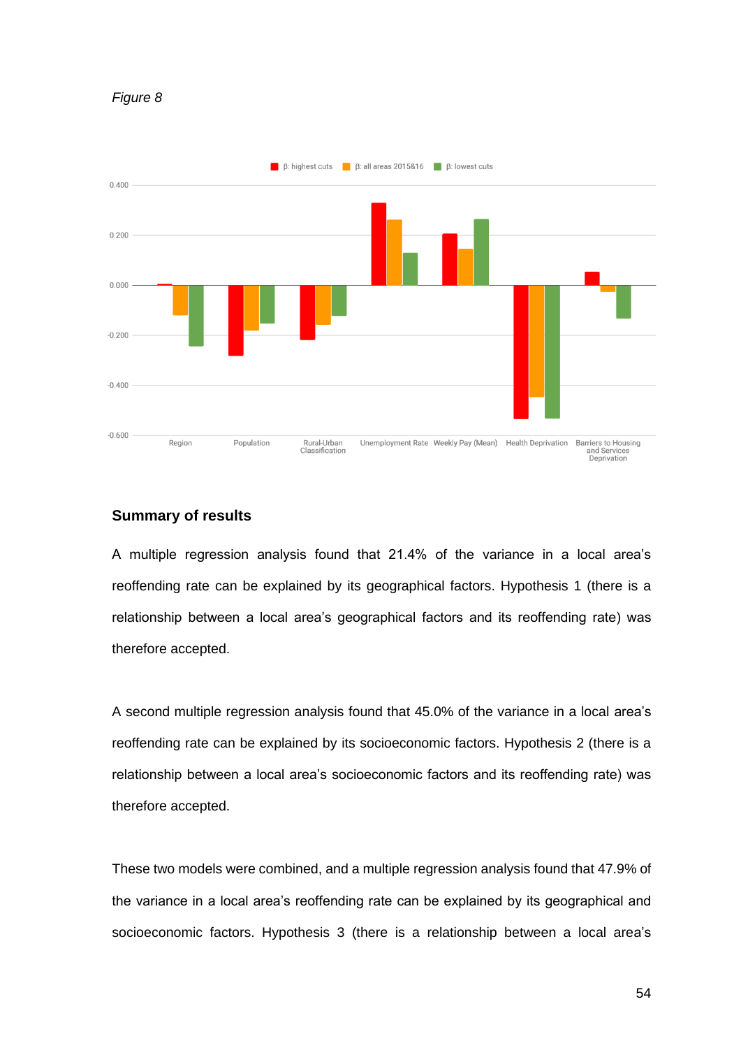*Figure 8*

## Summary of results

A multiple regression analysis found that 21.4% of the variance in a local area's reoffending rate can be explained by its geographical factors. Hypothesis 1 (there is a relationship between a local area's geographical factors and its reoffending rate) was therefore accepted.

A second multiple regression analysis found that 45.0% of the variance in a local area's reoffending rate can be explained by its socioeconomic factors. Hypothesis 2 (there is a relationship between a local area's socioeconomic factors and its reoffending rate) was therefore accepted.

These two models were combined, and a multiple regression analysis found that 47.9% of the variance in a local area's reoffending rate can be explained by its geographical and socioeconomic factors. Hypothesis 3 (there is a relationship between a local area's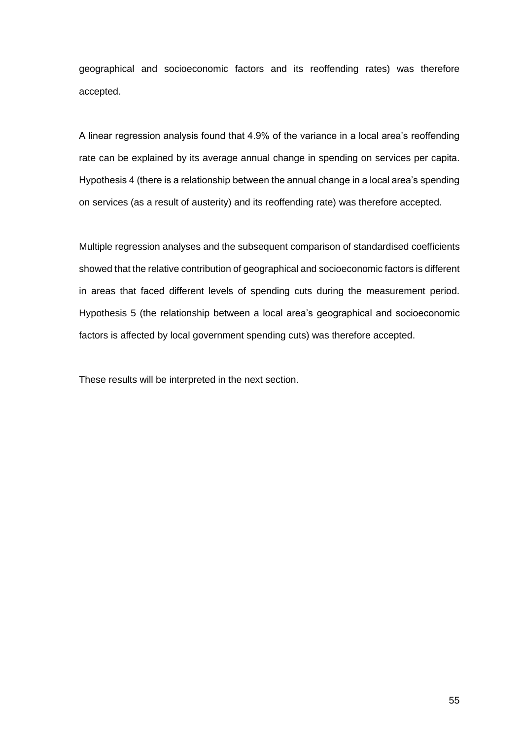geographical and socioeconomic factors and its reoffending rates) was therefore accepted.

A linear regression analysis found that 4.9% of the variance in a local area's reoffending rate can be explained by its average annual change in spending on services per capita. Hypothesis 4 (there is a relationship between the annual change in a local area's spending on services (as a result of austerity) and its reoffending rate) was therefore accepted.

Multiple regression analyses and the subsequent comparison of standardised coefficients showed that the relative contribution of geographical and socioeconomic factors is different in areas that faced different levels of spending cuts during the measurement period. Hypothesis 5 (the relationship between a local area's geographical and socioeconomic factors is affected by local government spending cuts) was therefore accepted.

These results will be interpreted in the next section.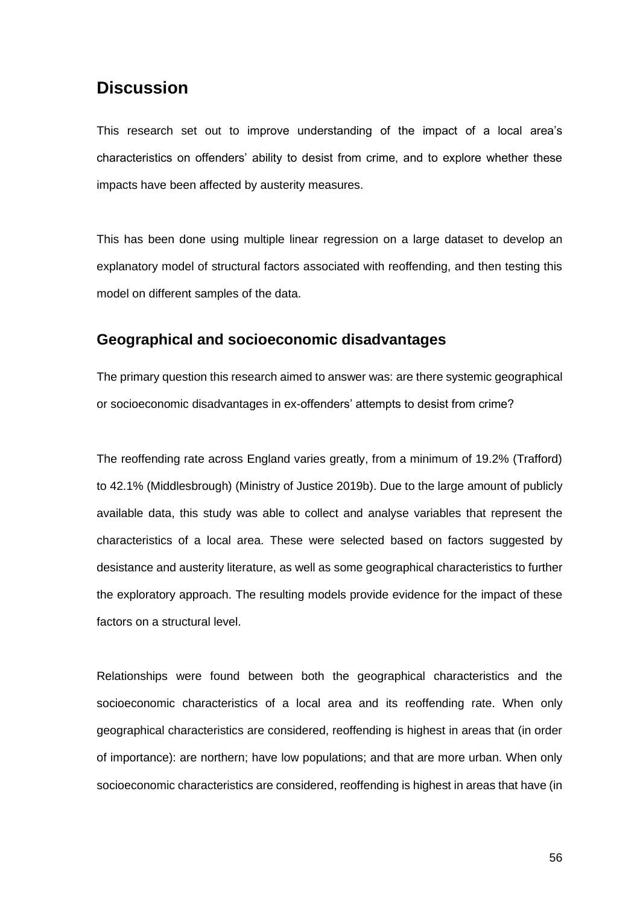## Discussion

This research set out to improve understanding of the impact of a local area's characteristics on offenders' ability to desist from crime, and to explore whether these impacts have been affected by austerity measures.

This has been done using multiple linear regression on a large dataset to develop an explanatory model of structural factors associated with reoffending, and then testing this model on different samples of the data.

### Geographical and socioeconomic disadvantages

The primary question this research aimed to answer was: are there systemic geographical or socioeconomic disadvantages in ex-offenders' attempts to desist from crime?

The reoffending rate across England varies greatly, from a minimum of 19.2% (Trafford) to 42.1% (Middlesbrough) (Ministry of Justice 2019b). Due to the large amount of publicly available data, this study was able to collect and analyse variables that represent the characteristics of a local area. These were selected based on factors suggested by desistance and austerity literature, as well as some geographical characteristics to further the exploratory approach. The resulting models provide evidence for the impact of these factors on a structural level.

Relationships were found between both the geographical characteristics and the socioeconomic characteristics of a local area and its reoffending rate. When only geographical characteristics are considered, reoffending is highest in areas that (in order of importance): are northern; have low populations; and that are more urban. When only socioeconomic characteristics are considered, reoffending is highest in areas that have (in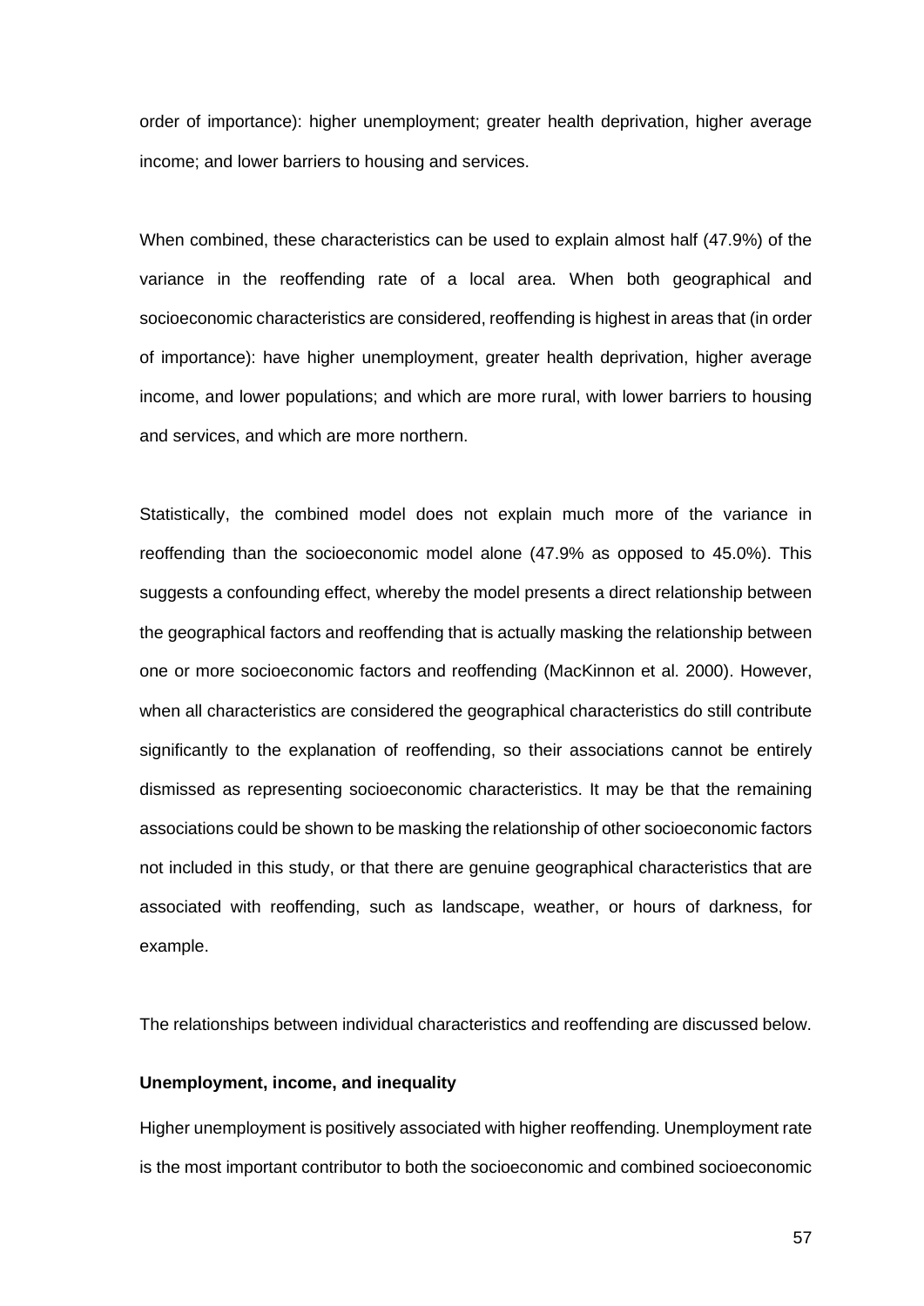order of importance): higher unemployment; greater health deprivation, higher average income; and lower barriers to housing and services.

When combined, these characteristics can be used to explain almost half (47.9%) of the variance in the reoffending rate of a local area. When both geographical and socioeconomic characteristics are considered, reoffending is highest in areas that (in order of importance): have higher unemployment, greater health deprivation, higher average income, and lower populations; and which are more rural, with lower barriers to housing and services, and which are more northern.

Statistically, the combined model does not explain much more of the variance in reoffending than the socioeconomic model alone (47.9% as opposed to 45.0%). This suggests a confounding effect, whereby the model presents a direct relationship between the geographical factors and reoffending that is actually masking the relationship between one or more socioeconomic factors and reoffending (MacKinnon et al. 2000). However, when all characteristics are considered the geographical characteristics do still contribute significantly to the explanation of reoffending, so their associations cannot be entirely dismissed as representing socioeconomic characteristics. It may be that the remaining associations could be shown to be masking the relationship of other socioeconomic factors not included in this study, or that there are genuine geographical characteristics that are associated with reoffending, such as landscape, weather, or hours of darkness, for example.

The relationships between individual characteristics and reoffending are discussed below.

**Unemployment, income, and inequality**

Higher unemployment is positively associated with higher reoffending. Unemployment rate is the most important contributor to both the socioeconomic and combined socioeconomic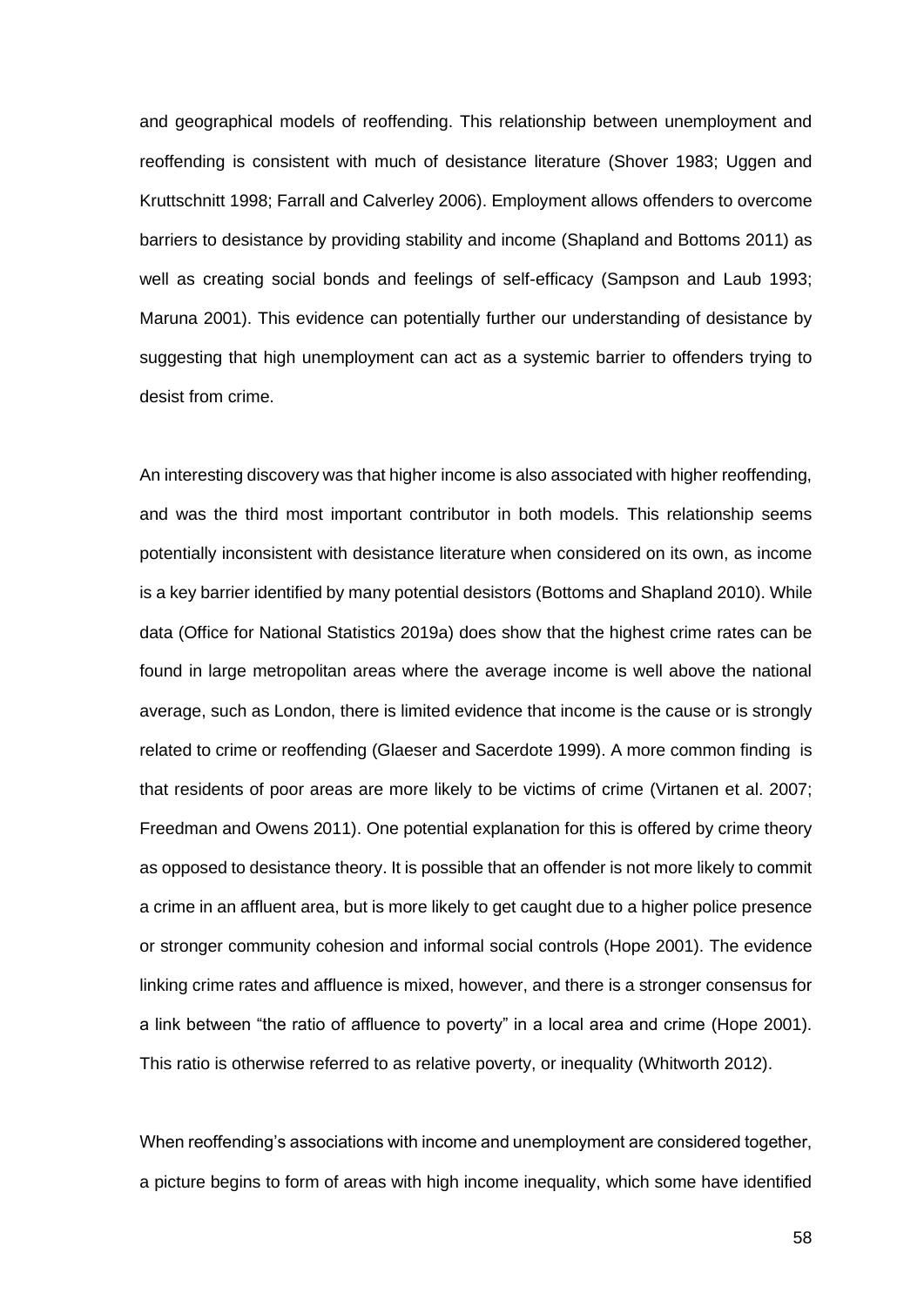and geographical models of reoffending. This relationship between unemployment and reoffending is consistent with much of desistance literature (Shover 1983; Uggen and Kruttschnitt 1998; Farrall and Calverley 2006). Employment allows offenders to overcome barriers to desistance by providing stability and income (Shapland and Bottoms 2011) as well as creating social bonds and feelings of self-efficacy (Sampson and Laub 1993; Maruna 2001). This evidence can potentially further our understanding of desistance by suggesting that high unemployment can act as a systemic barrier to offenders trying to desist from crime.

An interesting discovery was that higher income is also associated with higher reoffending, and was the third most important contributor in both models. This relationship seems potentially inconsistent with desistance literature when considered on its own, as income is a key barrier identified by many potential desistors (Bottoms and Shapland 2010). While data (Office for National Statistics 2019a) does show that the highest crime rates can be found in large metropolitan areas where the average income is well above the national average, such as London, there is limited evidence that income is the cause or is strongly related to crime or reoffending (Glaeser and Sacerdote 1999). A more common finding is that residents of poor areas are more likely to be victims of crime (Virtanen et al. 2007; Freedman and Owens 2011). One potential explanation for this is offered by crime theory as opposed to desistance theory. It is possible that an offender is not more likely to commit a crime in an affluent area, but is more likely to get caught due to a higher police presence or stronger community cohesion and informal social controls (Hope 2001). The evidence linking crime rates and affluence is mixed, however, and there is a stronger consensus for a link between "the ratio of affluence to poverty" in a local area and crime (Hope 2001). This ratio is otherwise referred to as relative poverty, or inequality (Whitworth 2012).

When reoffending's associations with income and unemployment are considered together, a picture begins to form of areas with high income inequality, which some have identified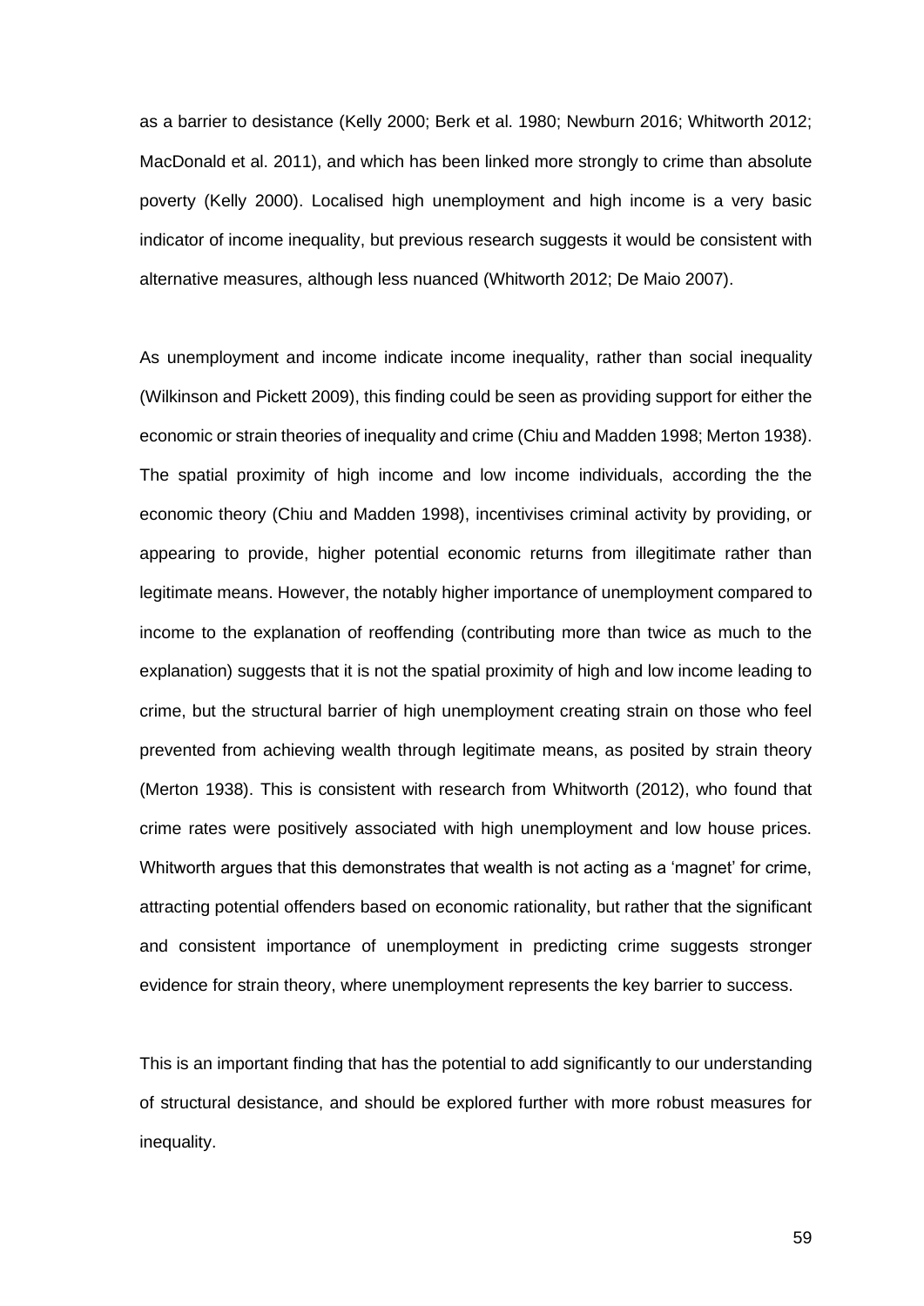as a barrier to desistance (Kelly 2000; Berk et al. 1980; Newburn 2016; Whitworth 2012; MacDonald et al. 2011), and which has been linked more strongly to crime than absolute poverty (Kelly 2000). Localised high unemployment and high income is a very basic indicator of income inequality, but previous research suggests it would be consistent with alternative measures, although less nuanced (Whitworth 2012; De Maio 2007).

As unemployment and income indicate income inequality, rather than social inequality (Wilkinson and Pickett 2009), this finding could be seen as providing support for either the economic or strain theories of inequality and crime (Chiu and Madden 1998; Merton 1938). The spatial proximity of high income and low income individuals, according the the economic theory (Chiu and Madden 1998), incentivises criminal activity by providing, or appearing to provide, higher potential economic returns from illegitimate rather than legitimate means. However, the notably higher importance of unemployment compared to income to the explanation of reoffending (contributing more than twice as much to the explanation) suggests that it is not the spatial proximity of high and low income leading to crime, but the structural barrier of high unemployment creating strain on those who feel prevented from achieving wealth through legitimate means, as posited by strain theory (Merton 1938). This is consistent with research from Whitworth (2012), who found that crime rates were positively associated with high unemployment and low house prices. Whitworth argues that this demonstrates that wealth is not acting as a 'magnet' for crime, attracting potential offenders based on economic rationality, but rather that the significant and consistent importance of unemployment in predicting crime suggests stronger evidence for strain theory, where unemployment represents the key barrier to success.

This is an important finding that has the potential to add significantly to our understanding of structural desistance, and should be explored further with more robust measures for inequality.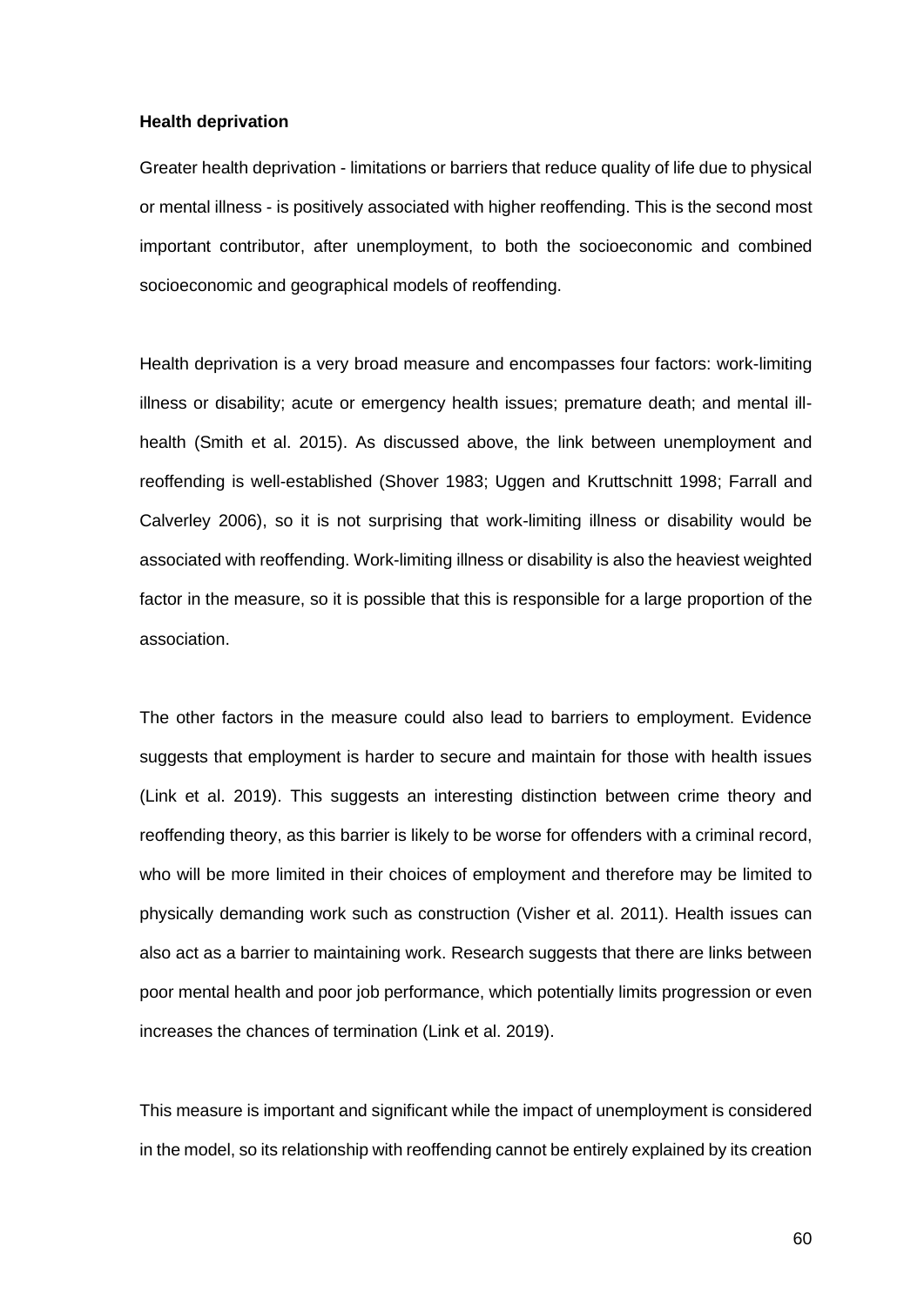**Health deprivation**

Greater health deprivation - limitations or barriers that reduce quality of life due to physical or mental illness - is positively associated with higher reoffending. This is the second most important contributor, after unemployment, to both the socioeconomic and combined socioeconomic and geographical models of reoffending.

Health deprivation is a very broad measure and encompasses four factors: work-limiting illness or disability; acute or emergency health issues; premature death; and mental ill-health (Smith et al. 2015). As discussed above, the link between unemployment and reoffending is well-established (Shover 1983; Uggen and Kruttschnitt 1998; Farrall and Calverley 2006), so it is not surprising that work-limiting illness or disability would be associated with reoffending. Work-limiting illness or disability is also the heaviest weighted factor in the measure, so it is possible that this is responsible for a large proportion of the association.

The other factors in the measure could also lead to barriers to employment. Evidence suggests that employment is harder to secure and maintain for those with health issues (Link et al. 2019). This suggests an interesting distinction between crime theory and reoffending theory, as this barrier is likely to be worse for offenders with a criminal record, who will be more limited in their choices of employment and therefore may be limited to physically demanding work such as construction (Visher et al. 2011). Health issues can also act as a barrier to maintaining work. Research suggests that there are links between poor mental health and poor job performance, which potentially limits progression or even increases the chances of termination (Link et al. 2019).

This measure is important and significant while the impact of unemployment is considered in the model, so its relationship with reoffending cannot be entirely explained by its creation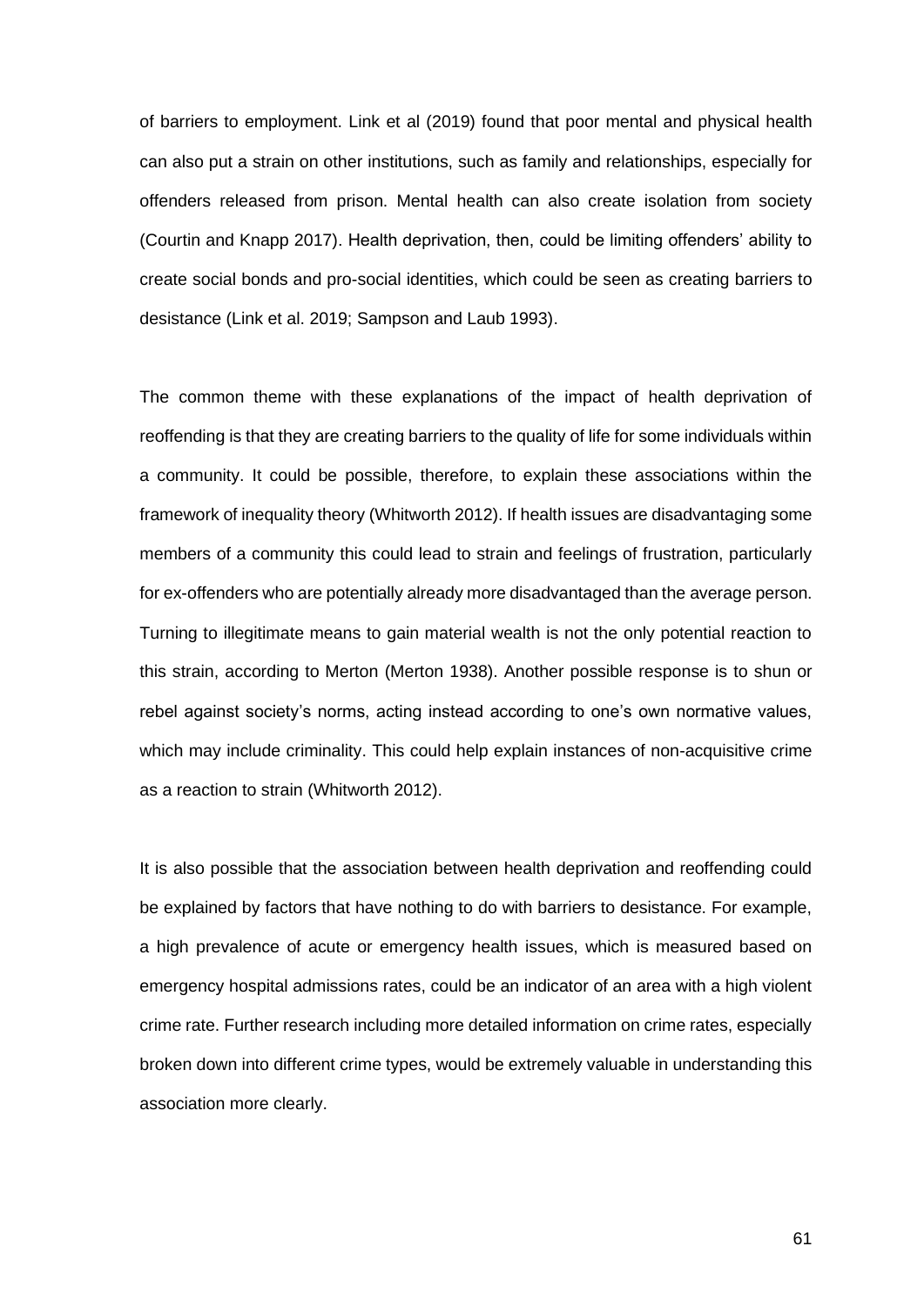of barriers to employment. Link et al (2019) found that poor mental and physical health can also put a strain on other institutions, such as family and relationships, especially for offenders released from prison. Mental health can also create isolation from society (Courtin and Knapp 2017). Health deprivation, then, could be limiting offenders' ability to create social bonds and pro-social identities, which could be seen as creating barriers to desistance (Link et al. 2019; Sampson and Laub 1993).

The common theme with these explanations of the impact of health deprivation of reoffending is that they are creating barriers to the quality of life for some individuals within a community. It could be possible, therefore, to explain these associations within the framework of inequality theory (Whitworth 2012). If health issues are disadvantaging some members of a community this could lead to strain and feelings of frustration, particularly for ex-offenders who are potentially already more disadvantaged than the average person. Turning to illegitimate means to gain material wealth is not the only potential reaction to this strain, according to Merton (Merton 1938). Another possible response is to shun or rebel against society's norms, acting instead according to one's own normative values, which may include criminality. This could help explain instances of non-acquisitive crime as a reaction to strain (Whitworth 2012).

It is also possible that the association between health deprivation and reoffending could be explained by factors that have nothing to do with barriers to desistance. For example, a high prevalence of acute or emergency health issues, which is measured based on emergency hospital admissions rates, could be an indicator of an area with a high violent crime rate. Further research including more detailed information on crime rates, especially broken down into different crime types, would be extremely valuable in understanding this association more clearly.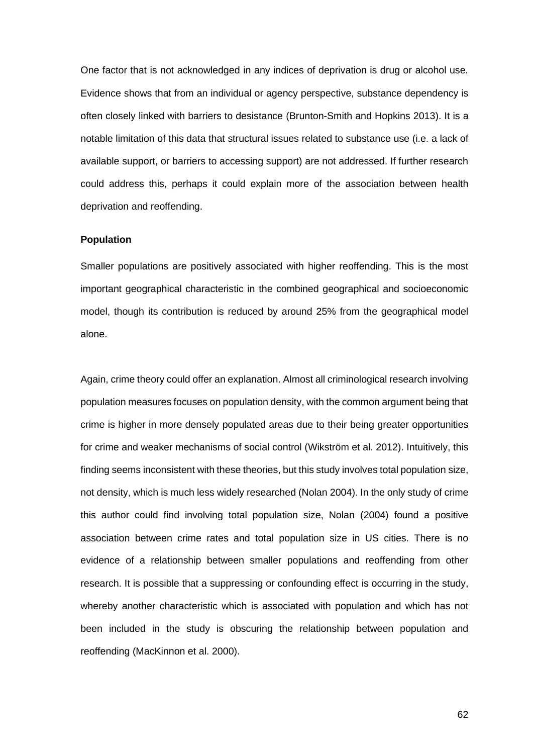One factor that is not acknowledged in any indices of deprivation is drug or alcohol use. Evidence shows that from an individual or agency perspective, substance dependency is often closely linked with barriers to desistance (Brunton-Smith and Hopkins 2013). It is a notable limitation of this data that structural issues related to substance use (i.e. a lack of available support, or barriers to accessing support) are not addressed. If further research could address this, perhaps it could explain more of the association between health deprivation and reoffending.

**Population**

Smaller populations are positively associated with higher reoffending. This is the most important geographical characteristic in the combined geographical and socioeconomic model, though its contribution is reduced by around 25% from the geographical model alone.

Again, crime theory could offer an explanation. Almost all criminological research involving population measures focuses on population density, with the common argument being that crime is higher in more densely populated areas due to their being greater opportunities for crime and weaker mechanisms of social control (Wikström et al. 2012). Intuitively, this finding seems inconsistent with these theories, but this study involves total population size, not density, which is much less widely researched (Nolan 2004). In the only study of crime this author could find involving total population size, Nolan (2004) found a positive association between crime rates and total population size in US cities. There is no evidence of a relationship between smaller populations and reoffending from other research. It is possible that a suppressing or confounding effect is occurring in the study, whereby another characteristic which is associated with population and which has not been included in the study is obscuring the relationship between population and reoffending (MacKinnon et al. 2000).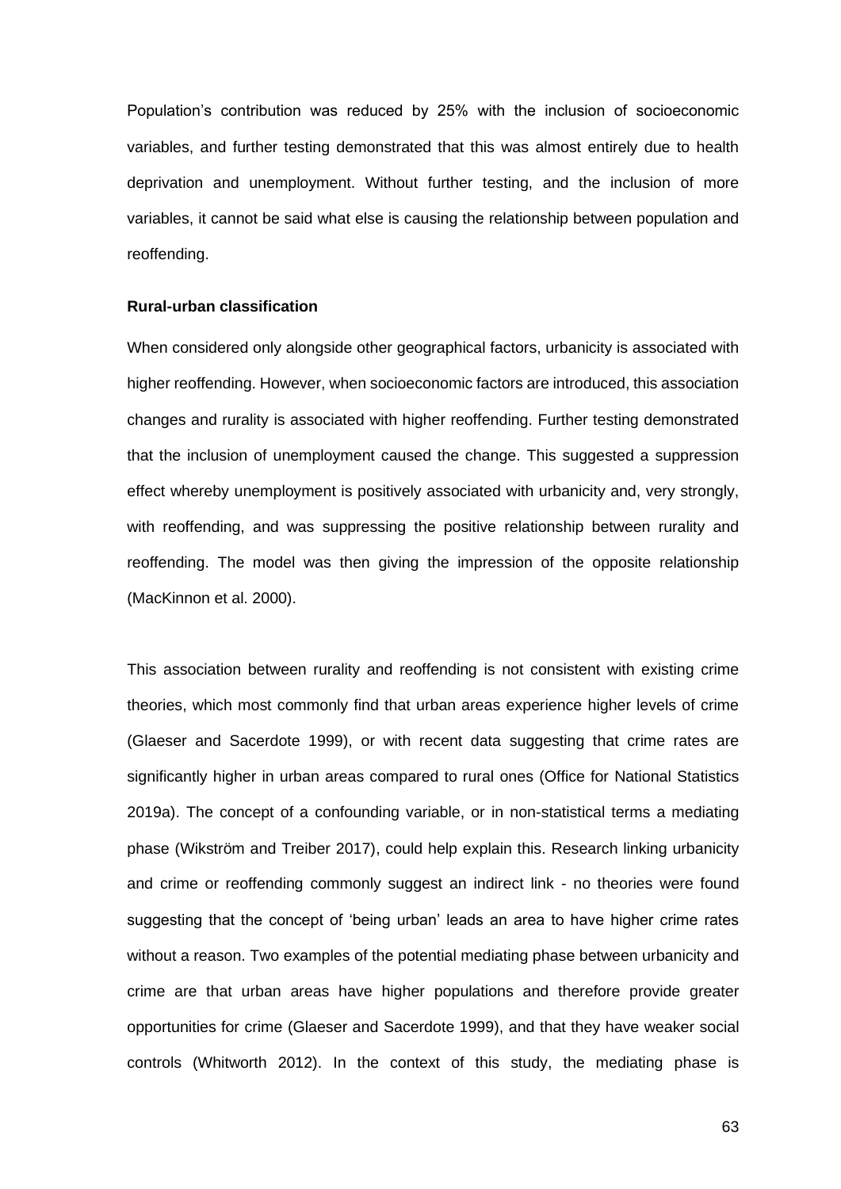Population's contribution was reduced by 25% with the inclusion of socioeconomic variables, and further testing demonstrated that this was almost entirely due to health deprivation and unemployment. Without further testing, and the inclusion of more variables, it cannot be said what else is causing the relationship between population and reoffending.

**Rural-urban classification**

When considered only alongside other geographical factors, urbanicity is associated with higher reoffending. However, when socioeconomic factors are introduced, this association changes and rurality is associated with higher reoffending. Further testing demonstrated that the inclusion of unemployment caused the change. This suggested a suppression effect whereby unemployment is positively associated with urbanicity and, very strongly, with reoffending, and was suppressing the positive relationship between rurality and reoffending. The model was then giving the impression of the opposite relationship (MacKinnon et al. 2000).

This association between rurality and reoffending is not consistent with existing crime theories, which most commonly find that urban areas experience higher levels of crime (Glaeser and Sacerdote 1999), or with recent data suggesting that crime rates are significantly higher in urban areas compared to rural ones (Office for National Statistics 2019a). The concept of a confounding variable, or in non-statistical terms a mediating phase (Wikström and Treiber 2017), could help explain this. Research linking urbanicity and crime or reoffending commonly suggest an indirect link - no theories were found suggesting that the concept of 'being urban' leads an area to have higher crime rates without a reason. Two examples of the potential mediating phase between urbanicity and crime are that urban areas have higher populations and therefore provide greater opportunities for crime (Glaeser and Sacerdote 1999), and that they have weaker social controls (Whitworth 2012). In the context of this study, the mediating phase is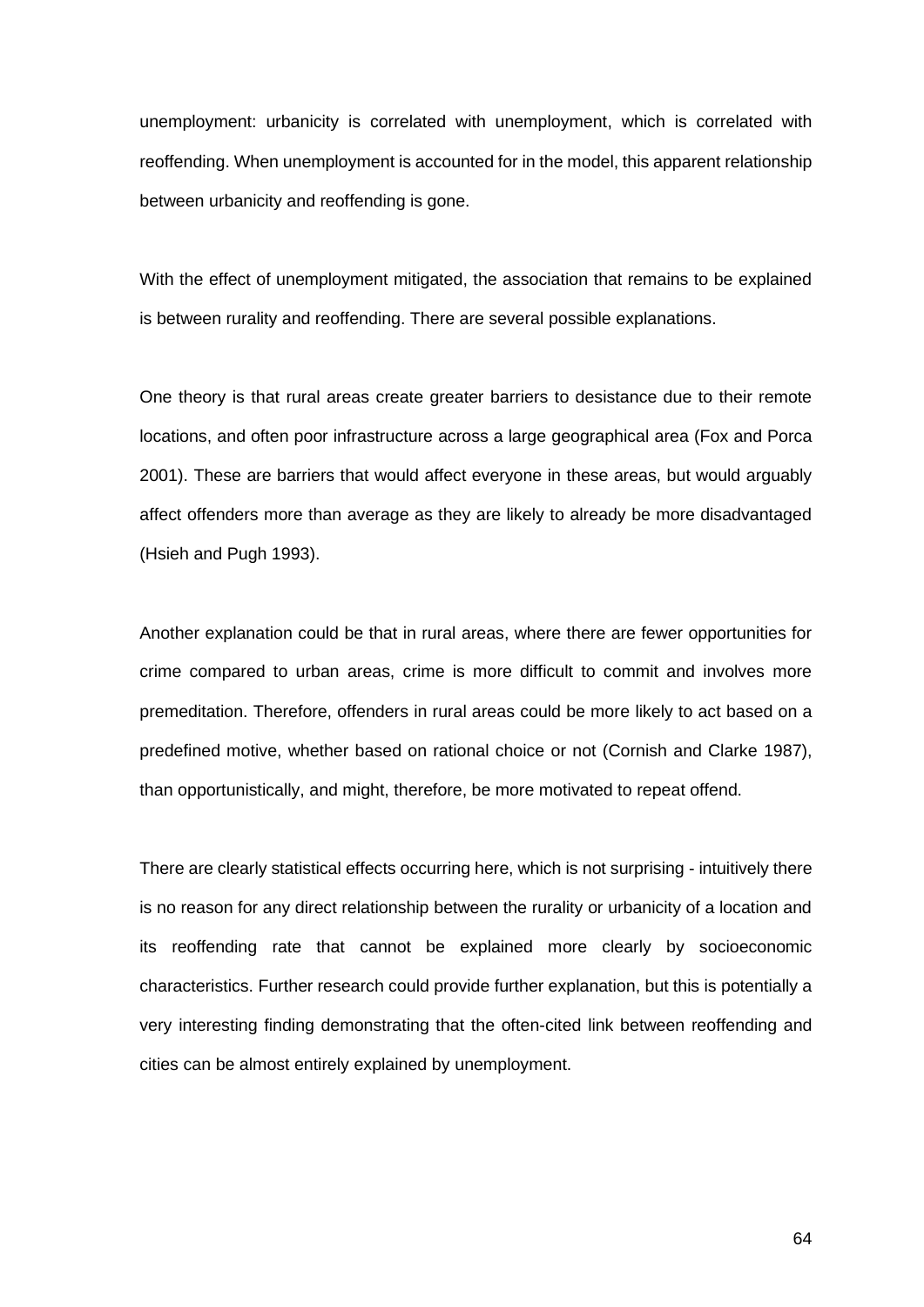unemployment: urbanicity is correlated with unemployment, which is correlated with reoffending. When unemployment is accounted for in the model, this apparent relationship between urbanicity and reoffending is gone.

With the effect of unemployment mitigated, the association that remains to be explained is between rurality and reoffending. There are several possible explanations.

One theory is that rural areas create greater barriers to desistance due to their remote locations, and often poor infrastructure across a large geographical area (Fox and Porca 2001). These are barriers that would affect everyone in these areas, but would arguably affect offenders more than average as they are likely to already be more disadvantaged (Hsieh and Pugh 1993).

Another explanation could be that in rural areas, where there are fewer opportunities for crime compared to urban areas, crime is more difficult to commit and involves more premeditation. Therefore, offenders in rural areas could be more likely to act based on a predefined motive, whether based on rational choice or not (Cornish and Clarke 1987), than opportunistically, and might, therefore, be more motivated to repeat offend.

There are clearly statistical effects occurring here, which is not surprising - intuitively there is no reason for any direct relationship between the rurality or urbanicity of a location and its reoffending rate that cannot be explained more clearly by socioeconomic characteristics. Further research could provide further explanation, but this is potentially a very interesting finding demonstrating that the often-cited link between reoffending and cities can be almost entirely explained by unemployment.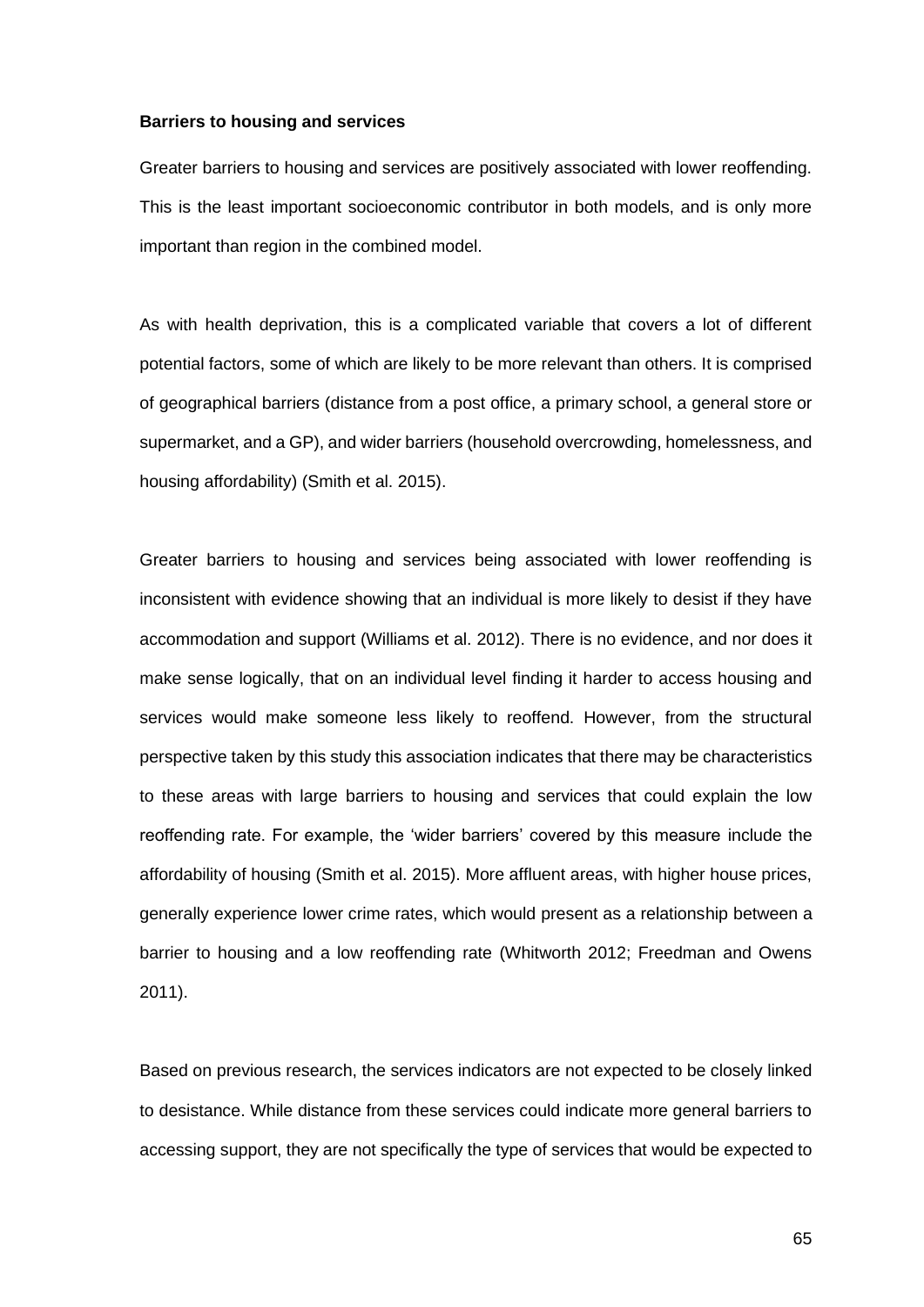**Barriers to housing and services**

Greater barriers to housing and services are positively associated with lower reoffending. This is the least important socioeconomic contributor in both models, and is only more important than region in the combined model.

As with health deprivation, this is a complicated variable that covers a lot of different potential factors, some of which are likely to be more relevant than others. It is comprised of geographical barriers (distance from a post office, a primary school, a general store or supermarket, and a GP), and wider barriers (household overcrowding, homelessness, and housing affordability) (Smith et al. 2015).

Greater barriers to housing and services being associated with lower reoffending is inconsistent with evidence showing that an individual is more likely to desist if they have accommodation and support (Williams et al. 2012). There is no evidence, and nor does it make sense logically, that on an individual level finding it harder to access housing and services would make someone less likely to reoffend. However, from the structural perspective taken by this study this association indicates that there may be characteristics to these areas with large barriers to housing and services that could explain the low reoffending rate. For example, the 'wider barriers' covered by this measure include the affordability of housing (Smith et al. 2015). More affluent areas, with higher house prices, generally experience lower crime rates, which would present as a relationship between a barrier to housing and a low reoffending rate (Whitworth 2012; Freedman and Owens 2011).

Based on previous research, the services indicators are not expected to be closely linked to desistance. While distance from these services could indicate more general barriers to accessing support, they are not specifically the type of services that would be expected to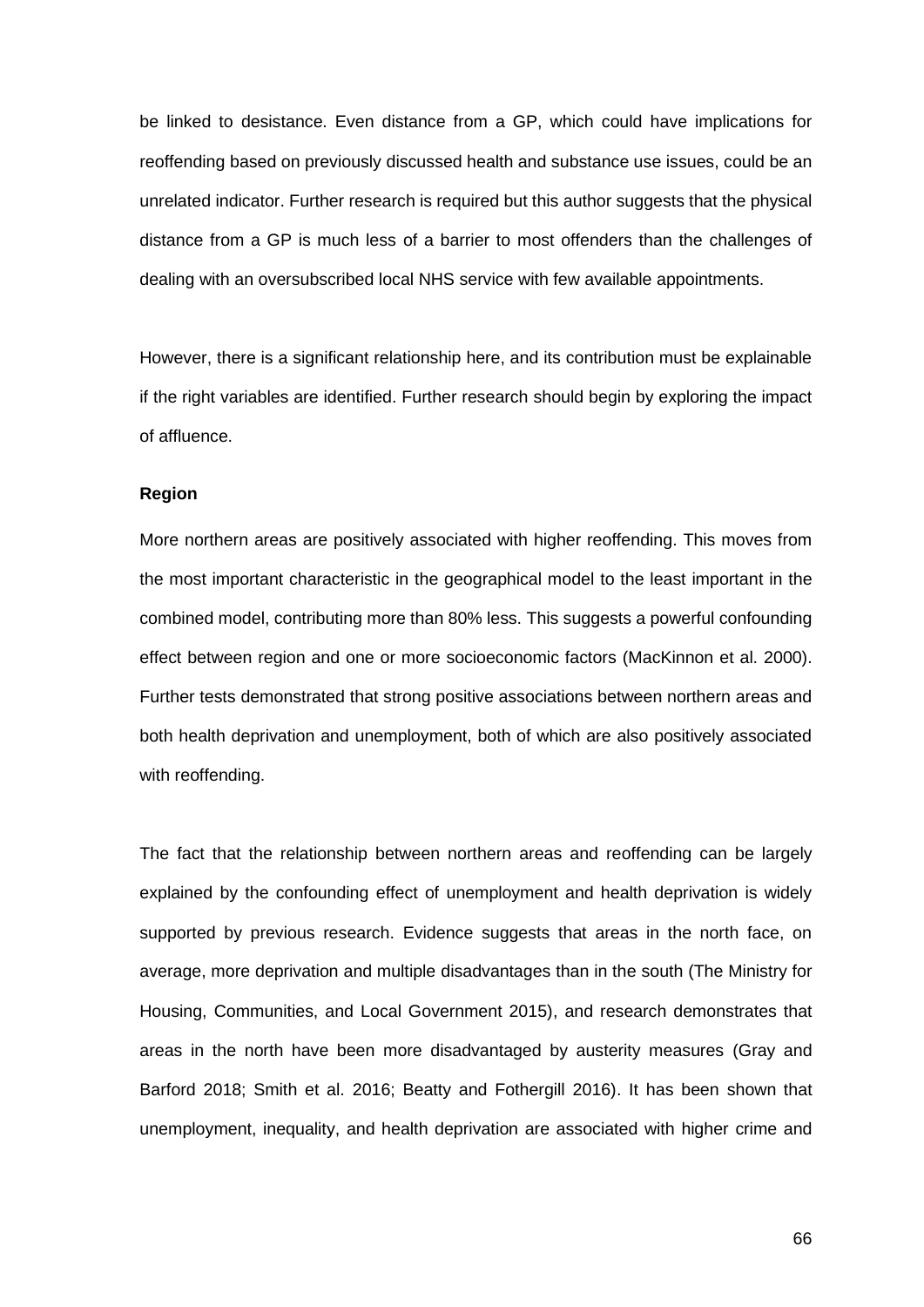be linked to desistance. Even distance from a GP, which could have implications for reoffending based on previously discussed health and substance use issues, could be an unrelated indicator. Further research is required but this author suggests that the physical distance from a GP is much less of a barrier to most offenders than the challenges of dealing with an oversubscribed local NHS service with few available appointments.

However, there is a significant relationship here, and its contribution must be explainable if the right variables are identified. Further research should begin by exploring the impact of affluence.

**Region**

More northern areas are positively associated with higher reoffending. This moves from the most important characteristic in the geographical model to the least important in the combined model, contributing more than 80% less. This suggests a powerful confounding effect between region and one or more socioeconomic factors (MacKinnon et al. 2000). Further tests demonstrated that strong positive associations between northern areas and both health deprivation and unemployment, both of which are also positively associated with reoffending.

The fact that the relationship between northern areas and reoffending can be largely explained by the confounding effect of unemployment and health deprivation is widely supported by previous research. Evidence suggests that areas in the north face, on average, more deprivation and multiple disadvantages than in the south (The Ministry for Housing, Communities, and Local Government 2015), and research demonstrates that areas in the north have been more disadvantaged by austerity measures (Gray and Barford 2018; Smith et al. 2016; Beatty and Fothergill 2016). It has been shown that unemployment, inequality, and health deprivation are associated with higher crime and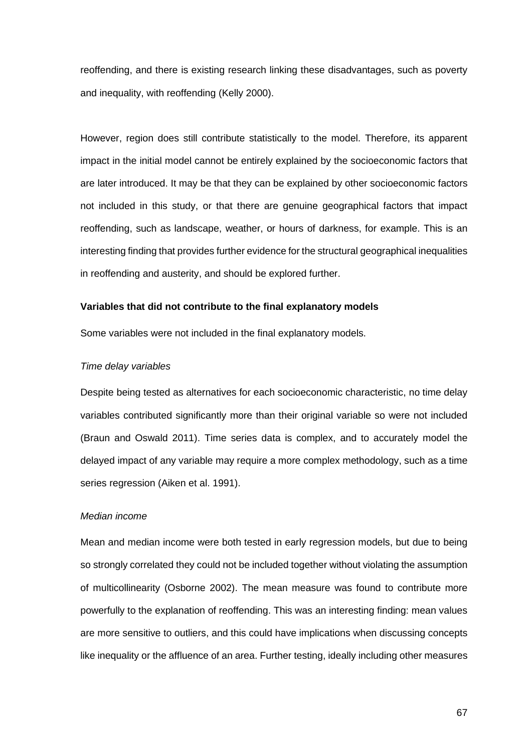reoffending, and there is existing research linking these disadvantages, such as poverty and inequality, with reoffending (Kelly 2000).

However, region does still contribute statistically to the model. Therefore, its apparent impact in the initial model cannot be entirely explained by the socioeconomic factors that are later introduced. It may be that they can be explained by other socioeconomic factors not included in this study, or that there are genuine geographical factors that impact reoffending, such as landscape, weather, or hours of darkness, for example. This is an interesting finding that provides further evidence for the structural geographical inequalities in reoffending and austerity, and should be explored further.

**Variables that did not contribute to the final explanatory models**

Some variables were not included in the final explanatory models.

*Time delay variables*

Despite being tested as alternatives for each socioeconomic characteristic, no time delay variables contributed significantly more than their original variable so were not included (Braun and Oswald 2011). Time series data is complex, and to accurately model the delayed impact of any variable may require a more complex methodology, such as a time series regression (Aiken et al. 1991).

*Median income*

Mean and median income were both tested in early regression models, but due to being so strongly correlated they could not be included together without violating the assumption of multicollinearity (Osborne 2002). The mean measure was found to contribute more powerfully to the explanation of reoffending. This was an interesting finding: mean values are more sensitive to outliers, and this could have implications when discussing concepts like inequality or the affluence of an area. Further testing, ideally including other measures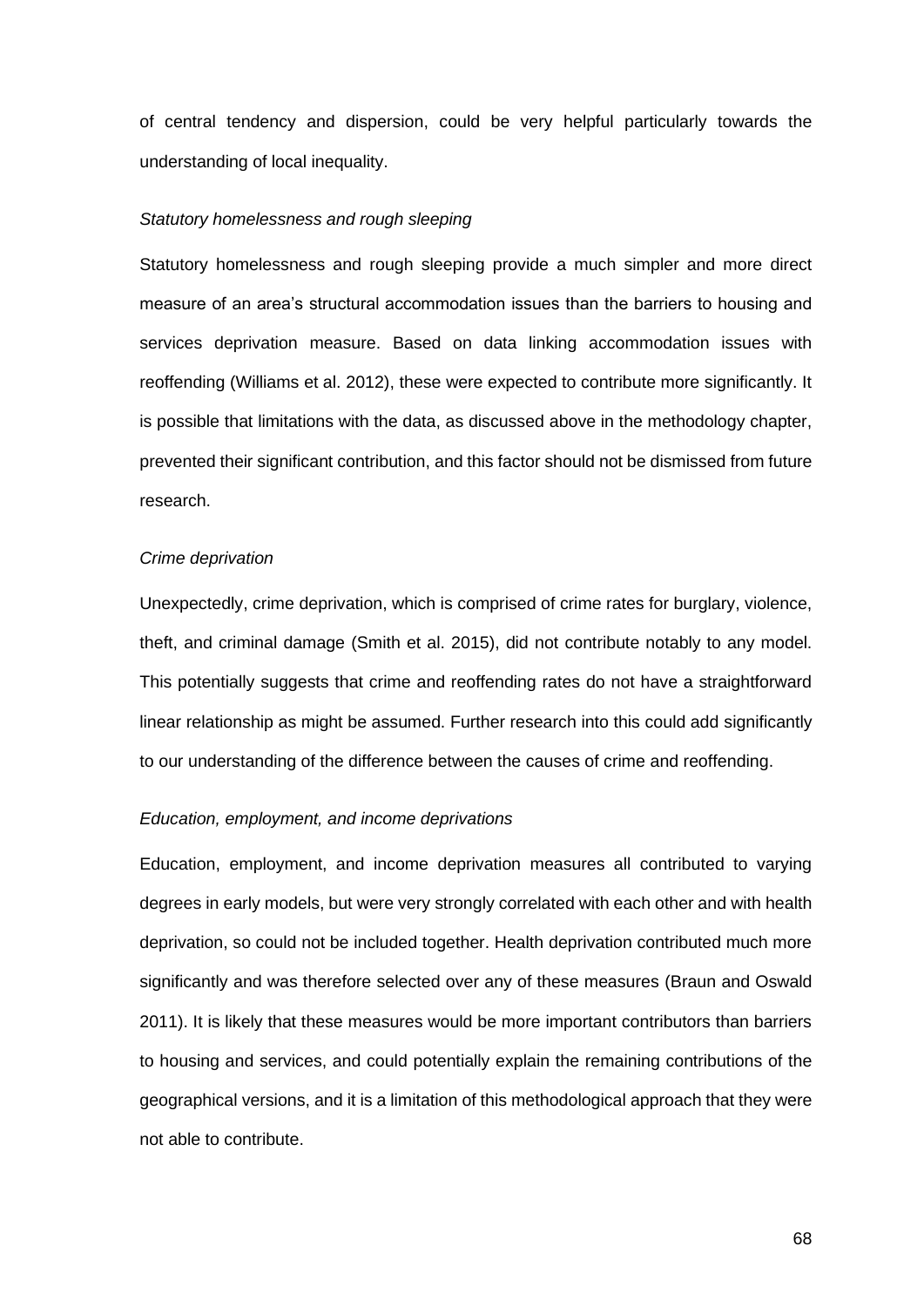of central tendency and dispersion, could be very helpful particularly towards the understanding of local inequality.

*Statutory homelessness and rough sleeping*

Statutory homelessness and rough sleeping provide a much simpler and more direct measure of an area's structural accommodation issues than the barriers to housing and services deprivation measure. Based on data linking accommodation issues with reoffending (Williams et al. 2012), these were expected to contribute more significantly. It is possible that limitations with the data, as discussed above in the methodology chapter, prevented their significant contribution, and this factor should not be dismissed from future research.

*Crime deprivation*

Unexpectedly, crime deprivation, which is comprised of crime rates for burglary, violence, theft, and criminal damage (Smith et al. 2015), did not contribute notably to any model. This potentially suggests that crime and reoffending rates do not have a straightforward linear relationship as might be assumed. Further research into this could add significantly to our understanding of the difference between the causes of crime and reoffending.

*Education, employment, and income deprivations*

Education, employment, and income deprivation measures all contributed to varying degrees in early models, but were very strongly correlated with each other and with health deprivation, so could not be included together. Health deprivation contributed much more significantly and was therefore selected over any of these measures (Braun and Oswald 2011). It is likely that these measures would be more important contributors than barriers to housing and services, and could potentially explain the remaining contributions of the geographical versions, and it is a limitation of this methodological approach that they were not able to contribute.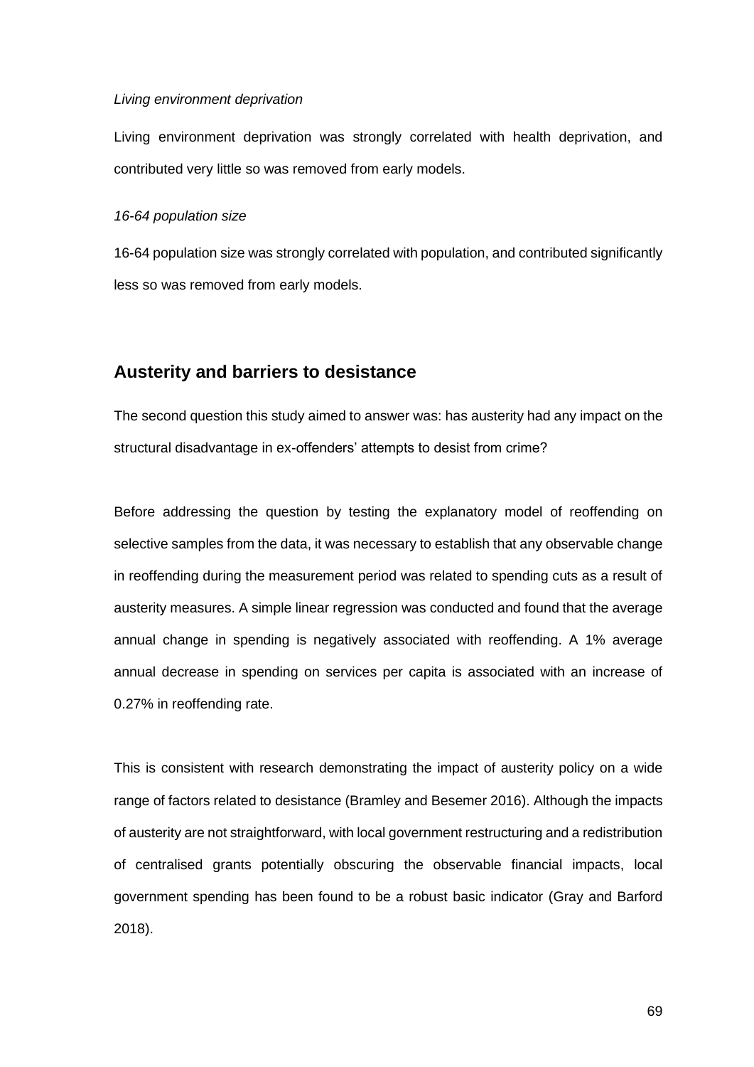*Living environment deprivation*

Living environment deprivation was strongly correlated with health deprivation, and contributed very little so was removed from early models.

*16-64 population size*

16-64 population size was strongly correlated with population, and contributed significantly less so was removed from early models.

## Austerity and barriers to desistance

The second question this study aimed to answer was: has austerity had any impact on the structural disadvantage in ex-offenders' attempts to desist from crime?

Before addressing the question by testing the explanatory model of reoffending on selective samples from the data, it was necessary to establish that any observable change in reoffending during the measurement period was related to spending cuts as a result of austerity measures. A simple linear regression was conducted and found that the average annual change in spending is negatively associated with reoffending. A 1% average annual decrease in spending on services per capita is associated with an increase of 0.27% in reoffending rate.

This is consistent with research demonstrating the impact of austerity policy on a wide range of factors related to desistance (Bramley and Besemer 2016). Although the impacts of austerity are not straightforward, with local government restructuring and a redistribution of centralised grants potentially obscuring the observable financial impacts, local government spending has been found to be a robust basic indicator (Gray and Barford 2018).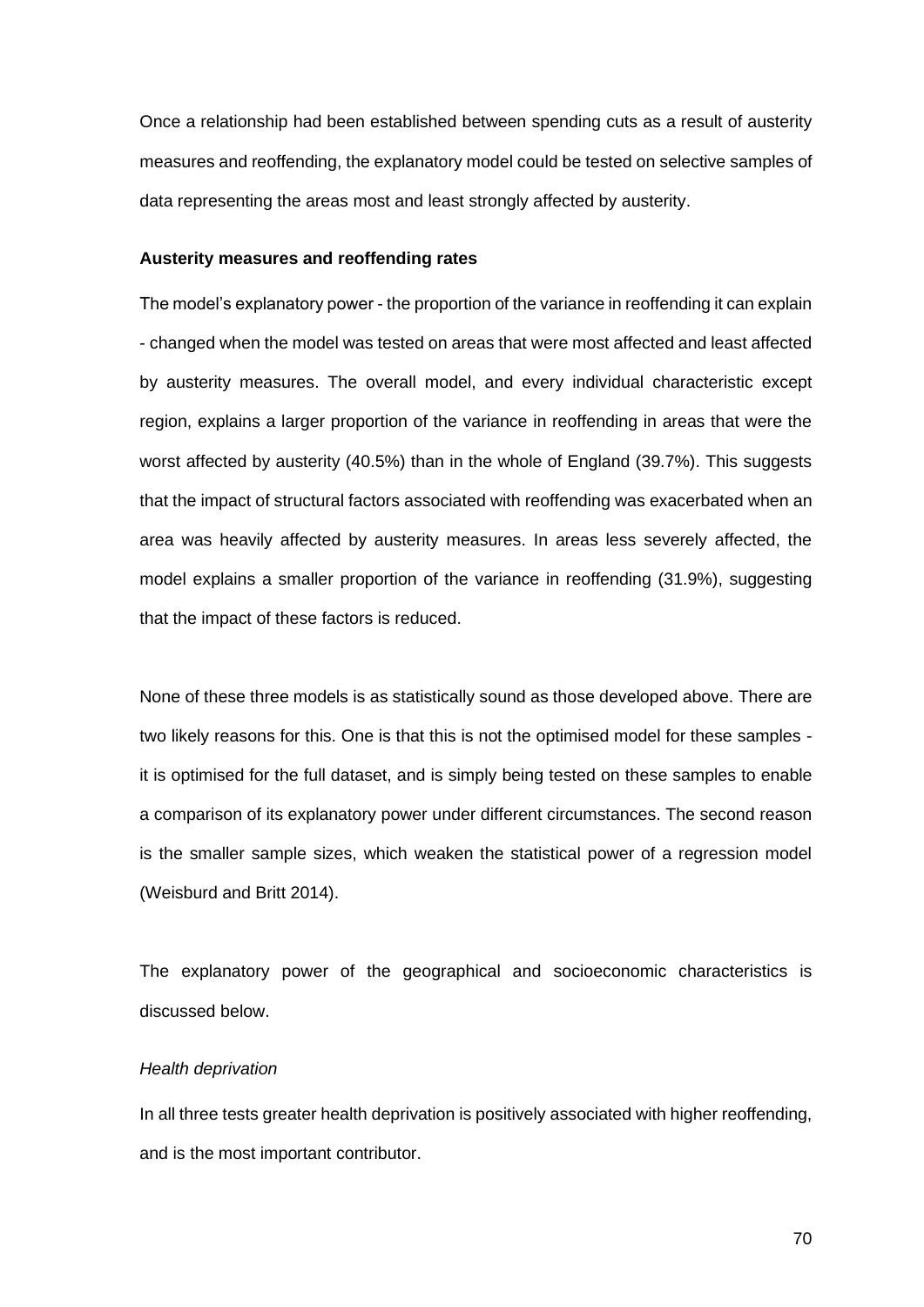Once a relationship had been established between spending cuts as a result of austerity measures and reoffending, the explanatory model could be tested on selective samples of data representing the areas most and least strongly affected by austerity.

**Austerity measures and reoffending rates**

The model's explanatory power - the proportion of the variance in reoffending it can explain - changed when the model was tested on areas that were most affected and least affected by austerity measures. The overall model, and every individual characteristic except region, explains a larger proportion of the variance in reoffending in areas that were the worst affected by austerity (40.5%) than in the whole of England (39.7%). This suggests that the impact of structural factors associated with reoffending was exacerbated when an area was heavily affected by austerity measures. In areas less severely affected, the model explains a smaller proportion of the variance in reoffending (31.9%), suggesting that the impact of these factors is reduced.

None of these three models is as statistically sound as those developed above. There are two likely reasons for this. One is that this is not the optimised model for these samples - it is optimised for the full dataset, and is simply being tested on these samples to enable a comparison of its explanatory power under different circumstances. The second reason is the smaller sample sizes, which weaken the statistical power of a regression model (Weisburd and Britt 2014).

The explanatory power of the geographical and socioeconomic characteristics is discussed below.

*Health deprivation*

In all three tests greater health deprivation is positively associated with higher reoffending, and is the most important contributor.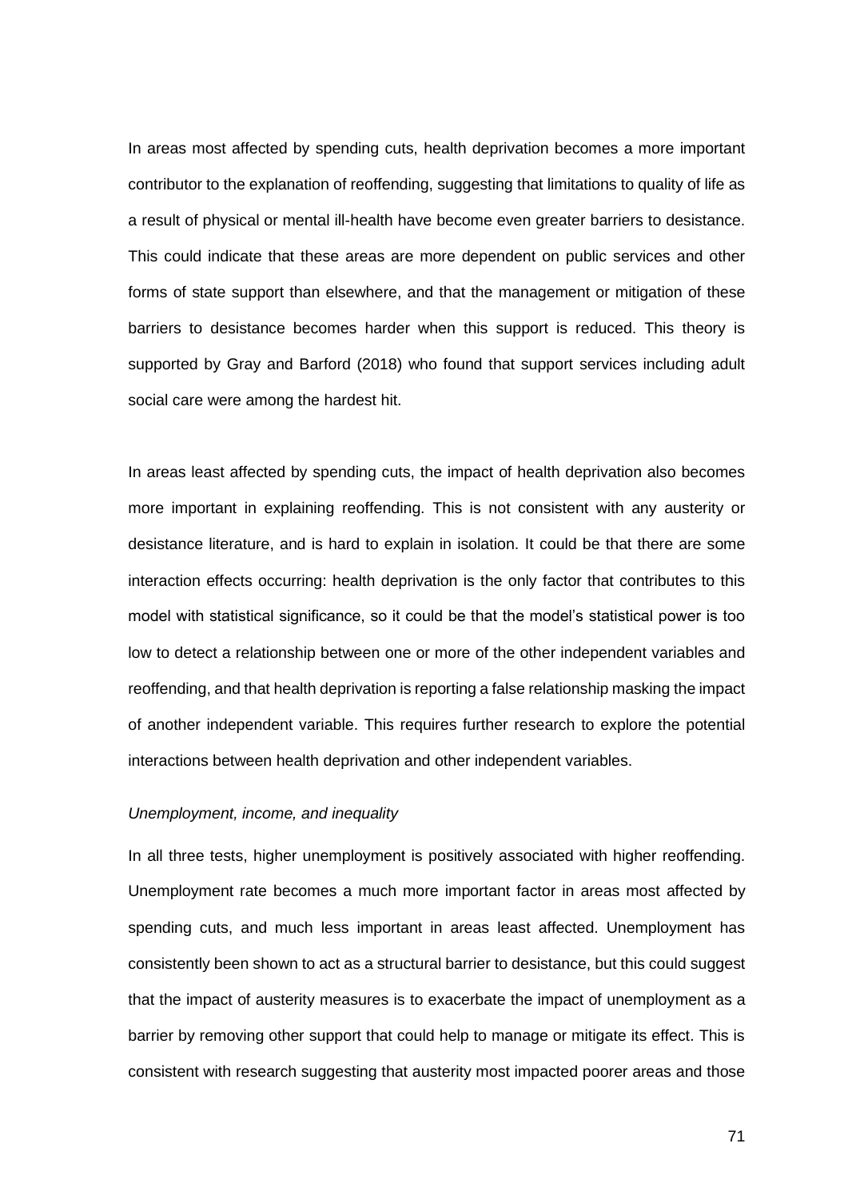In areas most affected by spending cuts, health deprivation becomes a more important contributor to the explanation of reoffending, suggesting that limitations to quality of life as a result of physical or mental ill-health have become even greater barriers to desistance. This could indicate that these areas are more dependent on public services and other forms of state support than elsewhere, and that the management or mitigation of these barriers to desistance becomes harder when this support is reduced. This theory is supported by Gray and Barford (2018) who found that support services including adult social care were among the hardest hit.

In areas least affected by spending cuts, the impact of health deprivation also becomes more important in explaining reoffending. This is not consistent with any austerity or desistance literature, and is hard to explain in isolation. It could be that there are some interaction effects occurring: health deprivation is the only factor that contributes to this model with statistical significance, so it could be that the model's statistical power is too low to detect a relationship between one or more of the other independent variables and reoffending, and that health deprivation is reporting a false relationship masking the impact of another independent variable. This requires further research to explore the potential interactions between health deprivation and other independent variables.

*Unemployment, income, and inequality*

In all three tests, higher unemployment is positively associated with higher reoffending. Unemployment rate becomes a much more important factor in areas most affected by spending cuts, and much less important in areas least affected. Unemployment has consistently been shown to act as a structural barrier to desistance, but this could suggest that the impact of austerity measures is to exacerbate the impact of unemployment as a barrier by removing other support that could help to manage or mitigate its effect. This is consistent with research suggesting that austerity most impacted poorer areas and those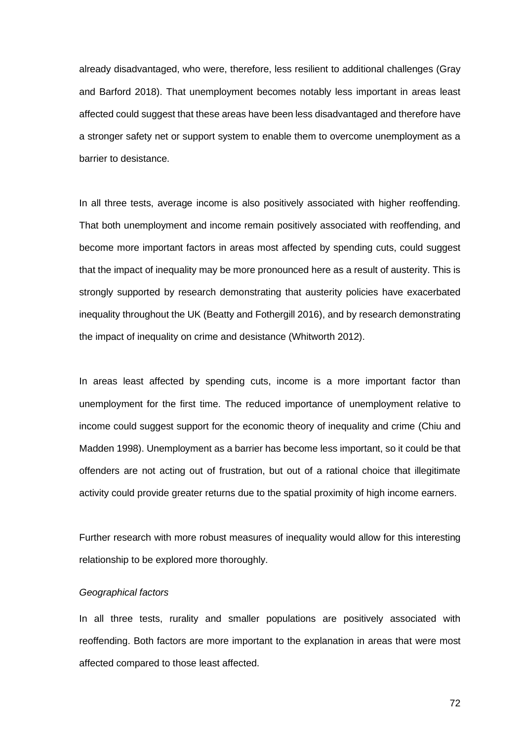already disadvantaged, who were, therefore, less resilient to additional challenges (Gray and Barford 2018). That unemployment becomes notably less important in areas least affected could suggest that these areas have been less disadvantaged and therefore have a stronger safety net or support system to enable them to overcome unemployment as a barrier to desistance.

In all three tests, average income is also positively associated with higher reoffending. That both unemployment and income remain positively associated with reoffending, and become more important factors in areas most affected by spending cuts, could suggest that the impact of inequality may be more pronounced here as a result of austerity. This is strongly supported by research demonstrating that austerity policies have exacerbated inequality throughout the UK (Beatty and Fothergill 2016), and by research demonstrating the impact of inequality on crime and desistance (Whitworth 2012).

In areas least affected by spending cuts, income is a more important factor than unemployment for the first time. The reduced importance of unemployment relative to income could suggest support for the economic theory of inequality and crime (Chiu and Madden 1998). Unemployment as a barrier has become less important, so it could be that offenders are not acting out of frustration, but out of a rational choice that illegitimate activity could provide greater returns due to the spatial proximity of high income earners.

Further research with more robust measures of inequality would allow for this interesting relationship to be explored more thoroughly.

*Geographical factors*

In all three tests, rurality and smaller populations are positively associated with reoffending. Both factors are more important to the explanation in areas that were most affected compared to those least affected.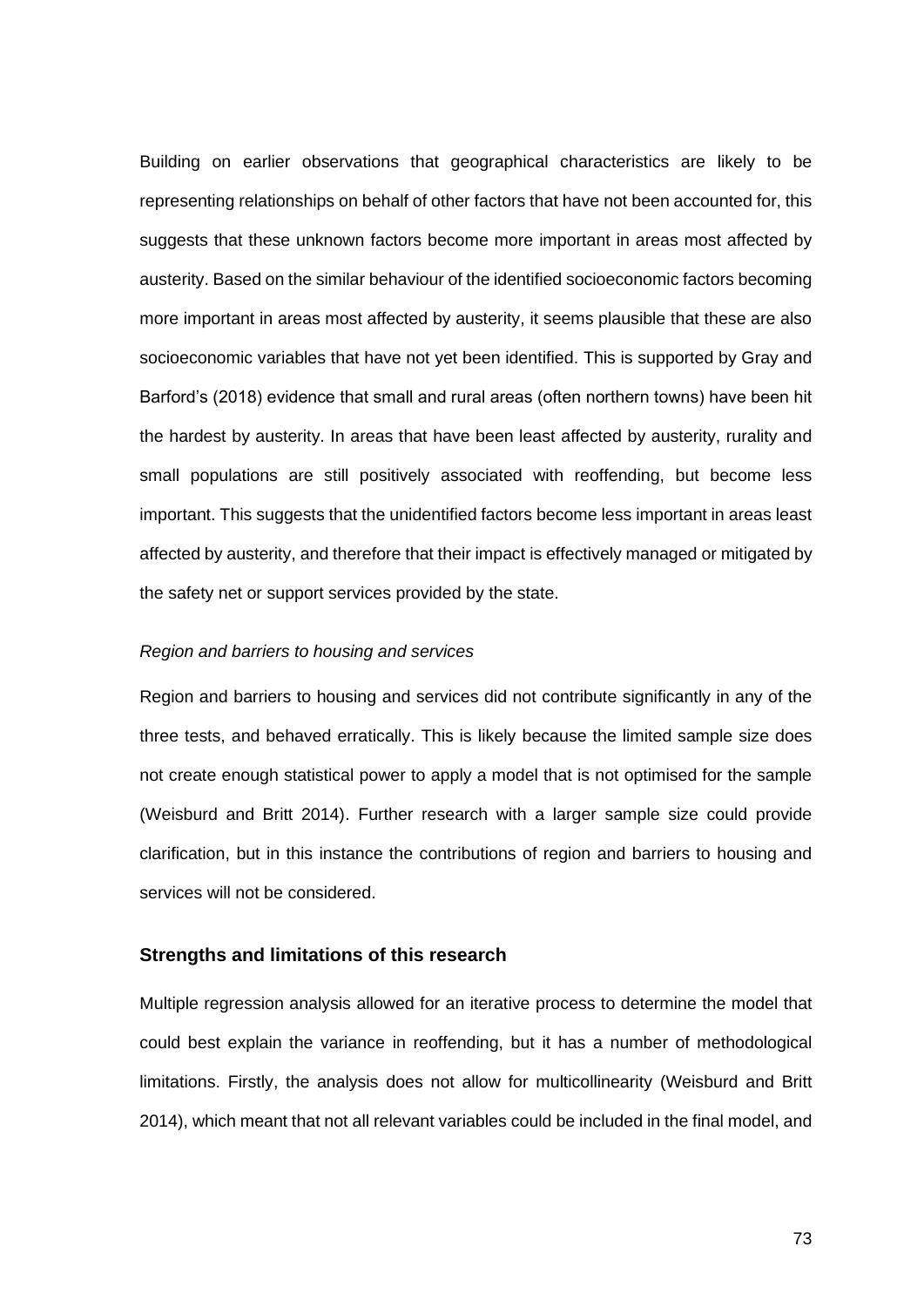Building on earlier observations that geographical characteristics are likely to be representing relationships on behalf of other factors that have not been accounted for, this suggests that these unknown factors become more important in areas most affected by austerity. Based on the similar behaviour of the identified socioeconomic factors becoming more important in areas most affected by austerity, it seems plausible that these are also socioeconomic variables that have not yet been identified. This is supported by Gray and Barford's (2018) evidence that small and rural areas (often northern towns) have been hit the hardest by austerity. In areas that have been least affected by austerity, rurality and small populations are still positively associated with reoffending, but become less important. This suggests that the unidentified factors become less important in areas least affected by austerity, and therefore that their impact is effectively managed or mitigated by the safety net or support services provided by the state.

*Region and barriers to housing and services*

Region and barriers to housing and services did not contribute significantly in any of the three tests, and behaved erratically. This is likely because the limited sample size does not create enough statistical power to apply a model that is not optimised for the sample (Weisburd and Britt 2014). Further research with a larger sample size could provide clarification, but in this instance the contributions of region and barriers to housing and services will not be considered.

### Strengths and limitations of this research

Multiple regression analysis allowed for an iterative process to determine the model that could best explain the variance in reoffending, but it has a number of methodological limitations. Firstly, the analysis does not allow for multicollinearity (Weisburd and Britt 2014), which meant that not all relevant variables could be included in the final model, and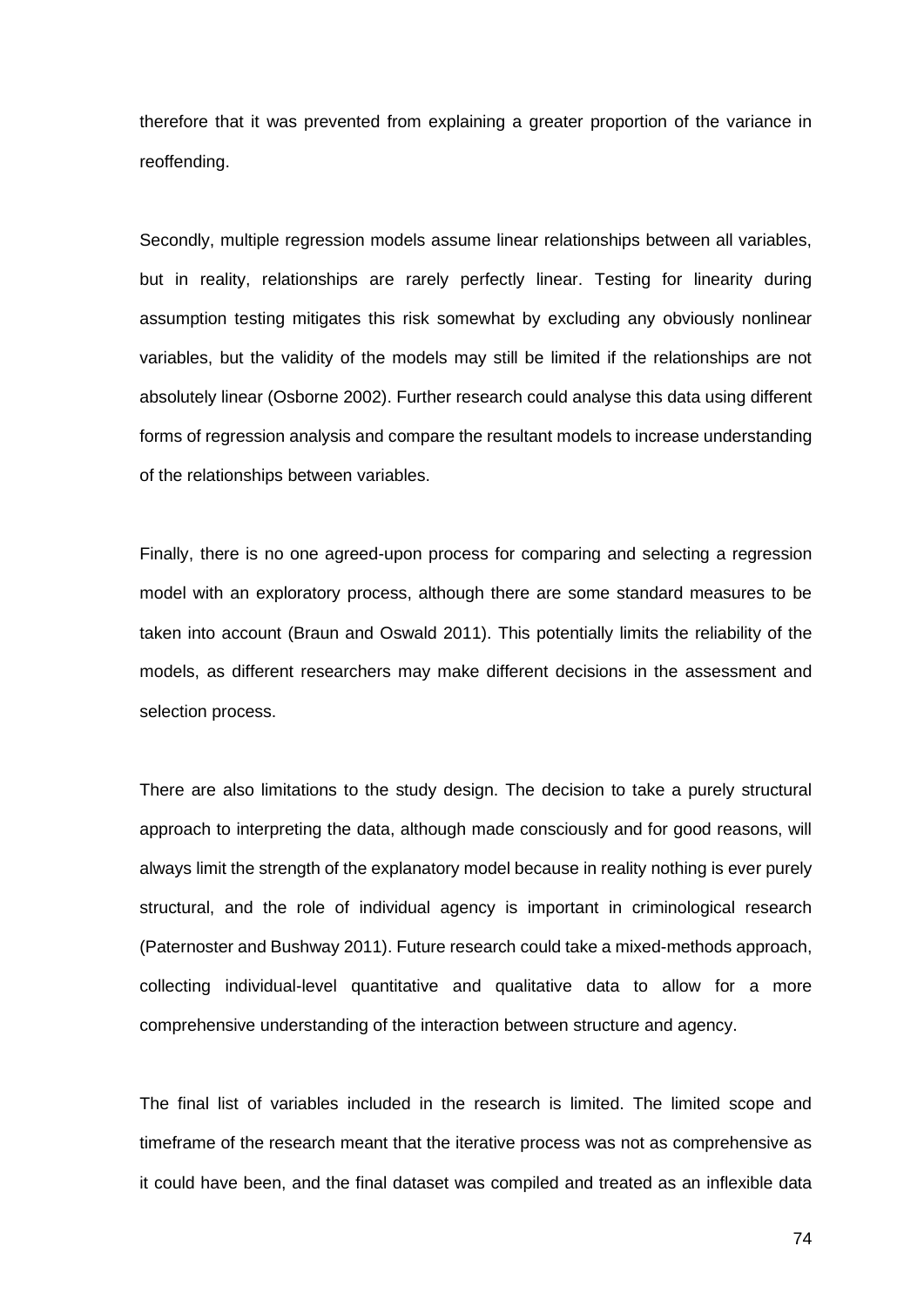therefore that it was prevented from explaining a greater proportion of the variance in reoffending.

Secondly, multiple regression models assume linear relationships between all variables, but in reality, relationships are rarely perfectly linear. Testing for linearity during assumption testing mitigates this risk somewhat by excluding any obviously nonlinear variables, but the validity of the models may still be limited if the relationships are not absolutely linear (Osborne 2002). Further research could analyse this data using different forms of regression analysis and compare the resultant models to increase understanding of the relationships between variables.

Finally, there is no one agreed-upon process for comparing and selecting a regression model with an exploratory process, although there are some standard measures to be taken into account (Braun and Oswald 2011). This potentially limits the reliability of the models, as different researchers may make different decisions in the assessment and selection process.

There are also limitations to the study design. The decision to take a purely structural approach to interpreting the data, although made consciously and for good reasons, will always limit the strength of the explanatory model because in reality nothing is ever purely structural, and the role of individual agency is important in criminological research (Paternoster and Bushway 2011). Future research could take a mixed-methods approach, collecting individual-level quantitative and qualitative data to allow for a more comprehensive understanding of the interaction between structure and agency.

The final list of variables included in the research is limited. The limited scope and timeframe of the research meant that the iterative process was not as comprehensive as it could have been, and the final dataset was compiled and treated as an inflexible data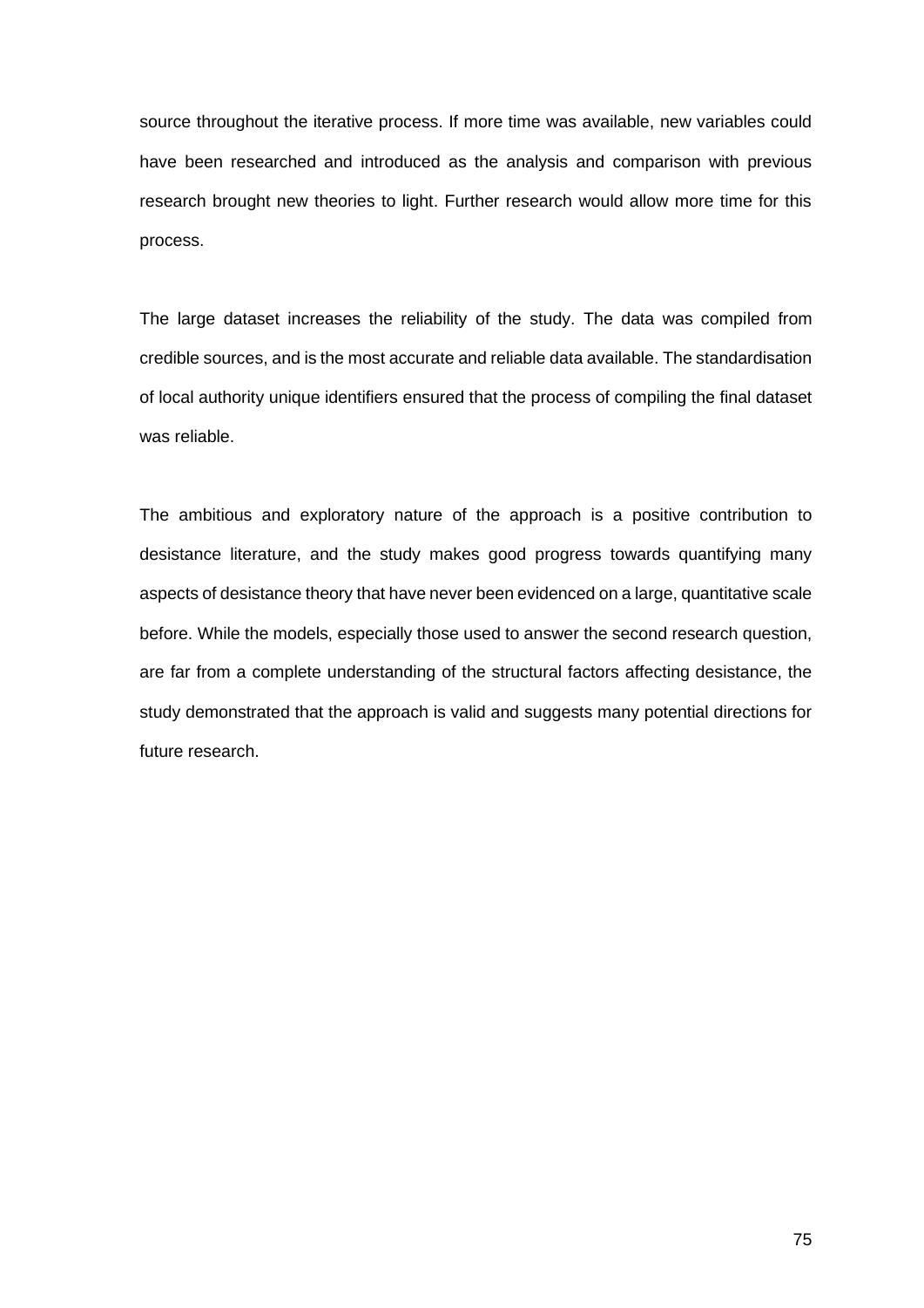source throughout the iterative process. If more time was available, new variables could have been researched and introduced as the analysis and comparison with previous research brought new theories to light. Further research would allow more time for this process.

The large dataset increases the reliability of the study. The data was compiled from credible sources, and is the most accurate and reliable data available. The standardisation of local authority unique identifiers ensured that the process of compiling the final dataset was reliable.

The ambitious and exploratory nature of the approach is a positive contribution to desistance literature, and the study makes good progress towards quantifying many aspects of desistance theory that have never been evidenced on a large, quantitative scale before. While the models, especially those used to answer the second research question, are far from a complete understanding of the structural factors affecting desistance, the study demonstrated that the approach is valid and suggests many potential directions for future research.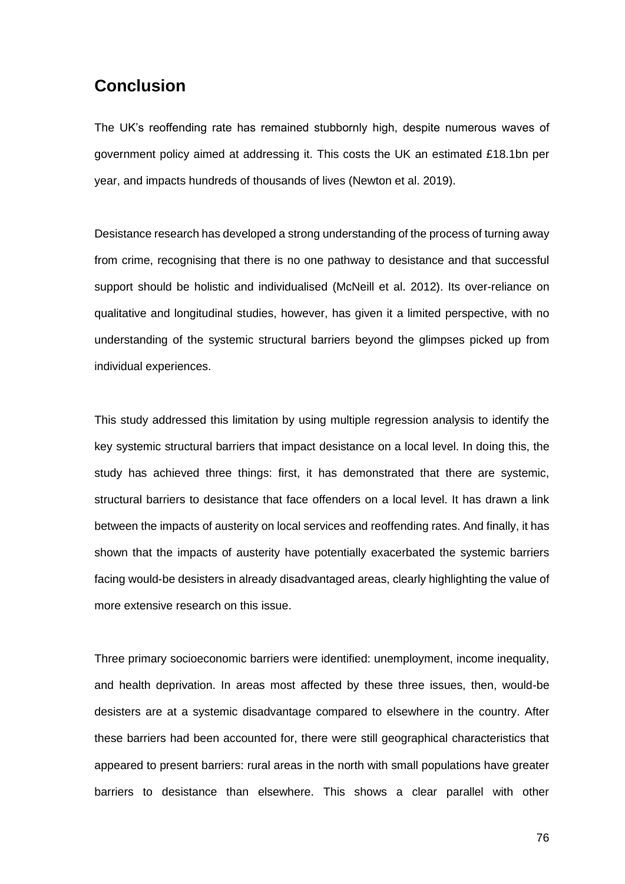## Conclusion

The UK's reoffending rate has remained stubbornly high, despite numerous waves of government policy aimed at addressing it. This costs the UK an estimated £18.1bn per year, and impacts hundreds of thousands of lives (Newton et al. 2019).

Desistance research has developed a strong understanding of the process of turning away from crime, recognising that there is no one pathway to desistance and that successful support should be holistic and individualised (McNeill et al. 2012). Its over-reliance on qualitative and longitudinal studies, however, has given it a limited perspective, with no understanding of the systemic structural barriers beyond the glimpses picked up from individual experiences.

This study addressed this limitation by using multiple regression analysis to identify the key systemic structural barriers that impact desistance on a local level. In doing this, the study has achieved three things: first, it has demonstrated that there are systemic, structural barriers to desistance that face offenders on a local level. It has drawn a link between the impacts of austerity on local services and reoffending rates. And finally, it has shown that the impacts of austerity have potentially exacerbated the systemic barriers facing would-be desisters in already disadvantaged areas, clearly highlighting the value of more extensive research on this issue.

Three primary socioeconomic barriers were identified: unemployment, income inequality, and health deprivation. In areas most affected by these three issues, then, would-be desisters are at a systemic disadvantage compared to elsewhere in the country. After these barriers had been accounted for, there were still geographical characteristics that appeared to present barriers: rural areas in the north with small populations have greater barriers to desistance than elsewhere. This shows a clear parallel with other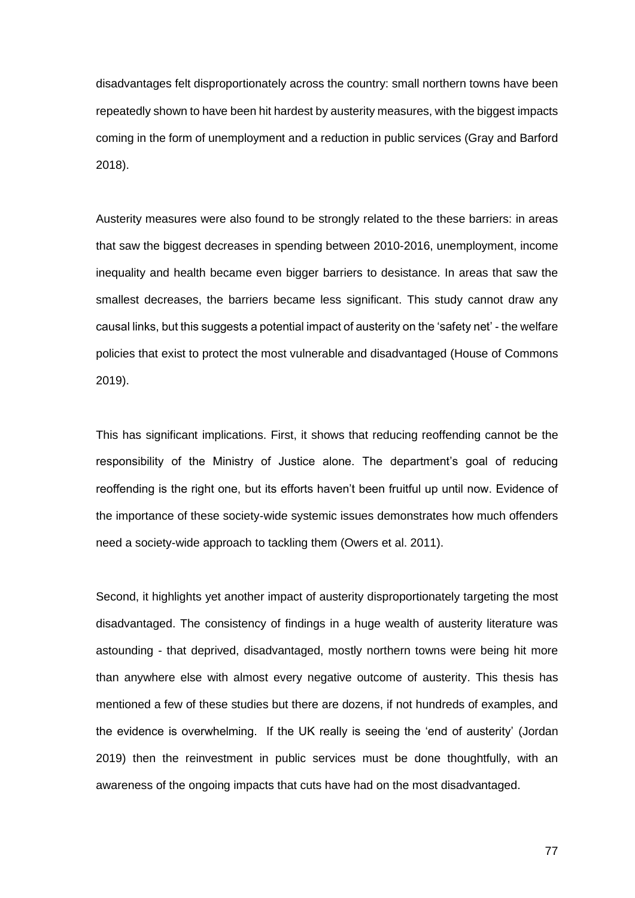disadvantages felt disproportionately across the country: small northern towns have been repeatedly shown to have been hit hardest by austerity measures, with the biggest impacts coming in the form of unemployment and a reduction in public services (Gray and Barford 2018).

Austerity measures were also found to be strongly related to the these barriers: in areas that saw the biggest decreases in spending between 2010-2016, unemployment, income inequality and health became even bigger barriers to desistance. In areas that saw the smallest decreases, the barriers became less significant. This study cannot draw any causal links, but this suggests a potential impact of austerity on the 'safety net' - the welfare policies that exist to protect the most vulnerable and disadvantaged (House of Commons 2019).

This has significant implications. First, it shows that reducing reoffending cannot be the responsibility of the Ministry of Justice alone. The department's goal of reducing reoffending is the right one, but its efforts haven't been fruitful up until now. Evidence of the importance of these society-wide systemic issues demonstrates how much offenders need a society-wide approach to tackling them (Owers et al. 2011).

Second, it highlights yet another impact of austerity disproportionately targeting the most disadvantaged. The consistency of findings in a huge wealth of austerity literature was astounding - that deprived, disadvantaged, mostly northern towns were being hit more than anywhere else with almost every negative outcome of austerity. This thesis has mentioned a few of these studies but there are dozens, if not hundreds of examples, and the evidence is overwhelming. If the UK really is seeing the 'end of austerity' (Jordan 2019) then the reinvestment in public services must be done thoughtfully, with an awareness of the ongoing impacts that cuts have had on the most disadvantaged.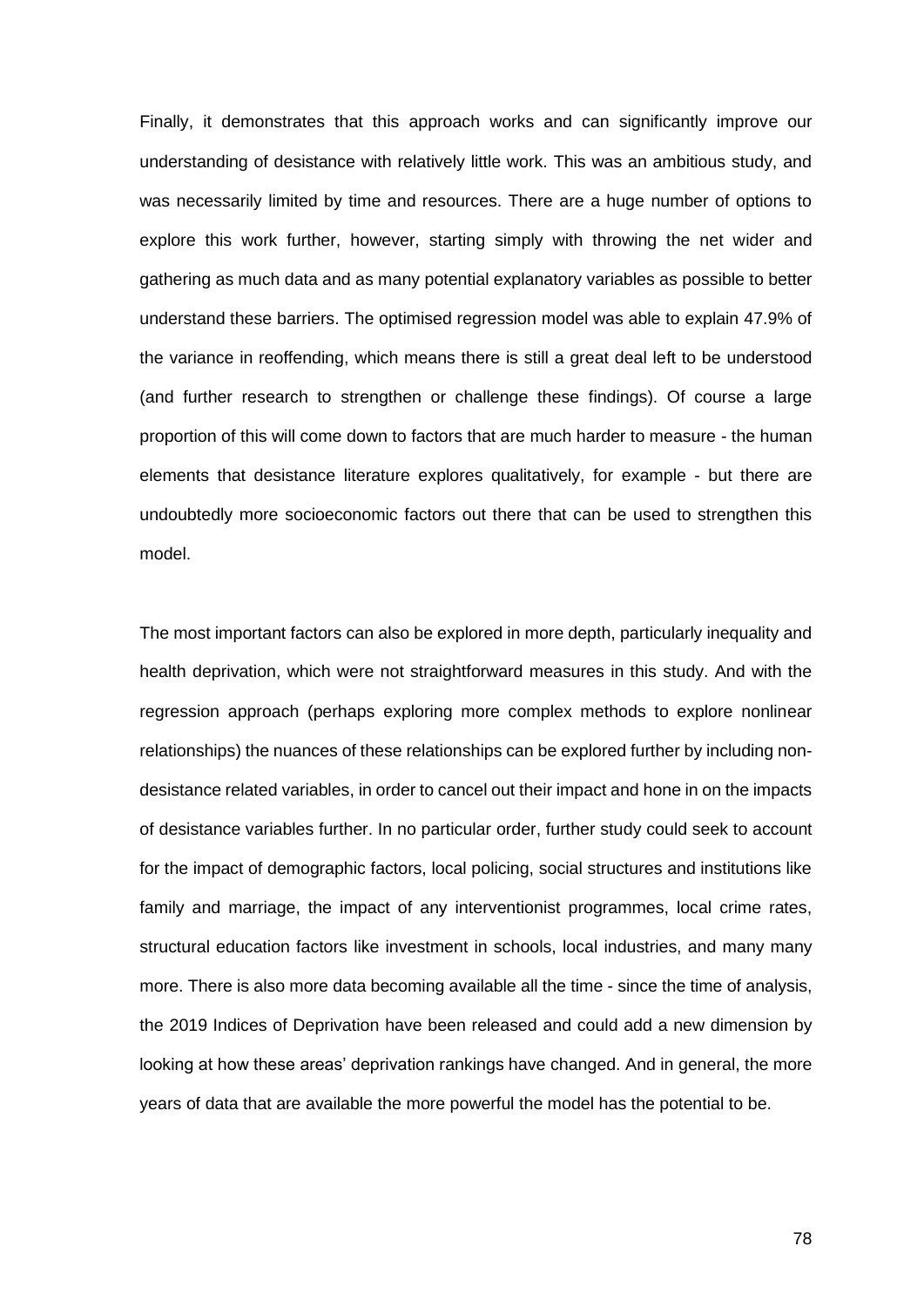Finally, it demonstrates that this approach works and can significantly improve our understanding of desistance with relatively little work. This was an ambitious study, and was necessarily limited by time and resources. There are a huge number of options to explore this work further, however, starting simply with throwing the net wider and gathering as much data and as many potential explanatory variables as possible to better understand these barriers. The optimised regression model was able to explain 47.9% of the variance in reoffending, which means there is still a great deal left to be understood (and further research to strengthen or challenge these findings). Of course a large proportion of this will come down to factors that are much harder to measure - the human elements that desistance literature explores qualitatively, for example - but there are undoubtedly more socioeconomic factors out there that can be used to strengthen this model.

The most important factors can also be explored in more depth, particularly inequality and health deprivation, which were not straightforward measures in this study. And with the regression approach (perhaps exploring more complex methods to explore nonlinear relationships) the nuances of these relationships can be explored further by including non-desistance related variables, in order to cancel out their impact and hone in on the impacts of desistance variables further. In no particular order, further study could seek to account for the impact of demographic factors, local policing, social structures and institutions like family and marriage, the impact of any interventionist programmes, local crime rates, structural education factors like investment in schools, local industries, and many many more. There is also more data becoming available all the time - since the time of analysis, the 2019 Indices of Deprivation have been released and could add a new dimension by looking at how these areas' deprivation rankings have changed. And in general, the more years of data that are available the more powerful the model has the potential to be.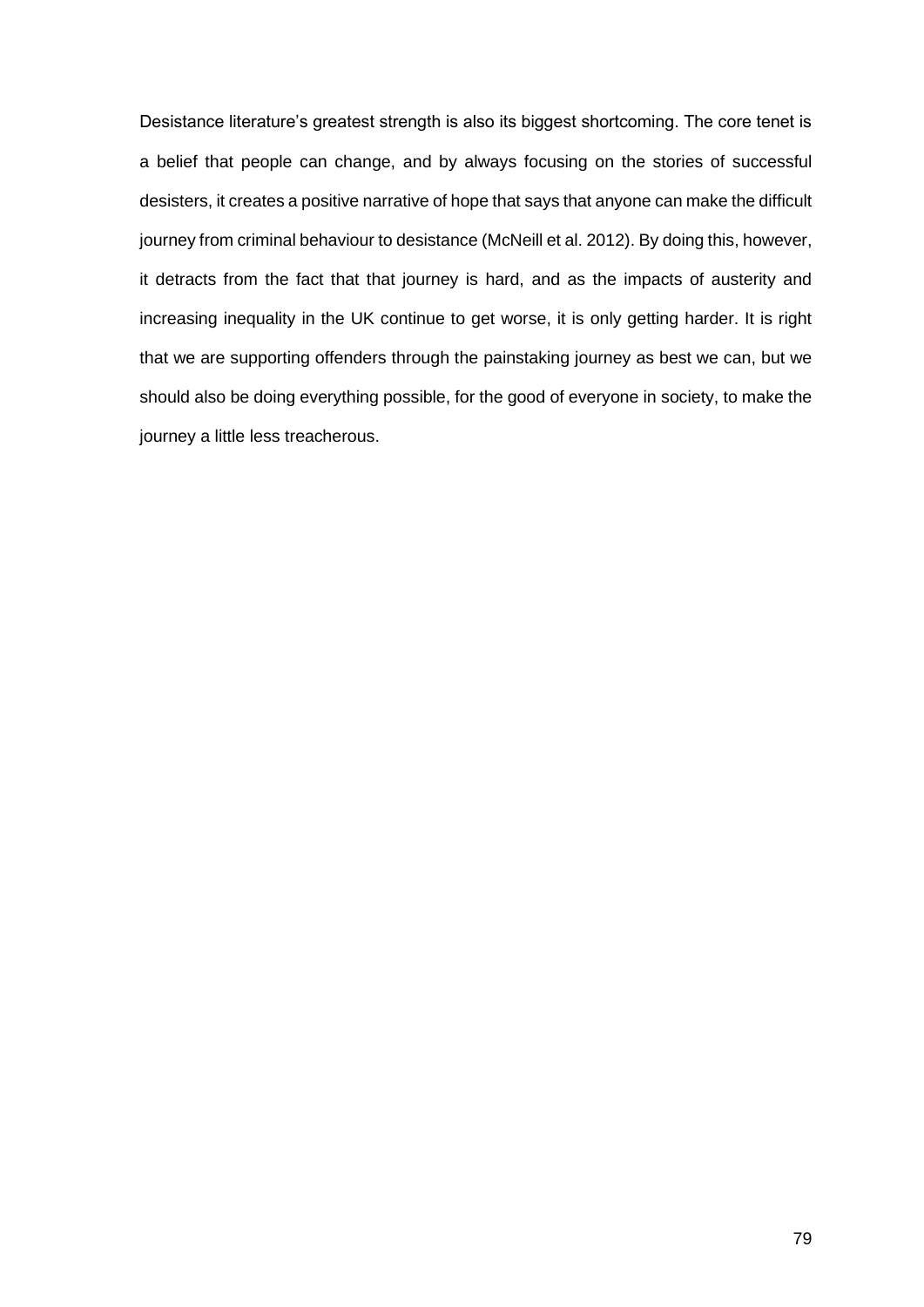Desistance literature's greatest strength is also its biggest shortcoming. The core tenet is a belief that people can change, and by always focusing on the stories of successful desisters, it creates a positive narrative of hope that says that anyone can make the difficult journey from criminal behaviour to desistance (McNeill et al. 2012). By doing this, however, it detracts from the fact that that journey is hard, and as the impacts of austerity and increasing inequality in the UK continue to get worse, it is only getting harder. It is right that we are supporting offenders through the painstaking journey as best we can, but we should also be doing everything possible, for the good of everyone in society, to make the journey a little less treacherous.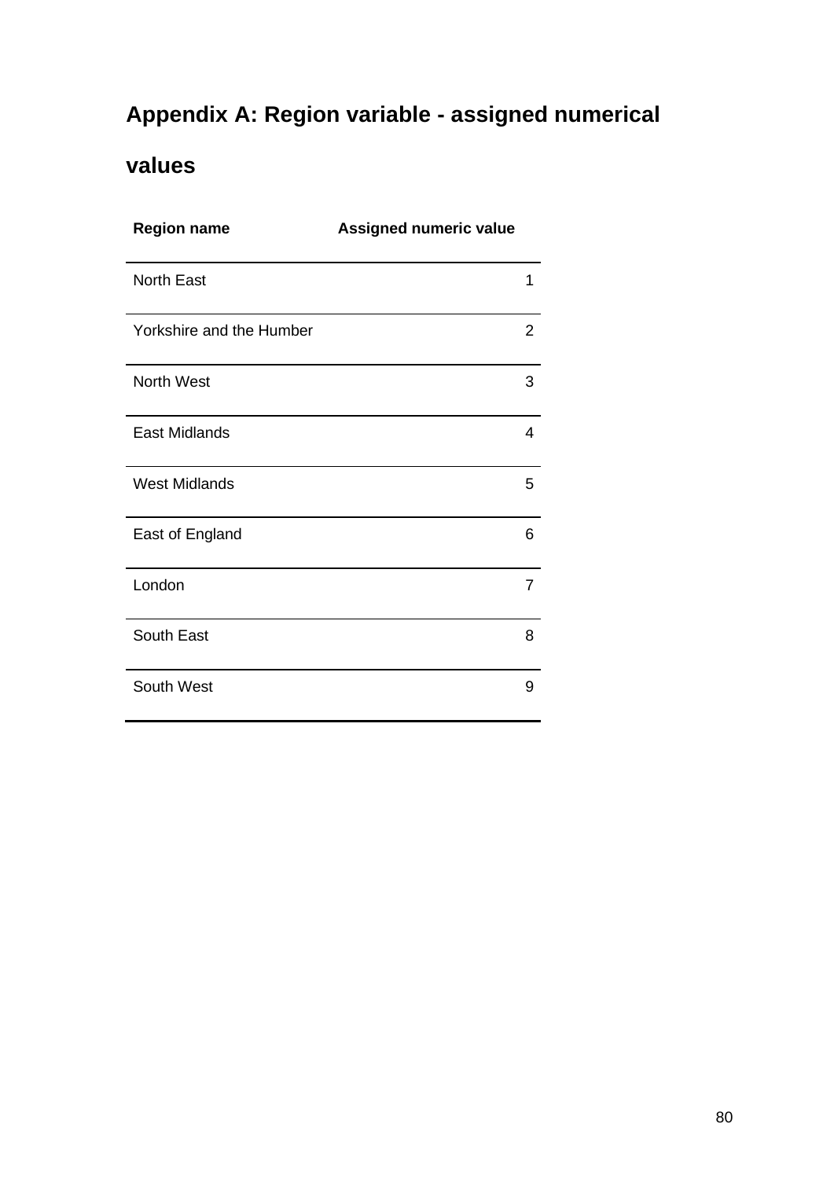## Appendix A: Region variable - assigned numerical values

| Region name | Assigned numeric value |
|---|---|
| North East | 1 |
| Yorkshire and the Humber | 2 |
| North West | 3 |
| East Midlands | 4 |
| West Midlands | 5 |
| East of England | 6 |
| London | 7 |
| South East | 8 |
| South West | 9 |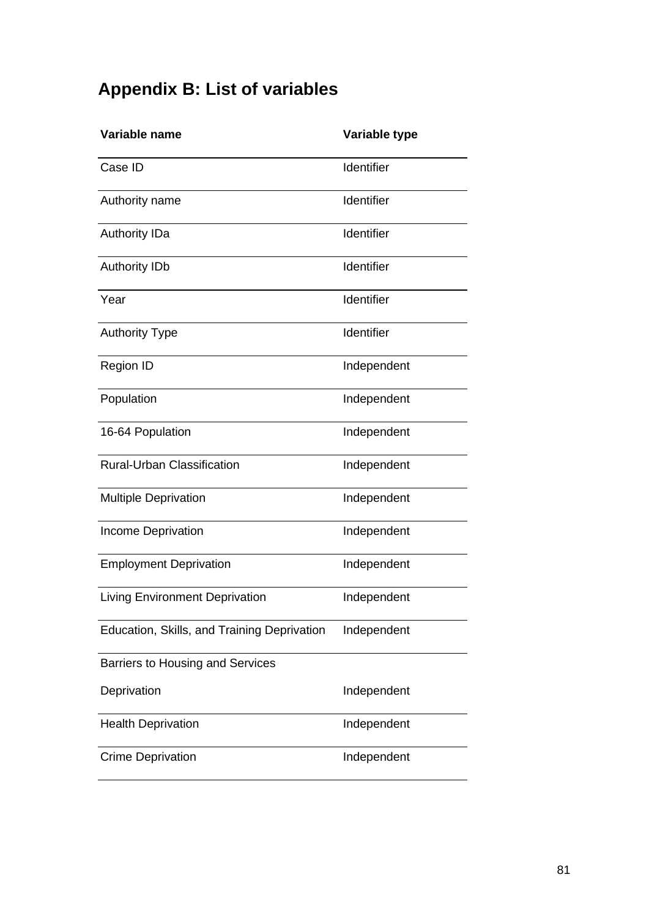## Appendix B: List of variables

| Variable name | Variable type |
|---|---|
| Case ID | Identifier |
| Authority name | Identifier |
| Authority IDa | Identifier |
| Authority IDb | Identifier |
| Year | Identifier |
| Authority Type | Identifier |
| Region ID | Independent |
| Population | Independent |
| 16-64 Population | Independent |
| Rural-Urban Classification | Independent |
| Multiple Deprivation | Independent |
| Income Deprivation | Independent |
| Employment Deprivation | Independent |
| Living Environment Deprivation | Independent |
| Education, Skills, and Training Deprivation | Independent |
| Barriers to Housing and Services Deprivation | Independent |
| Health Deprivation | Independent |
| Crime Deprivation | Independent |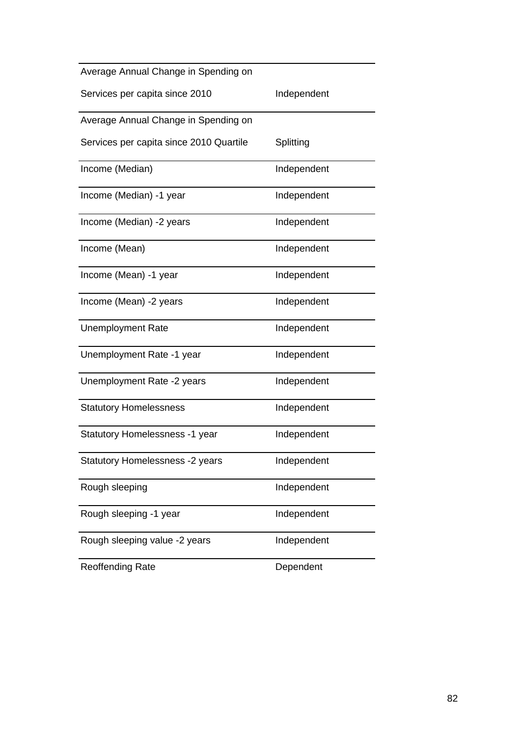| | |
|---|---|
| Average Annual Change in Spending on Services per capita since 2010 | Independent |
| Average Annual Change in Spending on Services per capita since 2010 Quartile | Splitting |
| Income (Median) | Independent |
| Income (Median) -1 year | Independent |
| Income (Median) -2 years | Independent |
| Income (Mean) | Independent |
| Income (Mean) -1 year | Independent |
| Income (Mean) -2 years | Independent |
| Unemployment Rate | Independent |
| Unemployment Rate -1 year | Independent |
| Unemployment Rate -2 years | Independent |
| Statutory Homelessness | Independent |
| Statutory Homelessness -1 year | Independent |
| Statutory Homelessness -2 years | Independent |
| Rough sleeping | Independent |
| Rough sleeping -1 year | Independent |
| Rough sleeping value -2 years | Independent |
| Reoffending Rate | Dependent |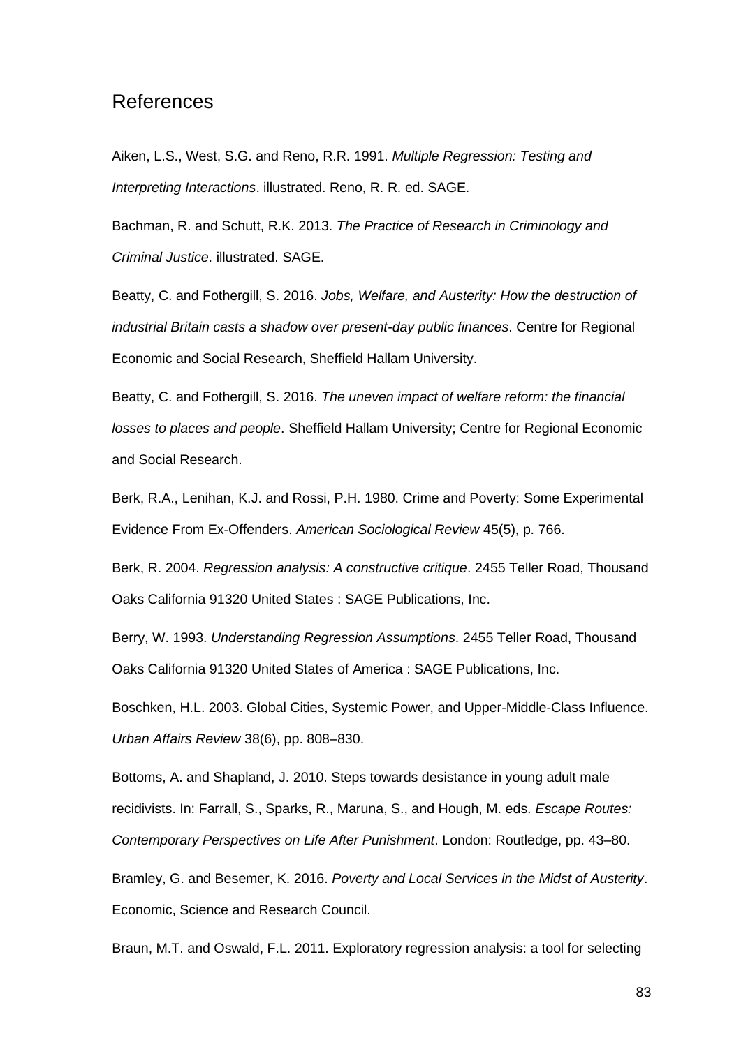## References

Aiken, L.S., West, S.G. and Reno, R.R. 1991. *Multiple Regression: Testing and Interpreting Interactions*. illustrated. Reno, R. R. ed. SAGE.

Bachman, R. and Schutt, R.K. 2013. *The Practice of Research in Criminology and Criminal Justice*. illustrated. SAGE.

Beatty, C. and Fothergill, S. 2016. *Jobs, Welfare, and Austerity: How the destruction of industrial Britain casts a shadow over present-day public finances*. Centre for Regional Economic and Social Research, Sheffield Hallam University.

Beatty, C. and Fothergill, S. 2016. *The uneven impact of welfare reform: the financial losses to places and people*. Sheffield Hallam University; Centre for Regional Economic and Social Research.

Berk, R.A., Lenihan, K.J. and Rossi, P.H. 1980. Crime and Poverty: Some Experimental Evidence From Ex-Offenders. *American Sociological Review* 45(5), p. 766.

Berk, R. 2004. *Regression analysis: A constructive critique*. 2455 Teller Road, Thousand Oaks California 91320 United States : SAGE Publications, Inc.

Berry, W. 1993. *Understanding Regression Assumptions*. 2455 Teller Road, Thousand Oaks California 91320 United States of America : SAGE Publications, Inc.

Boschken, H.L. 2003. Global Cities, Systemic Power, and Upper-Middle-Class Influence. *Urban Affairs Review* 38(6), pp. 808–830.

Bottoms, A. and Shapland, J. 2010. Steps towards desistance in young adult male recidivists. In: Farrall, S., Sparks, R., Maruna, S., and Hough, M. eds. *Escape Routes: Contemporary Perspectives on Life After Punishment*. London: Routledge, pp. 43–80.

Bramley, G. and Besemer, K. 2016. *Poverty and Local Services in the Midst of Austerity*. Economic, Science and Research Council.

Braun, M.T. and Oswald, F.L. 2011. Exploratory regression analysis: a tool for selecting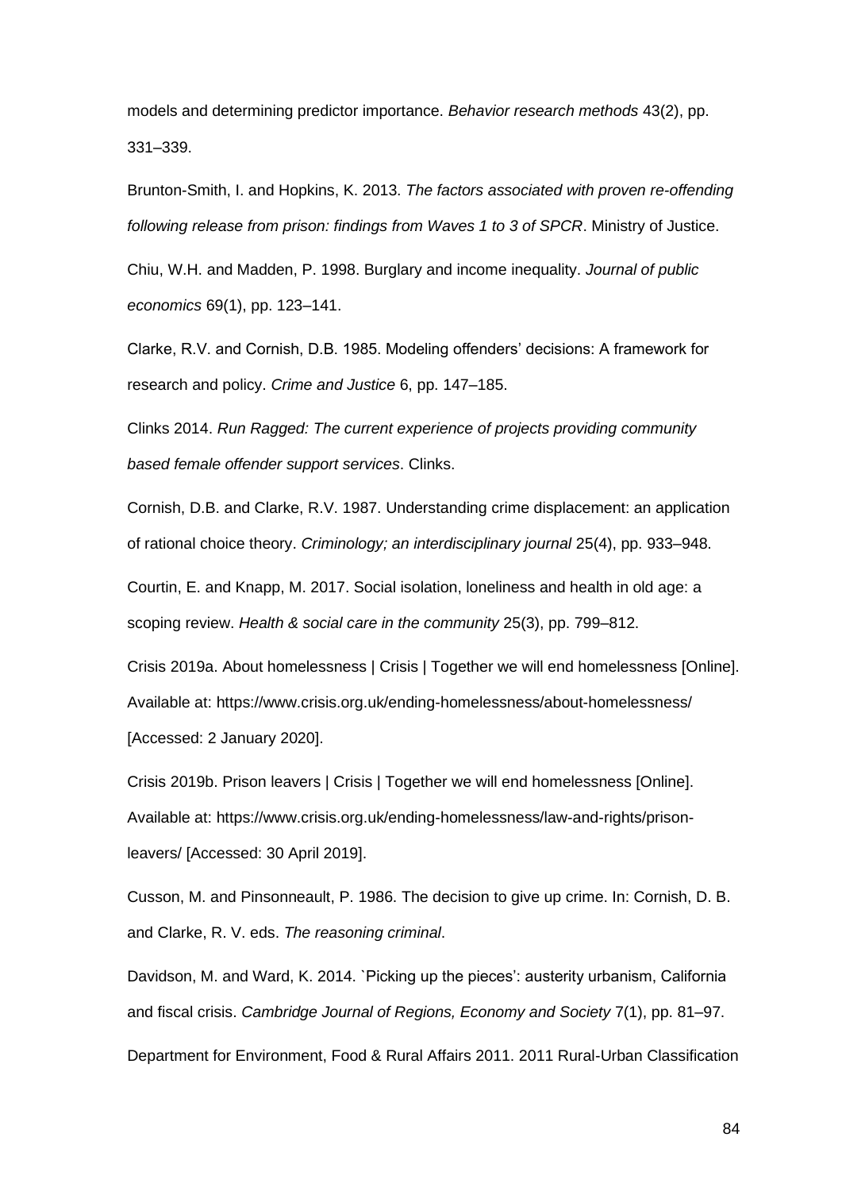models and determining predictor importance. *Behavior research methods* 43(2), pp. 331–339.

Brunton-Smith, I. and Hopkins, K. 2013. *The factors associated with proven re-offending following release from prison: findings from Waves 1 to 3 of SPCR*. Ministry of Justice.

Chiu, W.H. and Madden, P. 1998. Burglary and income inequality. *Journal of public economics* 69(1), pp. 123–141.

Clarke, R.V. and Cornish, D.B. 1985. Modeling offenders' decisions: A framework for research and policy. *Crime and Justice* 6, pp. 147–185.

Clinks 2014. *Run Ragged: The current experience of projects providing community based female offender support services*. Clinks.

Cornish, D.B. and Clarke, R.V. 1987. Understanding crime displacement: an application of rational choice theory. *Criminology; an interdisciplinary journal* 25(4), pp. 933–948.

Courtin, E. and Knapp, M. 2017. Social isolation, loneliness and health in old age: a scoping review. *Health & social care in the community* 25(3), pp. 799–812.

Crisis 2019a. About homelessness | Crisis | Together we will end homelessness [Online]. Available at: https://www.crisis.org.uk/ending-homelessness/about-homelessness/ [Accessed: 2 January 2020].

Crisis 2019b. Prison leavers | Crisis | Together we will end homelessness [Online]. Available at: https://www.crisis.org.uk/ending-homelessness/law-and-rights/prison-leavers/ [Accessed: 30 April 2019].

Cusson, M. and Pinsonneault, P. 1986. The decision to give up crime. In: Cornish, D. B. and Clarke, R. V. eds. *The reasoning criminal*.

Davidson, M. and Ward, K. 2014. `Picking up the pieces': austerity urbanism, California and fiscal crisis. *Cambridge Journal of Regions, Economy and Society* 7(1), pp. 81–97.

Department for Environment, Food & Rural Affairs 2011. 2011 Rural-Urban Classification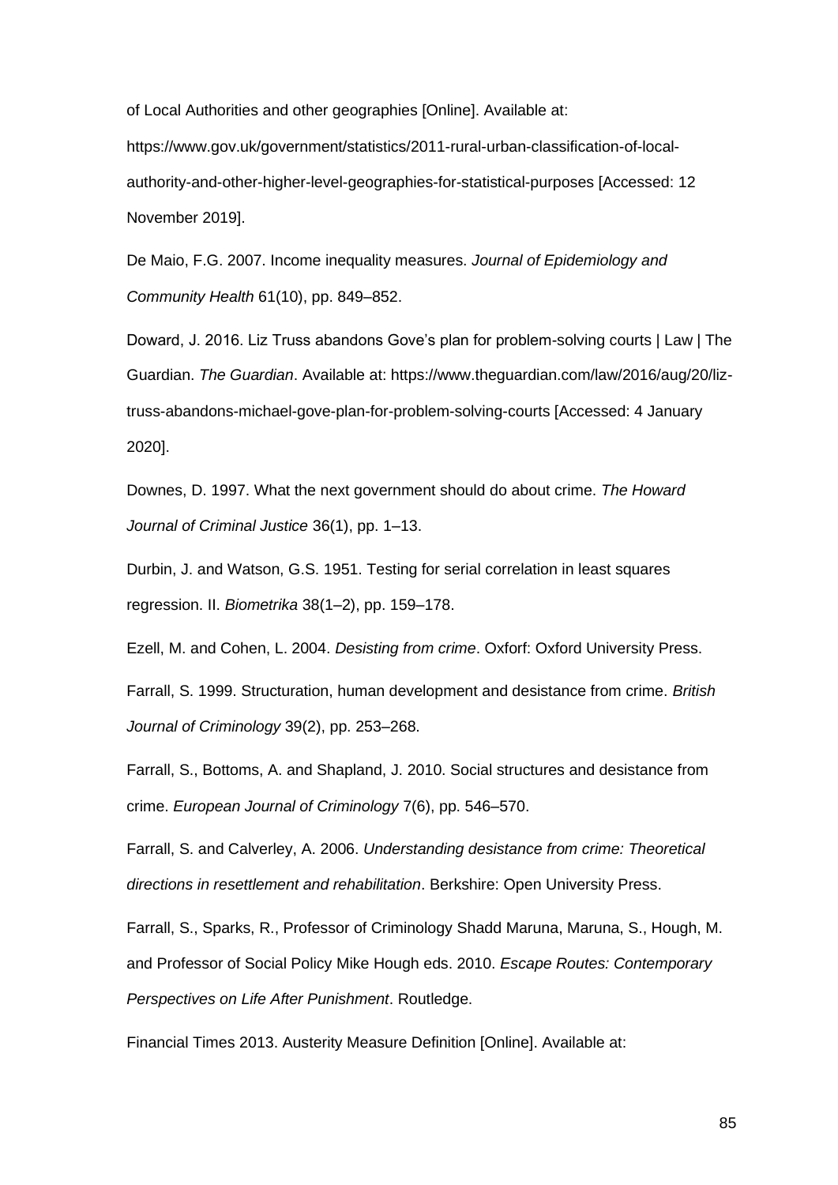of Local Authorities and other geographies [Online]. Available at: https://www.gov.uk/government/statistics/2011-rural-urban-classification-of-local-authority-and-other-higher-level-geographies-for-statistical-purposes [Accessed: 12 November 2019].

De Maio, F.G. 2007. Income inequality measures. *Journal of Epidemiology and Community Health* 61(10), pp. 849–852.

Doward, J. 2016. Liz Truss abandons Gove's plan for problem-solving courts | Law | The Guardian. *The Guardian*. Available at: https://www.theguardian.com/law/2016/aug/20/liz-truss-abandons-michael-gove-plan-for-problem-solving-courts [Accessed: 4 January 2020].

Downes, D. 1997. What the next government should do about crime. *The Howard Journal of Criminal Justice* 36(1), pp. 1–13.

Durbin, J. and Watson, G.S. 1951. Testing for serial correlation in least squares regression. II. *Biometrika* 38(1–2), pp. 159–178.

Ezell, M. and Cohen, L. 2004. *Desisting from crime*. Oxforf: Oxford University Press.

Farrall, S. 1999. Structuration, human development and desistance from crime. *British Journal of Criminology* 39(2), pp. 253–268.

Farrall, S., Bottoms, A. and Shapland, J. 2010. Social structures and desistance from crime. *European Journal of Criminology* 7(6), pp. 546–570.

Farrall, S. and Calverley, A. 2006. *Understanding desistance from crime: Theoretical directions in resettlement and rehabilitation*. Berkshire: Open University Press.

Farrall, S., Sparks, R., Professor of Criminology Shadd Maruna, Maruna, S., Hough, M. and Professor of Social Policy Mike Hough eds. 2010. *Escape Routes: Contemporary Perspectives on Life After Punishment*. Routledge.

Financial Times 2013. Austerity Measure Definition [Online]. Available at: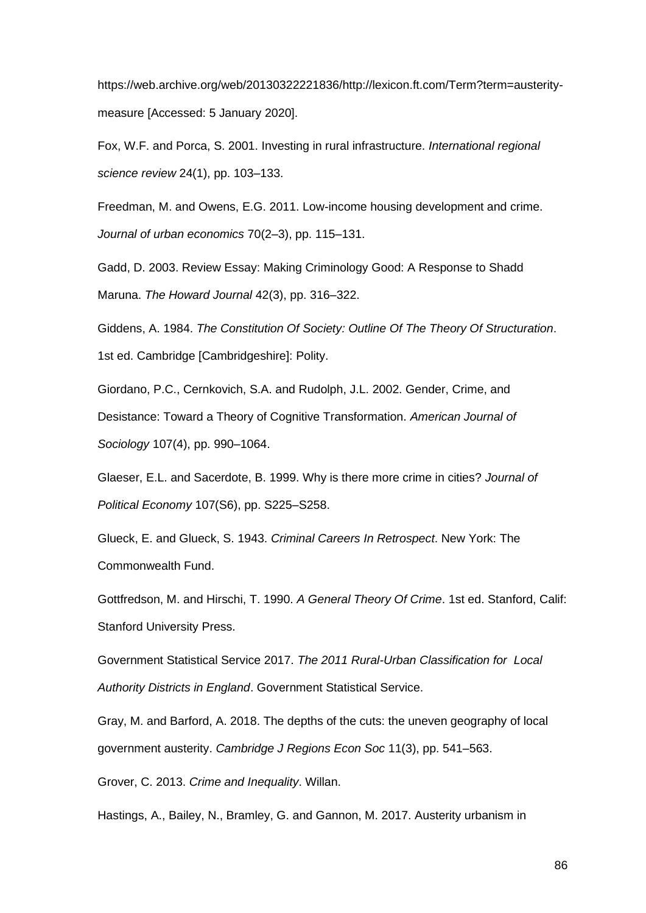https://web.archive.org/web/20130322221836/http://lexicon.ft.com/Term?term=austerity-measure [Accessed: 5 January 2020].

Fox, W.F. and Porca, S. 2001. Investing in rural infrastructure. *International regional science review* 24(1), pp. 103–133.

Freedman, M. and Owens, E.G. 2011. Low-income housing development and crime. *Journal of urban economics* 70(2–3), pp. 115–131.

Gadd, D. 2003. Review Essay: Making Criminology Good: A Response to Shadd Maruna. *The Howard Journal* 42(3), pp. 316–322.

Giddens, A. 1984. *The Constitution Of Society: Outline Of The Theory Of Structuration*. 1st ed. Cambridge [Cambridgeshire]: Polity.

Giordano, P.C., Cernkovich, S.A. and Rudolph, J.L. 2002. Gender, Crime, and Desistance: Toward a Theory of Cognitive Transformation. *American Journal of Sociology* 107(4), pp. 990–1064.

Glaeser, E.L. and Sacerdote, B. 1999. Why is there more crime in cities? *Journal of Political Economy* 107(S6), pp. S225–S258.

Glueck, E. and Glueck, S. 1943. *Criminal Careers In Retrospect*. New York: The Commonwealth Fund.

Gottfredson, M. and Hirschi, T. 1990. *A General Theory Of Crime*. 1st ed. Stanford, Calif: Stanford University Press.

Government Statistical Service 2017. *The 2011 Rural-Urban Classification for Local Authority Districts in England*. Government Statistical Service.

Gray, M. and Barford, A. 2018. The depths of the cuts: the uneven geography of local government austerity. *Cambridge J Regions Econ Soc* 11(3), pp. 541–563.

Grover, C. 2013. *Crime and Inequality*. Willan.

Hastings, A., Bailey, N., Bramley, G. and Gannon, M. 2017. Austerity urbanism in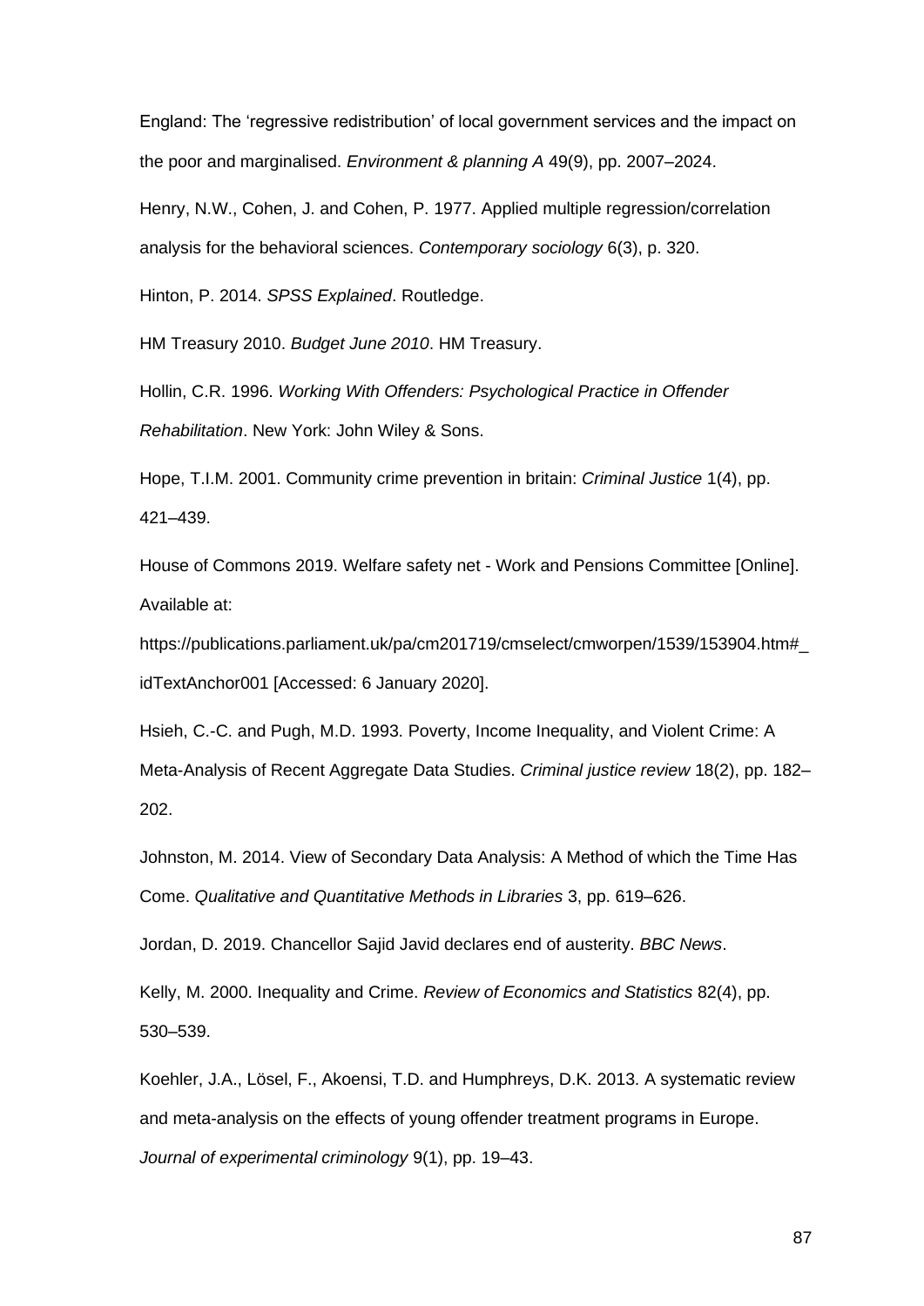England: The 'regressive redistribution' of local government services and the impact on the poor and marginalised. *Environment & planning A* 49(9), pp. 2007–2024.

Henry, N.W., Cohen, J. and Cohen, P. 1977. Applied multiple regression/correlation analysis for the behavioral sciences. *Contemporary sociology* 6(3), p. 320.

Hinton, P. 2014. *SPSS Explained*. Routledge.

HM Treasury 2010. *Budget June 2010*. HM Treasury.

Hollin, C.R. 1996. *Working With Offenders: Psychological Practice in Offender Rehabilitation*. New York: John Wiley & Sons.

Hope, T.I.M. 2001. Community crime prevention in britain: *Criminal Justice* 1(4), pp. 421–439.

House of Commons 2019. Welfare safety net - Work and Pensions Committee [Online]. Available at: https://publications.parliament.uk/pa/cm201719/cmselect/cmworpen/1539/153904.htm#_idTextAnchor001 [Accessed: 6 January 2020].

Hsieh, C.-C. and Pugh, M.D. 1993. Poverty, Income Inequality, and Violent Crime: A Meta-Analysis of Recent Aggregate Data Studies. *Criminal justice review* 18(2), pp. 182–202.

Johnston, M. 2014. View of Secondary Data Analysis: A Method of which the Time Has Come. *Qualitative and Quantitative Methods in Libraries* 3, pp. 619–626.

Jordan, D. 2019. Chancellor Sajid Javid declares end of austerity. *BBC News*.

Kelly, M. 2000. Inequality and Crime. *Review of Economics and Statistics* 82(4), pp. 530–539.

Koehler, J.A., Lösel, F., Akoensi, T.D. and Humphreys, D.K. 2013. A systematic review and meta-analysis on the effects of young offender treatment programs in Europe. *Journal of experimental criminology* 9(1), pp. 19–43.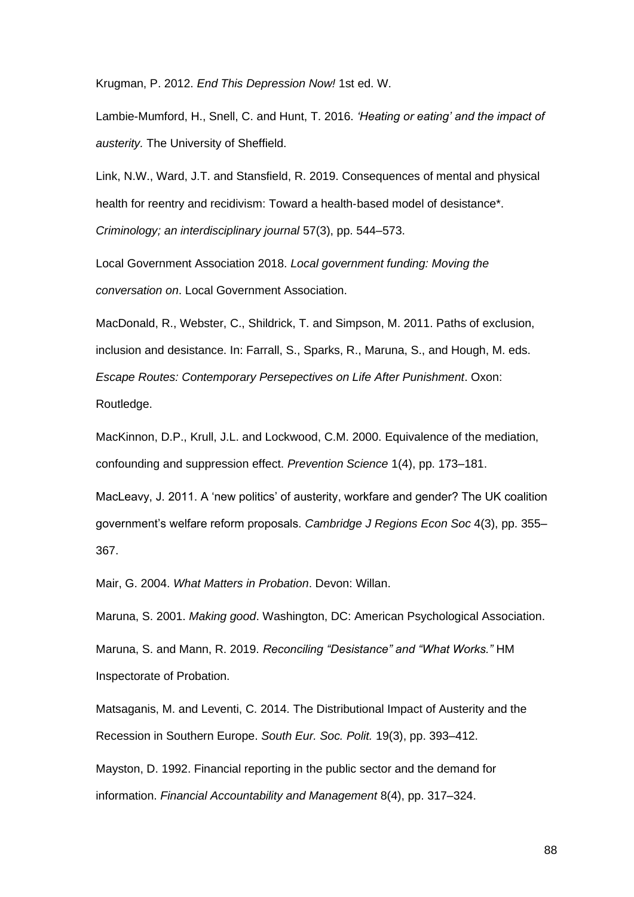Krugman, P. 2012. *End This Depression Now!* 1st ed. W.

Lambie-Mumford, H., Snell, C. and Hunt, T. 2016. *'Heating or eating' and the impact of austerity.* The University of Sheffield.

Link, N.W., Ward, J.T. and Stansfield, R. 2019. Consequences of mental and physical health for reentry and recidivism: Toward a health-based model of desistance*. *Criminology; an interdisciplinary journal* 57(3), pp. 544–573.

Local Government Association 2018. *Local government funding: Moving the conversation on*. Local Government Association.

MacDonald, R., Webster, C., Shildrick, T. and Simpson, M. 2011. Paths of exclusion, inclusion and desistance. In: Farrall, S., Sparks, R., Maruna, S., and Hough, M. eds. *Escape Routes: Contemporary Persepectives on Life After Punishment*. Oxon: Routledge.

MacKinnon, D.P., Krull, J.L. and Lockwood, C.M. 2000. Equivalence of the mediation, confounding and suppression effect. *Prevention Science* 1(4), pp. 173–181.

MacLeavy, J. 2011. A 'new politics' of austerity, workfare and gender? The UK coalition government's welfare reform proposals. *Cambridge J Regions Econ Soc* 4(3), pp. 355–367.

Mair, G. 2004. *What Matters in Probation*. Devon: Willan.

Maruna, S. 2001. *Making good*. Washington, DC: American Psychological Association.

Maruna, S. and Mann, R. 2019. *Reconciling "Desistance" and "What Works."* HM Inspectorate of Probation.

Matsaganis, M. and Leventi, C. 2014. The Distributional Impact of Austerity and the Recession in Southern Europe. *South Eur. Soc. Polit.* 19(3), pp. 393–412.

Mayston, D. 1992. Financial reporting in the public sector and the demand for information. *Financial Accountability and Management* 8(4), pp. 317–324.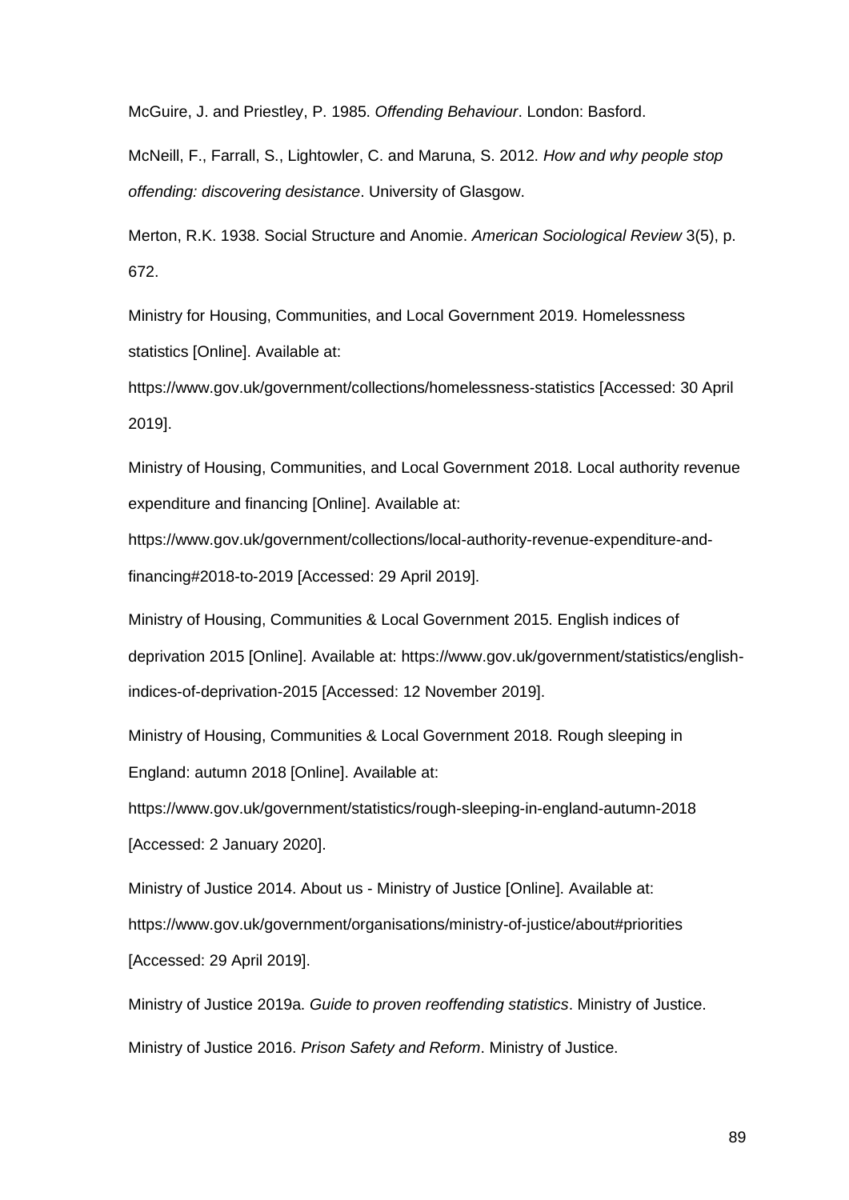McGuire, J. and Priestley, P. 1985. *Offending Behaviour*. London: Basford.

McNeill, F., Farrall, S., Lightowler, C. and Maruna, S. 2012. *How and why people stop offending: discovering desistance*. University of Glasgow.

Merton, R.K. 1938. Social Structure and Anomie. *American Sociological Review* 3(5), p. 672.

Ministry for Housing, Communities, and Local Government 2019. Homelessness statistics [Online]. Available at: https://www.gov.uk/government/collections/homelessness-statistics [Accessed: 30 April 2019].

Ministry of Housing, Communities, and Local Government 2018. Local authority revenue expenditure and financing [Online]. Available at: https://www.gov.uk/government/collections/local-authority-revenue-expenditure-and-financing#2018-to-2019 [Accessed: 29 April 2019].

Ministry of Housing, Communities & Local Government 2015. English indices of deprivation 2015 [Online]. Available at: https://www.gov.uk/government/statistics/english-indices-of-deprivation-2015 [Accessed: 12 November 2019].

Ministry of Housing, Communities & Local Government 2018. Rough sleeping in England: autumn 2018 [Online]. Available at: https://www.gov.uk/government/statistics/rough-sleeping-in-england-autumn-2018 [Accessed: 2 January 2020].

Ministry of Justice 2014. About us - Ministry of Justice [Online]. Available at: https://www.gov.uk/government/organisations/ministry-of-justice/about#priorities [Accessed: 29 April 2019].

Ministry of Justice 2019a. *Guide to proven reoffending statistics*. Ministry of Justice.

Ministry of Justice 2016. *Prison Safety and Reform*. Ministry of Justice.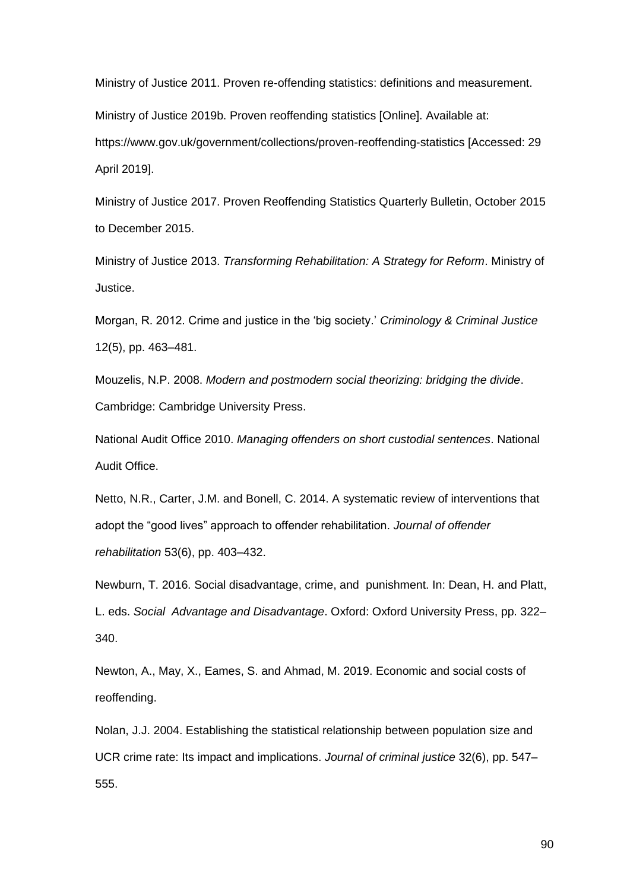Ministry of Justice 2011. Proven re-offending statistics: definitions and measurement.

Ministry of Justice 2019b. Proven reoffending statistics [Online]. Available at: https://www.gov.uk/government/collections/proven-reoffending-statistics [Accessed: 29 April 2019].

Ministry of Justice 2017. Proven Reoffending Statistics Quarterly Bulletin, October 2015 to December 2015.

Ministry of Justice 2013. *Transforming Rehabilitation: A Strategy for Reform*. Ministry of Justice.

Morgan, R. 2012. Crime and justice in the 'big society.' *Criminology & Criminal Justice* 12(5), pp. 463–481.

Mouzelis, N.P. 2008. *Modern and postmodern social theorizing: bridging the divide*. Cambridge: Cambridge University Press.

National Audit Office 2010. *Managing offenders on short custodial sentences*. National Audit Office.

Netto, N.R., Carter, J.M. and Bonell, C. 2014. A systematic review of interventions that adopt the "good lives" approach to offender rehabilitation. *Journal of offender rehabilitation* 53(6), pp. 403–432.

Newburn, T. 2016. Social disadvantage, crime, and punishment. In: Dean, H. and Platt, L. eds. *Social Advantage and Disadvantage*. Oxford: Oxford University Press, pp. 322–340.

Newton, A., May, X., Eames, S. and Ahmad, M. 2019. Economic and social costs of reoffending.

Nolan, J.J. 2004. Establishing the statistical relationship between population size and UCR crime rate: Its impact and implications. *Journal of criminal justice* 32(6), pp. 547–555.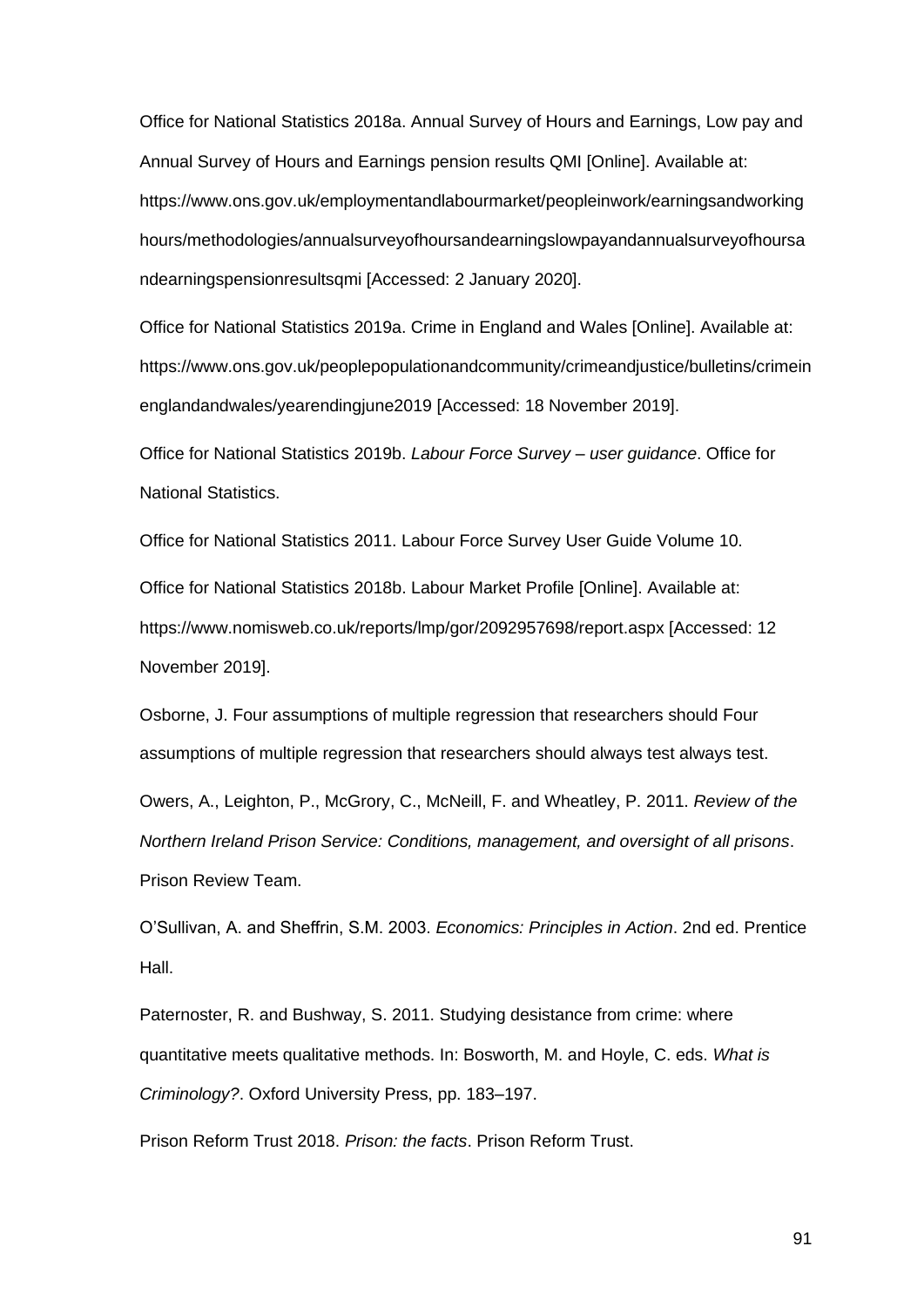Office for National Statistics 2018a. Annual Survey of Hours and Earnings, Low pay and Annual Survey of Hours and Earnings pension results QMI [Online]. Available at: https://www.ons.gov.uk/employmentandlabourmarket/peopleinwork/earningsandworkinghours/methodologies/annualsurveyofhoursandearningslowpayandannualsurveyofhoursandearningspensionresultsqmi [Accessed: 2 January 2020].

Office for National Statistics 2019a. Crime in England and Wales [Online]. Available at: https://www.ons.gov.uk/peoplepopulationandcommunity/crimeandjustice/bulletins/crimeinenglandandwales/yearendingjune2019 [Accessed: 18 November 2019].

Office for National Statistics 2019b. *Labour Force Survey – user guidance*. Office for National Statistics.

Office for National Statistics 2011. Labour Force Survey User Guide Volume 10.

Office for National Statistics 2018b. Labour Market Profile [Online]. Available at: https://www.nomisweb.co.uk/reports/lmp/gor/2092957698/report.aspx [Accessed: 12 November 2019].

Osborne, J. Four assumptions of multiple regression that researchers should Four assumptions of multiple regression that researchers should always test always test.

Owers, A., Leighton, P., McGrory, C., McNeill, F. and Wheatley, P. 2011. *Review of the Northern Ireland Prison Service: Conditions, management, and oversight of all prisons*. Prison Review Team.

O'Sullivan, A. and Sheffrin, S.M. 2003. *Economics: Principles in Action*. 2nd ed. Prentice Hall.

Paternoster, R. and Bushway, S. 2011. Studying desistance from crime: where quantitative meets qualitative methods. In: Bosworth, M. and Hoyle, C. eds. *What is Criminology?*. Oxford University Press, pp. 183–197.

Prison Reform Trust 2018. *Prison: the facts*. Prison Reform Trust.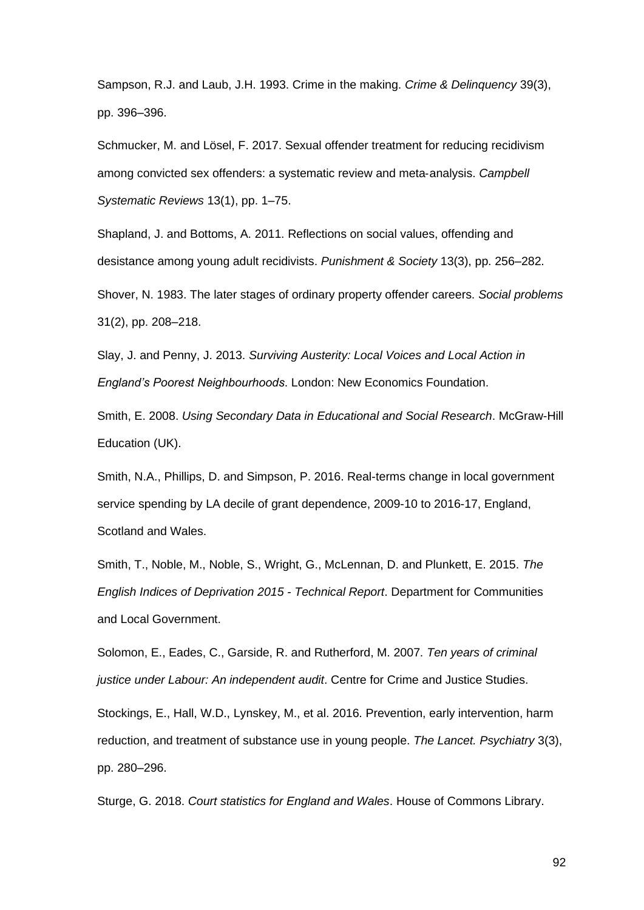Sampson, R.J. and Laub, J.H. 1993. Crime in the making. *Crime & Delinquency* 39(3), pp. 396–396.

Schmucker, M. and Lösel, F. 2017. Sexual offender treatment for reducing recidivism among convicted sex offenders: a systematic review and meta-analysis. *Campbell Systematic Reviews* 13(1), pp. 1–75.

Shapland, J. and Bottoms, A. 2011. Reflections on social values, offending and desistance among young adult recidivists. *Punishment & Society* 13(3), pp. 256–282.

Shover, N. 1983. The later stages of ordinary property offender careers. *Social problems* 31(2), pp. 208–218.

Slay, J. and Penny, J. 2013. *Surviving Austerity: Local Voices and Local Action in England's Poorest Neighbourhoods*. London: New Economics Foundation.

Smith, E. 2008. *Using Secondary Data in Educational and Social Research*. McGraw-Hill Education (UK).

Smith, N.A., Phillips, D. and Simpson, P. 2016. Real-terms change in local government service spending by LA decile of grant dependence, 2009-10 to 2016-17, England, Scotland and Wales.

Smith, T., Noble, M., Noble, S., Wright, G., McLennan, D. and Plunkett, E. 2015. *The English Indices of Deprivation 2015 - Technical Report*. Department for Communities and Local Government.

Solomon, E., Eades, C., Garside, R. and Rutherford, M. 2007. *Ten years of criminal justice under Labour: An independent audit*. Centre for Crime and Justice Studies.

Stockings, E., Hall, W.D., Lynskey, M., et al. 2016. Prevention, early intervention, harm reduction, and treatment of substance use in young people. *The Lancet. Psychiatry* 3(3), pp. 280–296.

Sturge, G. 2018. *Court statistics for England and Wales*. House of Commons Library.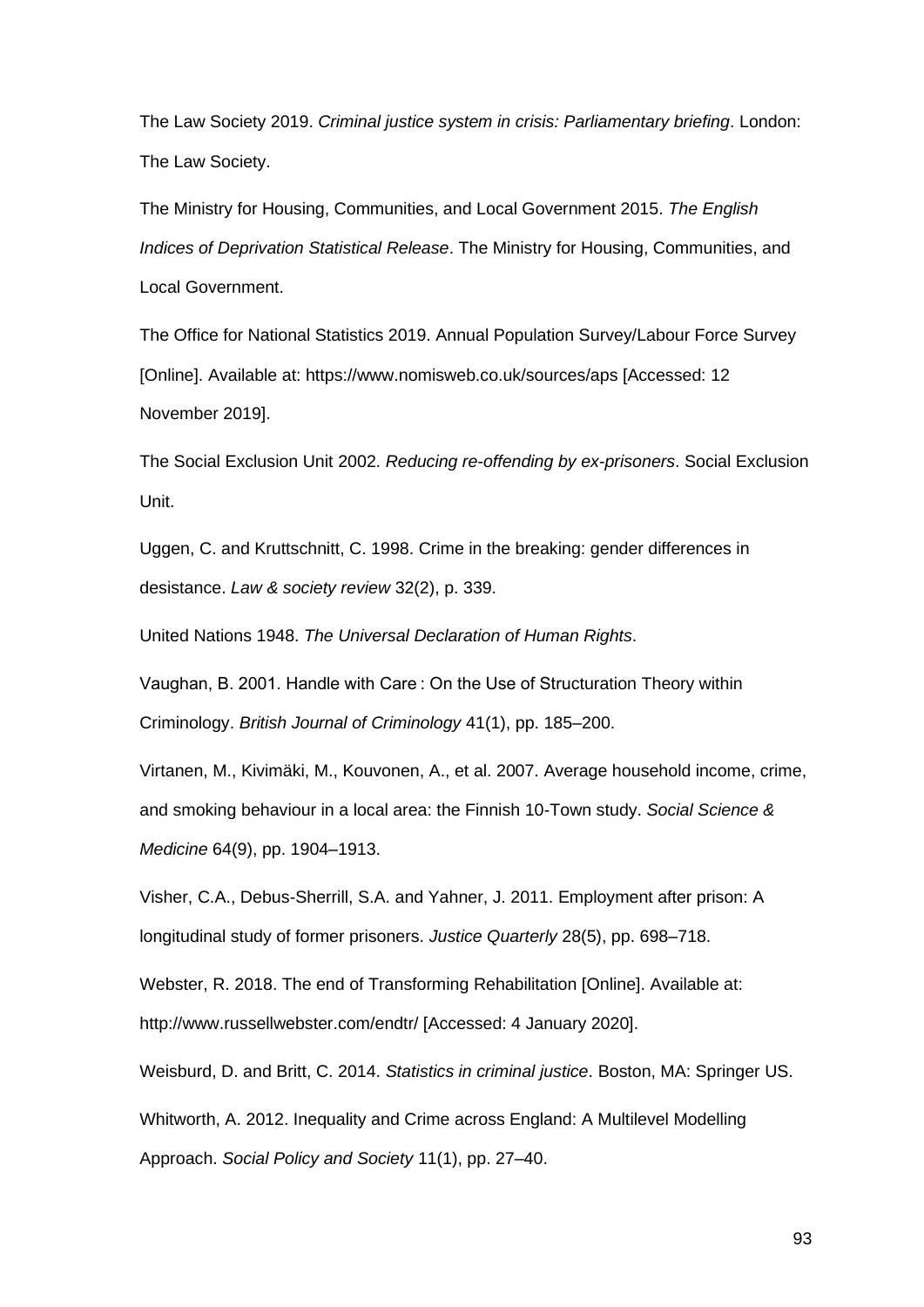The Law Society 2019. *Criminal justice system in crisis: Parliamentary briefing*. London: The Law Society.

The Ministry for Housing, Communities, and Local Government 2015. *The English Indices of Deprivation Statistical Release*. The Ministry for Housing, Communities, and Local Government.

The Office for National Statistics 2019. Annual Population Survey/Labour Force Survey [Online]. Available at: https://www.nomisweb.co.uk/sources/aps [Accessed: 12 November 2019].

The Social Exclusion Unit 2002. *Reducing re-offending by ex-prisoners*. Social Exclusion Unit.

Uggen, C. and Kruttschnitt, C. 1998. Crime in the breaking: gender differences in desistance. *Law & society review* 32(2), p. 339.

United Nations 1948. *The Universal Declaration of Human Rights*.

Vaughan, B. 2001. Handle with Care : On the Use of Structuration Theory within Criminology. *British Journal of Criminology* 41(1), pp. 185–200.

Virtanen, M., Kivimäki, M., Kouvonen, A., et al. 2007. Average household income, crime, and smoking behaviour in a local area: the Finnish 10-Town study. *Social Science & Medicine* 64(9), pp. 1904–1913.

Visher, C.A., Debus-Sherrill, S.A. and Yahner, J. 2011. Employment after prison: A longitudinal study of former prisoners. *Justice Quarterly* 28(5), pp. 698–718.

Webster, R. 2018. The end of Transforming Rehabilitation [Online]. Available at: http://www.russellwebster.com/endtr/ [Accessed: 4 January 2020].

Weisburd, D. and Britt, C. 2014. *Statistics in criminal justice*. Boston, MA: Springer US.

Whitworth, A. 2012. Inequality and Crime across England: A Multilevel Modelling Approach. *Social Policy and Society* 11(1), pp. 27–40.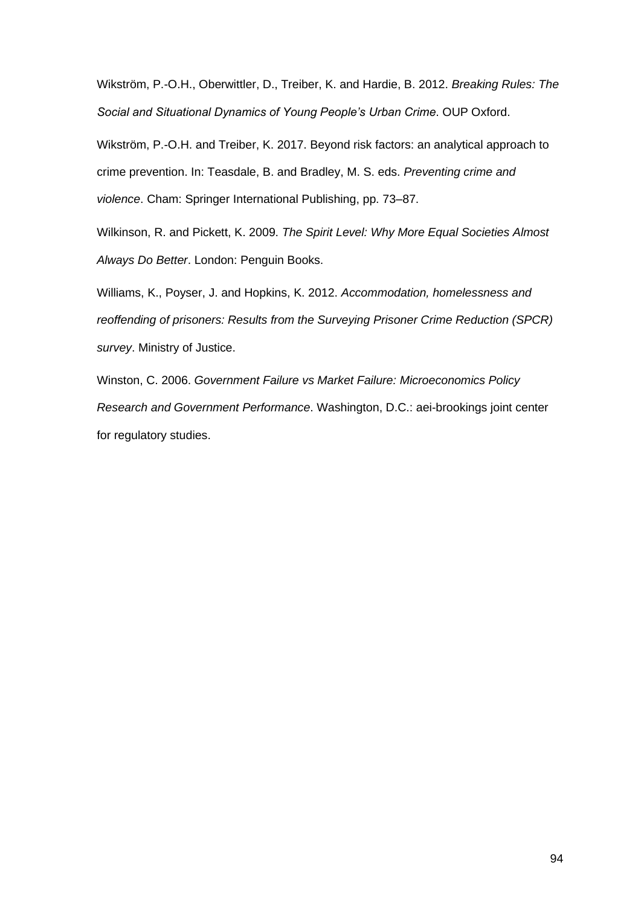Wikström, P.-O.H., Oberwittler, D., Treiber, K. and Hardie, B. 2012. *Breaking Rules: The Social and Situational Dynamics of Young People's Urban Crime*. OUP Oxford.

Wikström, P.-O.H. and Treiber, K. 2017. Beyond risk factors: an analytical approach to crime prevention. In: Teasdale, B. and Bradley, M. S. eds. *Preventing crime and violence*. Cham: Springer International Publishing, pp. 73–87.

Wilkinson, R. and Pickett, K. 2009. *The Spirit Level: Why More Equal Societies Almost Always Do Better*. London: Penguin Books.

Williams, K., Poyser, J. and Hopkins, K. 2012. *Accommodation, homelessness and reoffending of prisoners: Results from the Surveying Prisoner Crime Reduction (SPCR) survey*. Ministry of Justice.

Winston, C. 2006. *Government Failure vs Market Failure: Microeconomics Policy Research and Government Performance*. Washington, D.C.: aei-brookings joint center for regulatory studies.